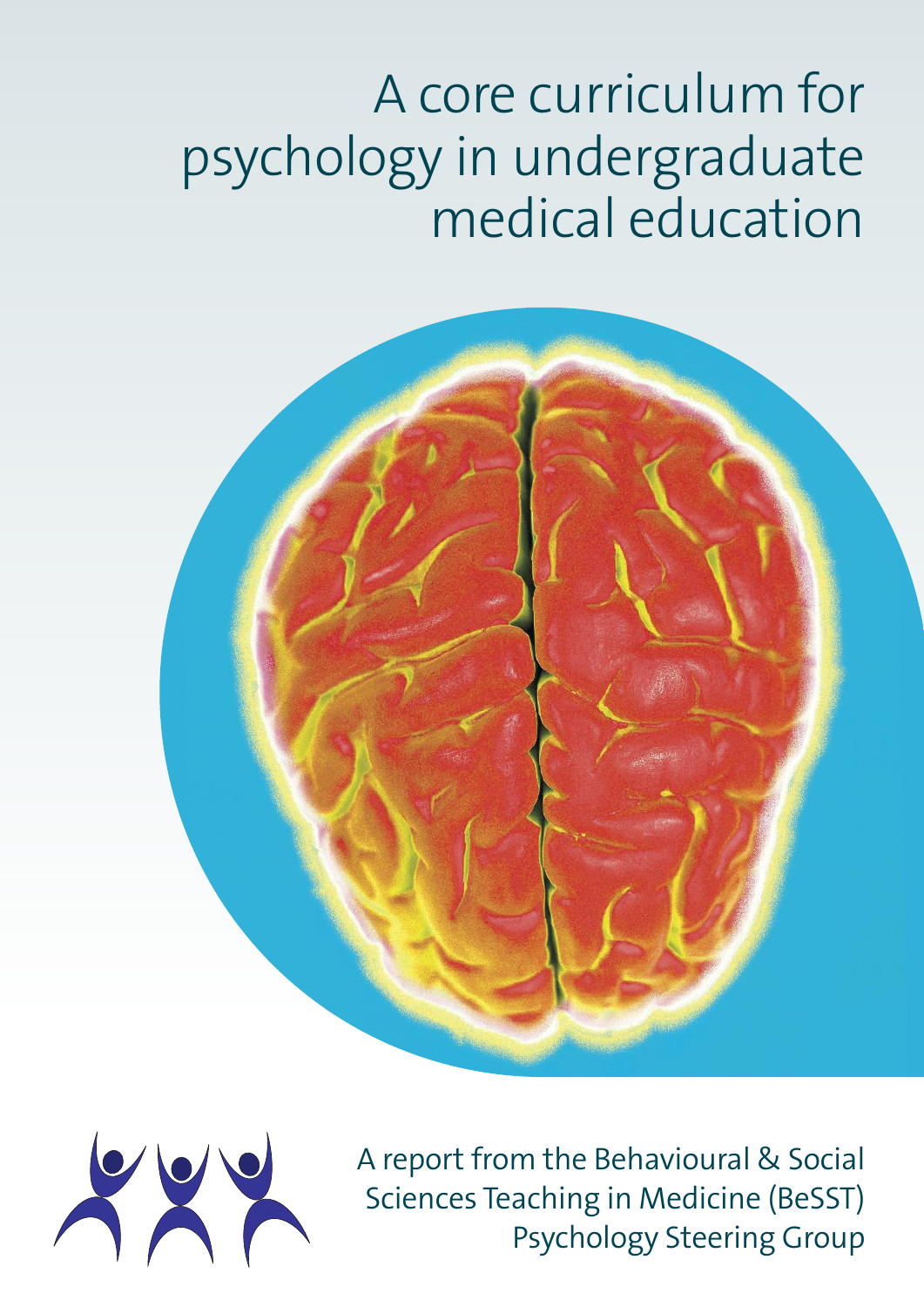# A core curriculum for psychology in undergraduate medical education

A report from the Behavioural & Social Sciences Teaching in Medicine (BeSST) Psychology Steering Group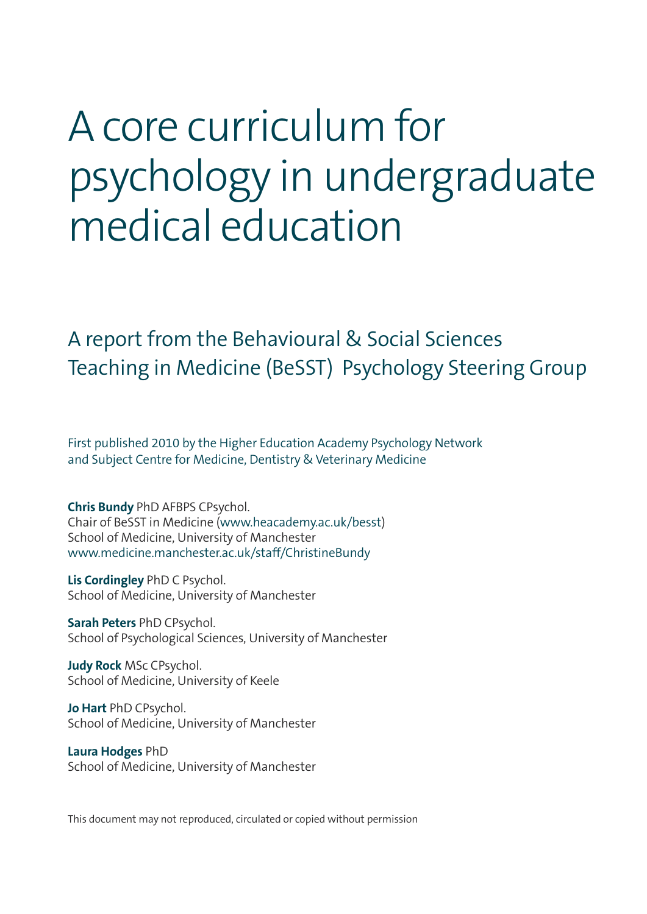# A core curriculum for psychology in undergraduate medical education

## A report from the Behavioural & Social Sciences Teaching in Medicine (BeSST) Psychology Steering Group

First published 2010 by the Higher Education Academy Psychology Network and Subject Centre for Medicine, Dentistry & Veterinary Medicine

**Chris Bundy** PhD AFBPS CPsychol.
Chair of BeSST in Medicine (www.heacademy.ac.uk/besst)
School of Medicine, University of Manchester
www.medicine.manchester.ac.uk/staff/ChristineBundy

**Lis Cordingley** PhD C Psychol.
School of Medicine, University of Manchester

**Sarah Peters** PhD CPsychol.
School of Psychological Sciences, University of Manchester

**Judy Rock** MSc CPsychol.
School of Medicine, University of Keele

**Jo Hart** PhD CPsychol.
School of Medicine, University of Manchester

**Laura Hodges** PhD
School of Medicine, University of Manchester

This document may not reproduced, circulated or copied without permission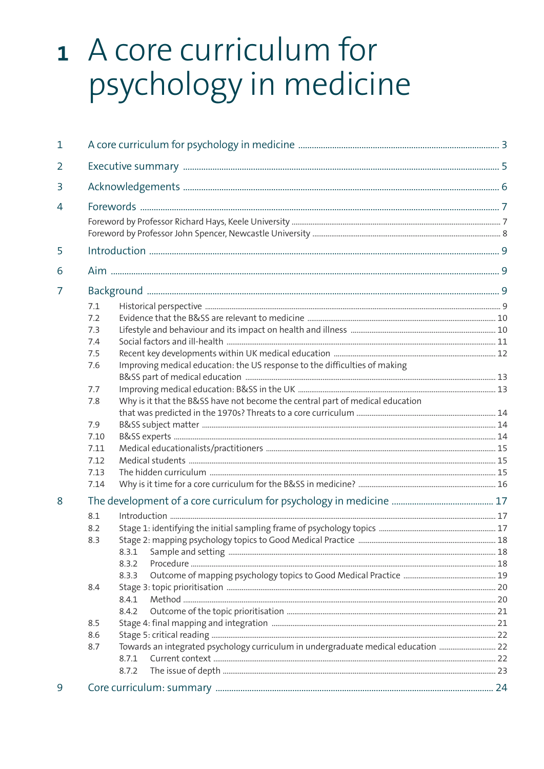# 1 A core curriculum for psychology in medicine

| | | |
|---|---|---|
| 1 | A core curriculum for psychology in medicine | 3 |
| 2 | Executive summary | 5 |
| 3 | Acknowledgements | 6 |
| 4 | Forewords | 7 |
| | Foreword by Professor Richard Hays, Keele University | 7 |
| | Foreword by Professor John Spencer, Newcastle University | 8 |
| 5 | Introduction | 9 |
| 6 | Aim | 9 |
| 7 | Background | 9 |
| 7.1 | Historical perspective | 9 |
| 7.2 | Evidence that the B&SS are relevant to medicine | 10 |
| 7.3 | Lifestyle and behaviour and its impact on health and illness | 10 |
| 7.4 | Social factors and ill-health | 11 |
| 7.5 | Recent key developments within UK medical education | 12 |
| 7.6 | Improving medical education: the US response to the difficulties of making B&SS part of medical education | 13 |
| 7.7 | Improving medical education: B&SS in the UK | 13 |
| 7.8 | Why is it that the B&SS have not become the central part of medical education that was predicted in the 1970s? Threats to a core curriculum | 14 |
| 7.9 | B&SS subject matter | 14 |
| 7.10 | B&SS experts | 14 |
| 7.11 | Medical educationalists/practitioners | 15 |
| 7.12 | Medical students | 15 |
| 7.13 | The hidden curriculum | 15 |
| 7.14 | Why is it time for a core curriculum for the B&SS in medicine? | 16 |
| 8 | The development of a core curriculum for psychology in medicine | 17 |
| 8.1 | Introduction | 17 |
| 8.2 | Stage 1: identifying the initial sampling frame of psychology topics | 17 |
| 8.3 | Stage 2: mapping psychology topics to Good Medical Practice | 18 |
| 8.3.1 | Sample and setting | 18 |
| 8.3.2 | Procedure | 18 |
| 8.3.3 | Outcome of mapping psychology topics to Good Medical Practice | 19 |
| 8.4 | Stage 3: topic prioritisation | 20 |
| 8.4.1 | Method | 20 |
| 8.4.2 | Outcome of the topic prioritisation | 21 |
| 8.5 | Stage 4: final mapping and integration | 21 |
| 8.6 | Stage 5: critical reading | 22 |
| 8.7 | Towards an integrated psychology curriculum in undergraduate medical education | 22 |
| 8.7.1 | Current context | 22 |
| 8.7.2 | The issue of depth | 23 |
| 9 | Core curriculum: summary | 24 |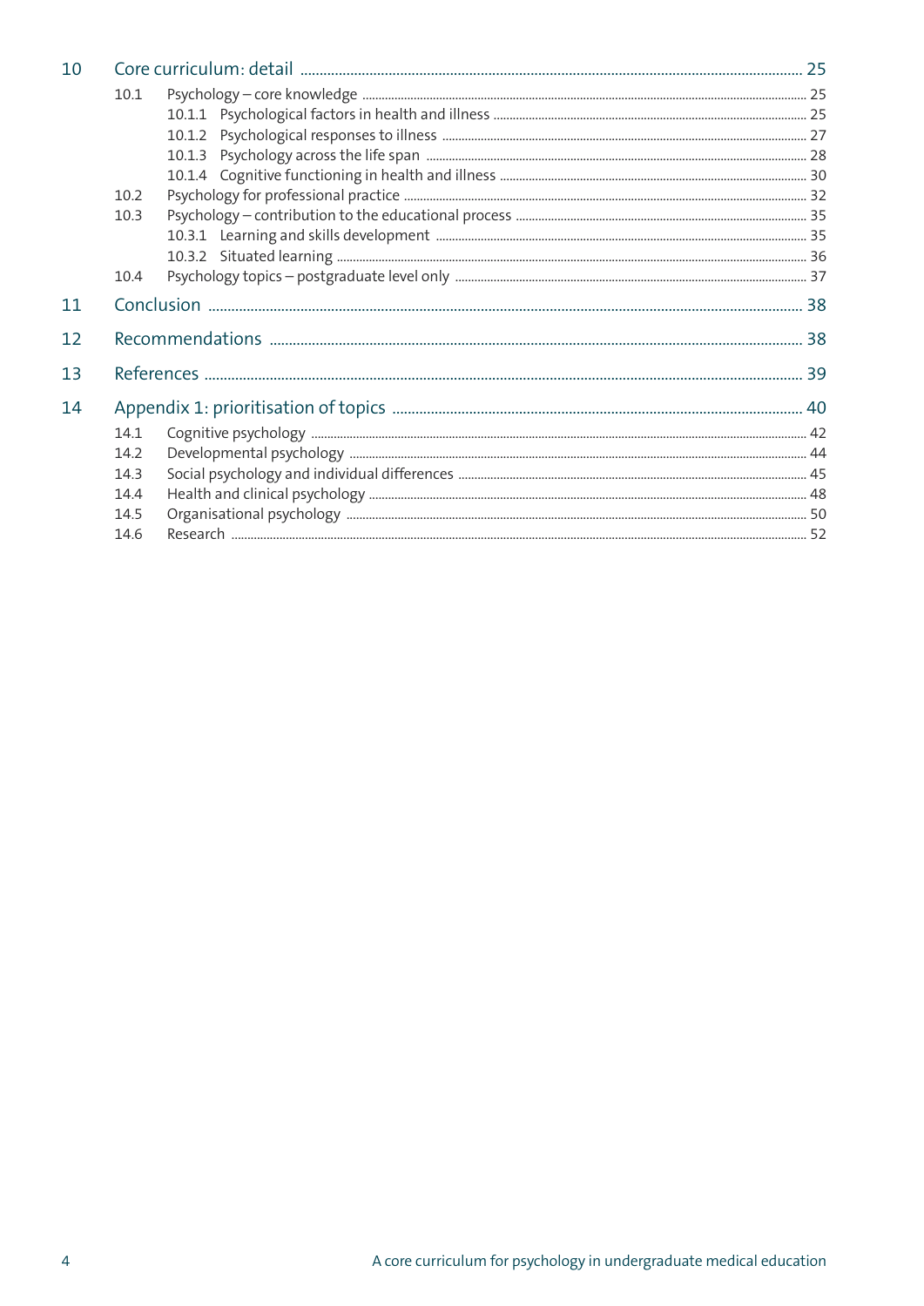10 Core curriculum: detail ..... 25

- 10.1 Psychology – core knowledge ..... 25
  - 10.1.1 Psychological factors in health and illness ..... 25
  - 10.1.2 Psychological responses to illness ..... 27
  - 10.1.3 Psychology across the life span ..... 28
  - 10.1.4 Cognitive functioning in health and illness ..... 30
- 10.2 Psychology for professional practice ..... 32
- 10.3 Psychology – contribution to the educational process ..... 35
  - 10.3.1 Learning and skills development ..... 35
  - 10.3.2 Situated learning ..... 36
- 10.4 Psychology topics – postgraduate level only ..... 37

11 Conclusion ..... 38

12 Recommendations ..... 38

13 References ..... 39

14 Appendix 1: prioritisation of topics ..... 40

- 14.1 Cognitive psychology ..... 42
- 14.2 Developmental psychology ..... 44
- 14.3 Social psychology and individual differences ..... 45
- 14.4 Health and clinical psychology ..... 48
- 14.5 Organisational psychology ..... 50
- 14.6 Research ..... 52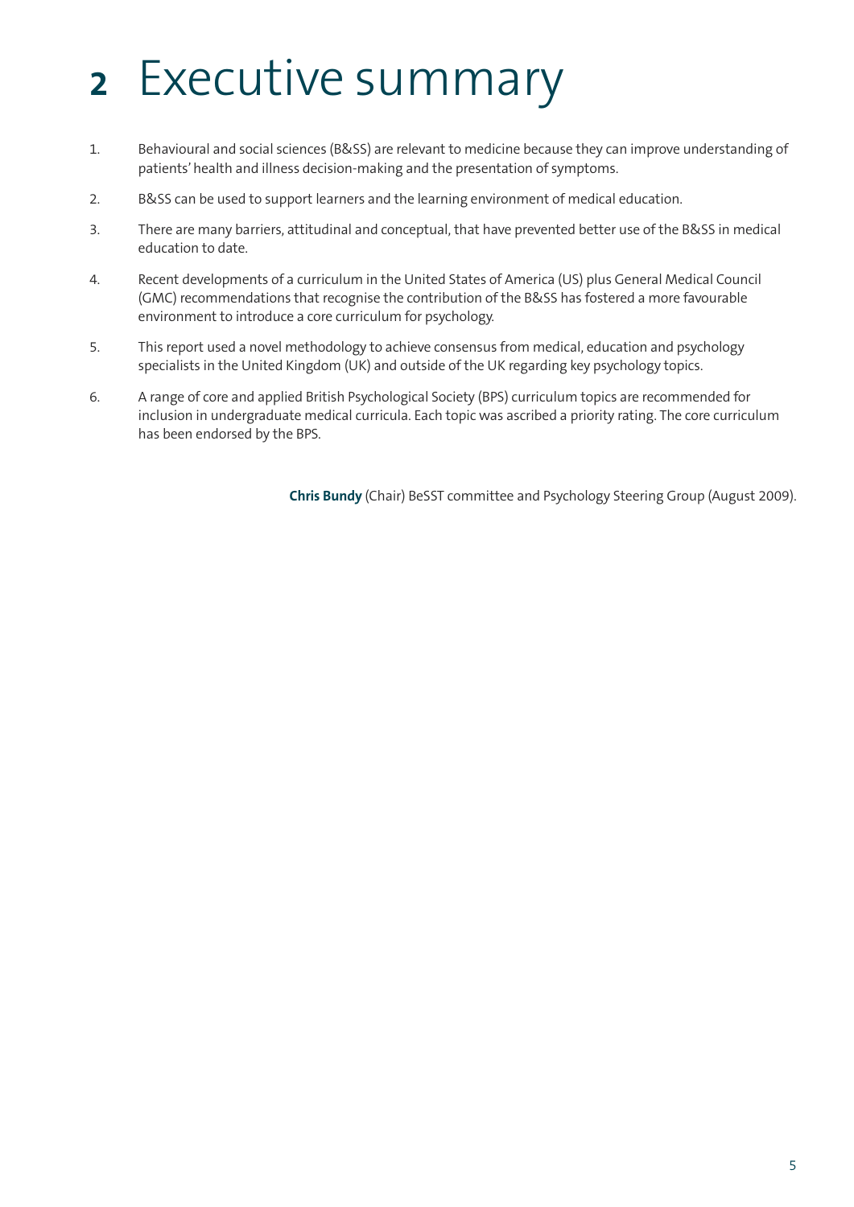# 2 Executive summary

1. Behavioural and social sciences (B&SS) are relevant to medicine because they can improve understanding of patients' health and illness decision-making and the presentation of symptoms.
2. B&SS can be used to support learners and the learning environment of medical education.
3. There are many barriers, attitudinal and conceptual, that have prevented better use of the B&SS in medical education to date.
4. Recent developments of a curriculum in the United States of America (US) plus General Medical Council (GMC) recommendations that recognise the contribution of the B&SS has fostered a more favourable environment to introduce a core curriculum for psychology.
5. This report used a novel methodology to achieve consensus from medical, education and psychology specialists in the United Kingdom (UK) and outside of the UK regarding key psychology topics.
6. A range of core and applied British Psychological Society (BPS) curriculum topics are recommended for inclusion in undergraduate medical curricula. Each topic was ascribed a priority rating. The core curriculum has been endorsed by the BPS.

**Chris Bundy** (Chair) BeSST committee and Psychology Steering Group (August 2009).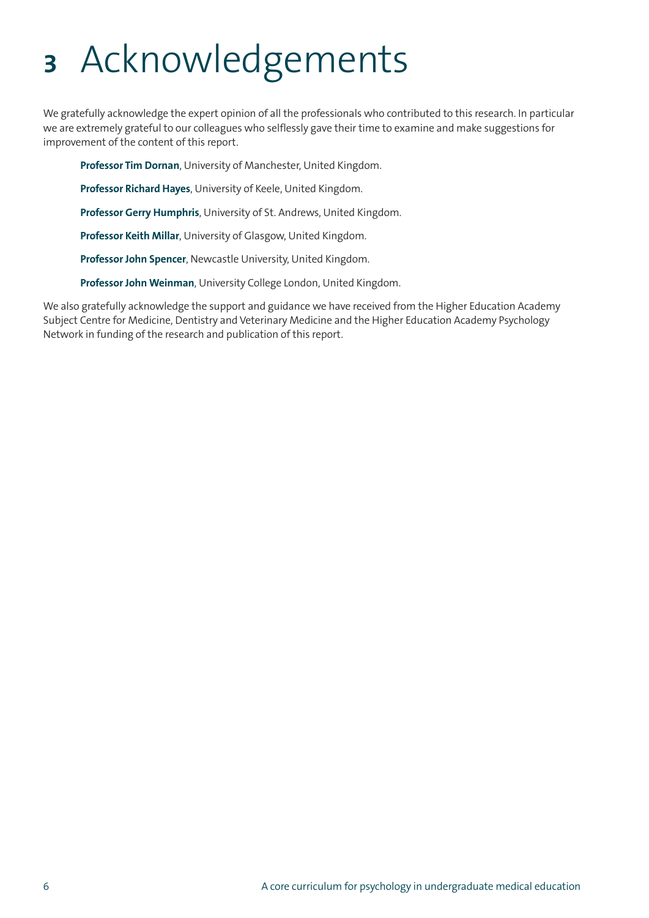# 3 Acknowledgements

We gratefully acknowledge the expert opinion of all the professionals who contributed to this research. In particular we are extremely grateful to our colleagues who selflessly gave their time to examine and make suggestions for improvement of the content of this report.

**Professor Tim Dornan**, University of Manchester, United Kingdom.

**Professor Richard Hayes**, University of Keele, United Kingdom.

**Professor Gerry Humphris**, University of St. Andrews, United Kingdom.

**Professor Keith Millar**, University of Glasgow, United Kingdom.

**Professor John Spencer**, Newcastle University, United Kingdom.

**Professor John Weinman**, University College London, United Kingdom.

We also gratefully acknowledge the support and guidance we have received from the Higher Education Academy Subject Centre for Medicine, Dentistry and Veterinary Medicine and the Higher Education Academy Psychology Network in funding of the research and publication of this report.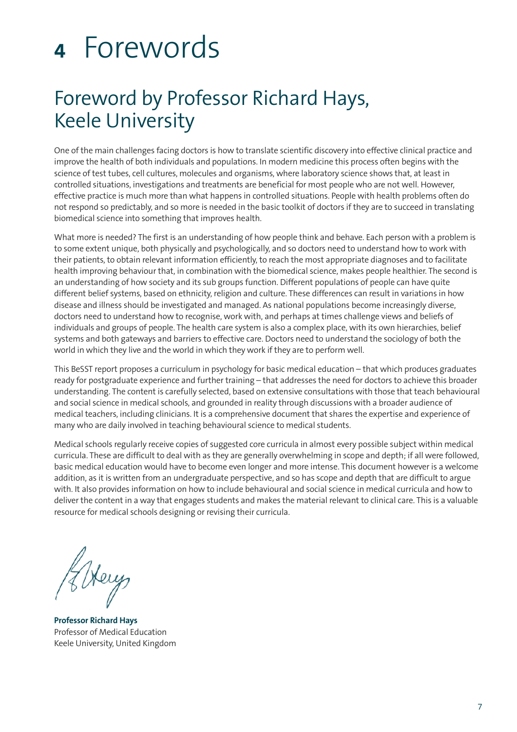# 4 Forewords

## Foreword by Professor Richard Hays, Keele University

One of the main challenges facing doctors is how to translate scientific discovery into effective clinical practice and improve the health of both individuals and populations. In modern medicine this process often begins with the science of test tubes, cell cultures, molecules and organisms, where laboratory science shows that, at least in controlled situations, investigations and treatments are beneficial for most people who are not well. However, effective practice is much more than what happens in controlled situations. People with health problems often do not respond so predictably, and so more is needed in the basic toolkit of doctors if they are to succeed in translating biomedical science into something that improves health.

What more is needed? The first is an understanding of how people think and behave. Each person with a problem is to some extent unique, both physically and psychologically, and so doctors need to understand how to work with their patients, to obtain relevant information efficiently, to reach the most appropriate diagnoses and to facilitate health improving behaviour that, in combination with the biomedical science, makes people healthier. The second is an understanding of how society and its sub groups function. Different populations of people can have quite different belief systems, based on ethnicity, religion and culture. These differences can result in variations in how disease and illness should be investigated and managed. As national populations become increasingly diverse, doctors need to understand how to recognise, work with, and perhaps at times challenge views and beliefs of individuals and groups of people. The health care system is also a complex place, with its own hierarchies, belief systems and both gateways and barriers to effective care. Doctors need to understand the sociology of both the world in which they live and the world in which they work if they are to perform well.

This BeSST report proposes a curriculum in psychology for basic medical education – that which produces graduates ready for postgraduate experience and further training – that addresses the need for doctors to achieve this broader understanding. The content is carefully selected, based on extensive consultations with those that teach behavioural and social science in medical schools, and grounded in reality through discussions with a broader audience of medical teachers, including clinicians. It is a comprehensive document that shares the expertise and experience of many who are daily involved in teaching behavioural science to medical students.

Medical schools regularly receive copies of suggested core curricula in almost every possible subject within medical curricula. These are difficult to deal with as they are generally overwhelming in scope and depth; if all were followed, basic medical education would have to become even longer and more intense. This document however is a welcome addition, as it is written from an undergraduate perspective, and so has scope and depth that are difficult to argue with. It also provides information on how to include behavioural and social science in medical curricula and how to deliver the content in a way that engages students and makes the material relevant to clinical care. This is a valuable resource for medical schools designing or revising their curricula.

**Professor Richard Hays**
Professor of Medical Education
Keele University, United Kingdom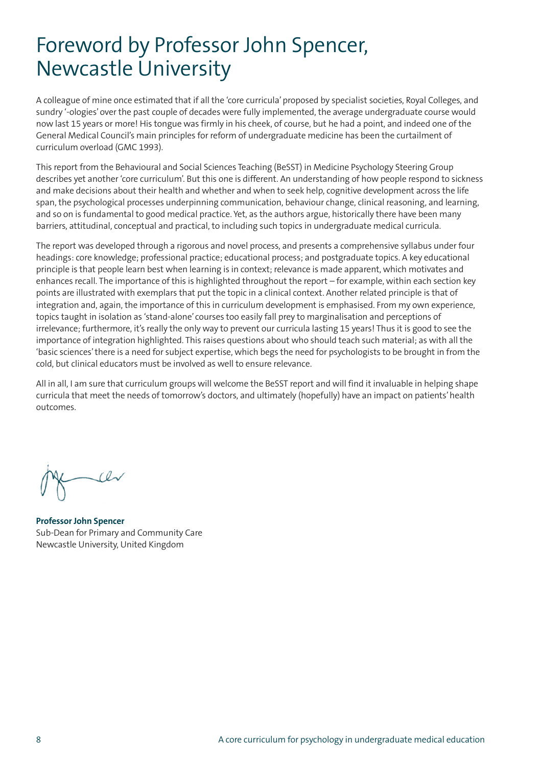# Foreword by Professor John Spencer, Newcastle University

A colleague of mine once estimated that if all the 'core curricula' proposed by specialist societies, Royal Colleges, and sundry '-ologies' over the past couple of decades were fully implemented, the average undergraduate course would now last 15 years or more! His tongue was firmly in his cheek, of course, but he had a point, and indeed one of the General Medical Council's main principles for reform of undergraduate medicine has been the curtailment of curriculum overload (GMC 1993).

This report from the Behavioural and Social Sciences Teaching (BeSST) in Medicine Psychology Steering Group describes yet another 'core curriculum'. But this one is different. An understanding of how people respond to sickness and make decisions about their health and whether and when to seek help, cognitive development across the life span, the psychological processes underpinning communication, behaviour change, clinical reasoning, and learning, and so on is fundamental to good medical practice. Yet, as the authors argue, historically there have been many barriers, attitudinal, conceptual and practical, to including such topics in undergraduate medical curricula.

The report was developed through a rigorous and novel process, and presents a comprehensive syllabus under four headings: core knowledge; professional practice; educational process; and postgraduate topics. A key educational principle is that people learn best when learning is in context; relevance is made apparent, which motivates and enhances recall. The importance of this is highlighted throughout the report – for example, within each section key points are illustrated with exemplars that put the topic in a clinical context. Another related principle is that of integration and, again, the importance of this in curriculum development is emphasised. From my own experience, topics taught in isolation as 'stand-alone' courses too easily fall prey to marginalisation and perceptions of irrelevance; furthermore, it's really the only way to prevent our curricula lasting 15 years! Thus it is good to see the importance of integration highlighted. This raises questions about who should teach such material; as with all the 'basic sciences' there is a need for subject expertise, which begs the need for psychologists to be brought in from the cold, but clinical educators must be involved as well to ensure relevance.

All in all, I am sure that curriculum groups will welcome the BeSST report and will find it invaluable in helping shape curricula that meet the needs of tomorrow's doctors, and ultimately (hopefully) have an impact on patients' health outcomes.

**Professor John Spencer**
Sub-Dean for Primary and Community Care
Newcastle University, United Kingdom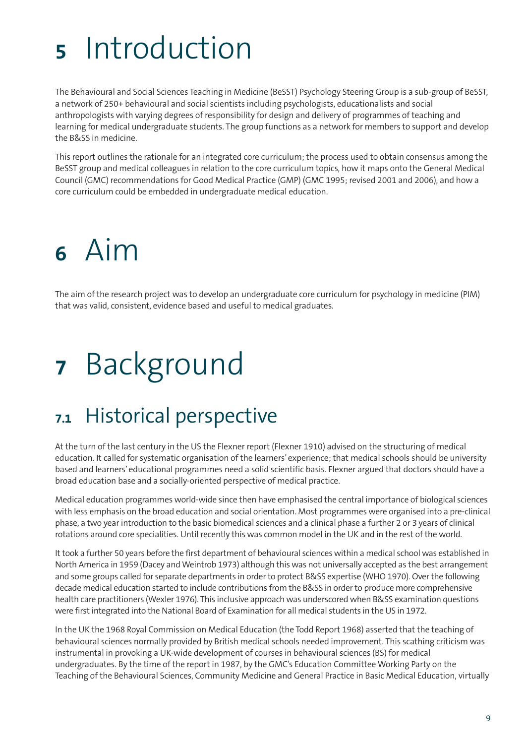# 5 Introduction

The Behavioural and Social Sciences Teaching in Medicine (BeSST) Psychology Steering Group is a sub-group of BeSST, a network of 250+ behavioural and social scientists including psychologists, educationalists and social anthropologists with varying degrees of responsibility for design and delivery of programmes of teaching and learning for medical undergraduate students. The group functions as a network for members to support and develop the B&SS in medicine.

This report outlines the rationale for an integrated core curriculum; the process used to obtain consensus among the BeSST group and medical colleagues in relation to the core curriculum topics, how it maps onto the General Medical Council (GMC) recommendations for Good Medical Practice (GMP) (GMC 1995; revised 2001 and 2006), and how a core curriculum could be embedded in undergraduate medical education.

# 6 Aim

The aim of the research project was to develop an undergraduate core curriculum for psychology in medicine (PIM) that was valid, consistent, evidence based and useful to medical graduates.

# 7 Background

## 7.1 Historical perspective

At the turn of the last century in the US the Flexner report (Flexner 1910) advised on the structuring of medical education. It called for systematic organisation of the learners' experience; that medical schools should be university based and learners' educational programmes need a solid scientific basis. Flexner argued that doctors should have a broad education base and a socially-oriented perspective of medical practice.

Medical education programmes world-wide since then have emphasised the central importance of biological sciences with less emphasis on the broad education and social orientation. Most programmes were organised into a pre-clinical phase, a two year introduction to the basic biomedical sciences and a clinical phase a further 2 or 3 years of clinical rotations around core specialities. Until recently this was common model in the UK and in the rest of the world.

It took a further 50 years before the first department of behavioural sciences within a medical school was established in North America in 1959 (Dacey and Weintrob 1973) although this was not universally accepted as the best arrangement and some groups called for separate departments in order to protect B&SS expertise (WHO 1970). Over the following decade medical education started to include contributions from the B&SS in order to produce more comprehensive health care practitioners (Wexler 1976). This inclusive approach was underscored when B&SS examination questions were first integrated into the National Board of Examination for all medical students in the US in 1972.

In the UK the 1968 Royal Commission on Medical Education (the Todd Report 1968) asserted that the teaching of behavioural sciences normally provided by British medical schools needed improvement. This scathing criticism was instrumental in provoking a UK-wide development of courses in behavioural sciences (BS) for medical undergraduates. By the time of the report in 1987, by the GMC's Education Committee Working Party on the Teaching of the Behavioural Sciences, Community Medicine and General Practice in Basic Medical Education, virtually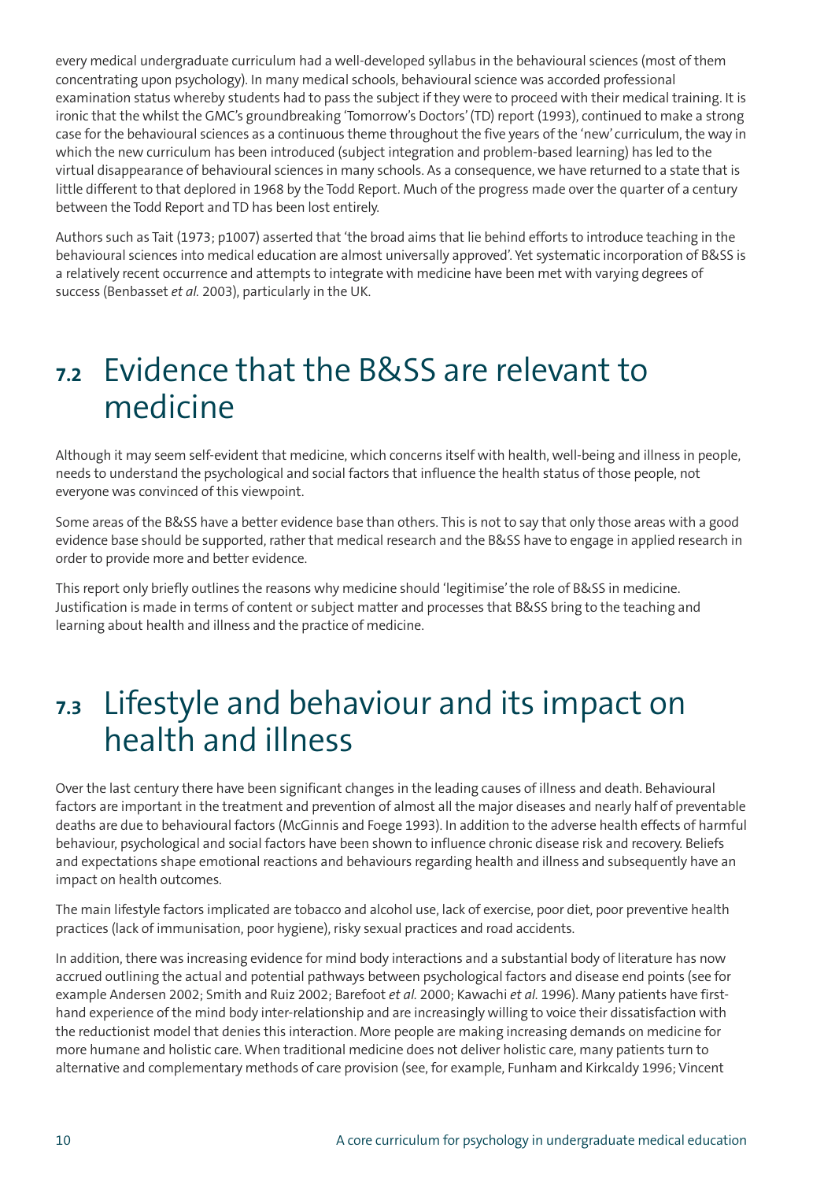every medical undergraduate curriculum had a well-developed syllabus in the behavioural sciences (most of them concentrating upon psychology). In many medical schools, behavioural science was accorded professional examination status whereby students had to pass the subject if they were to proceed with their medical training. It is ironic that the whilst the GMC's groundbreaking 'Tomorrow's Doctors' (TD) report (1993), continued to make a strong case for the behavioural sciences as a continuous theme throughout the five years of the 'new' curriculum, the way in which the new curriculum has been introduced (subject integration and problem-based learning) has led to the virtual disappearance of behavioural sciences in many schools. As a consequence, we have returned to a state that is little different to that deplored in 1968 by the Todd Report. Much of the progress made over the quarter of a century between the Todd Report and TD has been lost entirely.

Authors such as Tait (1973; p1007) asserted that 'the broad aims that lie behind efforts to introduce teaching in the behavioural sciences into medical education are almost universally approved'. Yet systematic incorporation of B&SS is a relatively recent occurrence and attempts to integrate with medicine have been met with varying degrees of success (Benbasset *et al.* 2003), particularly in the UK.

## 7.2 Evidence that the B&SS are relevant to medicine

Although it may seem self-evident that medicine, which concerns itself with health, well-being and illness in people, needs to understand the psychological and social factors that influence the health status of those people, not everyone was convinced of this viewpoint.

Some areas of the B&SS have a better evidence base than others. This is not to say that only those areas with a good evidence base should be supported, rather that medical research and the B&SS have to engage in applied research in order to provide more and better evidence.

This report only briefly outlines the reasons why medicine should 'legitimise' the role of B&SS in medicine. Justification is made in terms of content or subject matter and processes that B&SS bring to the teaching and learning about health and illness and the practice of medicine.

## 7.3 Lifestyle and behaviour and its impact on health and illness

Over the last century there have been significant changes in the leading causes of illness and death. Behavioural factors are important in the treatment and prevention of almost all the major diseases and nearly half of preventable deaths are due to behavioural factors (McGinnis and Foege 1993). In addition to the adverse health effects of harmful behaviour, psychological and social factors have been shown to influence chronic disease risk and recovery. Beliefs and expectations shape emotional reactions and behaviours regarding health and illness and subsequently have an impact on health outcomes.

The main lifestyle factors implicated are tobacco and alcohol use, lack of exercise, poor diet, poor preventive health practices (lack of immunisation, poor hygiene), risky sexual practices and road accidents.

In addition, there was increasing evidence for mind body interactions and a substantial body of literature has now accrued outlining the actual and potential pathways between psychological factors and disease end points (see for example Andersen 2002; Smith and Ruiz 2002; Barefoot *et al.* 2000; Kawachi *et al.* 1996). Many patients have first-hand experience of the mind body inter-relationship and are increasingly willing to voice their dissatisfaction with the reductionist model that denies this interaction. More people are making increasing demands on medicine for more humane and holistic care. When traditional medicine does not deliver holistic care, many patients turn to alternative and complementary methods of care provision (see, for example, Funham and Kirkcaldy 1996; Vincent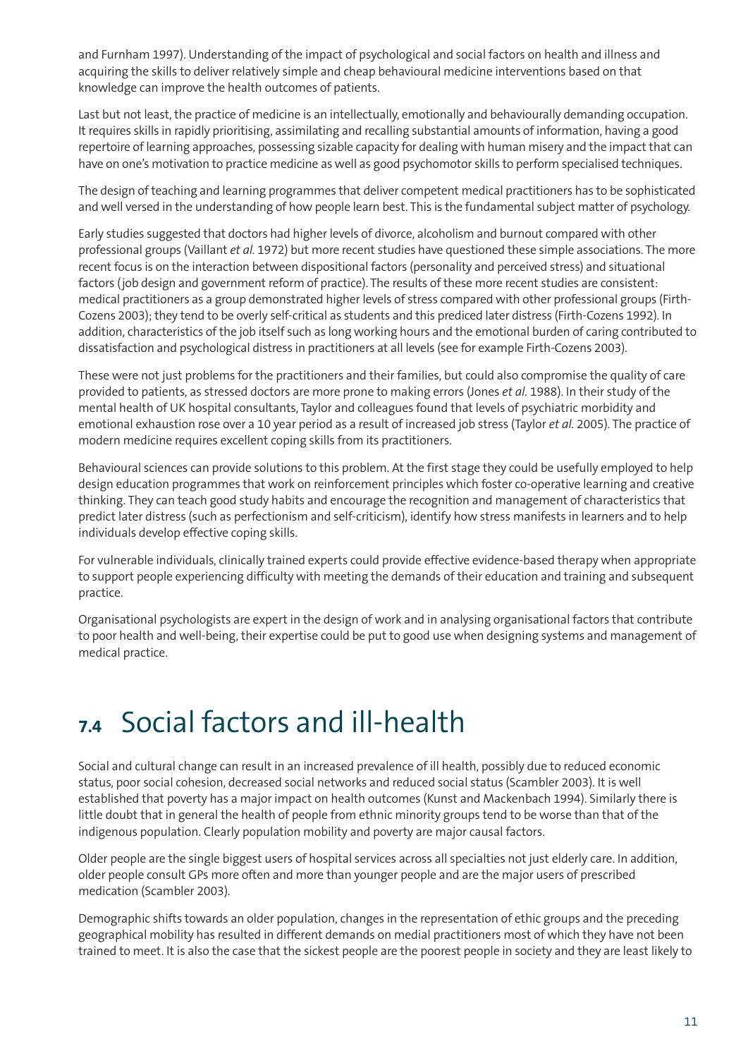and Furnham 1997). Understanding of the impact of psychological and social factors on health and illness and acquiring the skills to deliver relatively simple and cheap behavioural medicine interventions based on that knowledge can improve the health outcomes of patients.

Last but not least, the practice of medicine is an intellectually, emotionally and behaviourally demanding occupation. It requires skills in rapidly prioritising, assimilating and recalling substantial amounts of information, having a good repertoire of learning approaches, possessing sizable capacity for dealing with human misery and the impact that can have on one's motivation to practice medicine as well as good psychomotor skills to perform specialised techniques.

The design of teaching and learning programmes that deliver competent medical practitioners has to be sophisticated and well versed in the understanding of how people learn best. This is the fundamental subject matter of psychology.

Early studies suggested that doctors had higher levels of divorce, alcoholism and burnout compared with other professional groups (Vaillant *et al.* 1972) but more recent studies have questioned these simple associations. The more recent focus is on the interaction between dispositional factors (personality and perceived stress) and situational factors (job design and government reform of practice). The results of these more recent studies are consistent: medical practitioners as a group demonstrated higher levels of stress compared with other professional groups (Firth-Cozens 2003); they tend to be overly self-critical as students and this prediced later distress (Firth-Cozens 1992). In addition, characteristics of the job itself such as long working hours and the emotional burden of caring contributed to dissatisfaction and psychological distress in practitioners at all levels (see for example Firth-Cozens 2003).

These were not just problems for the practitioners and their families, but could also compromise the quality of care provided to patients, as stressed doctors are more prone to making errors (Jones *et al.* 1988). In their study of the mental health of UK hospital consultants, Taylor and colleagues found that levels of psychiatric morbidity and emotional exhaustion rose over a 10 year period as a result of increased job stress (Taylor *et al.* 2005). The practice of modern medicine requires excellent coping skills from its practitioners.

Behavioural sciences can provide solutions to this problem. At the first stage they could be usefully employed to help design education programmes that work on reinforcement principles which foster co-operative learning and creative thinking. They can teach good study habits and encourage the recognition and management of characteristics that predict later distress (such as perfectionism and self-criticism), identify how stress manifests in learners and to help individuals develop effective coping skills.

For vulnerable individuals, clinically trained experts could provide effective evidence-based therapy when appropriate to support people experiencing difficulty with meeting the demands of their education and training and subsequent practice.

Organisational psychologists are expert in the design of work and in analysing organisational factors that contribute to poor health and well-being, their expertise could be put to good use when designing systems and management of medical practice.

## 7.4 Social factors and ill-health

Social and cultural change can result in an increased prevalence of ill health, possibly due to reduced economic status, poor social cohesion, decreased social networks and reduced social status (Scambler 2003). It is well established that poverty has a major impact on health outcomes (Kunst and Mackenbach 1994). Similarly there is little doubt that in general the health of people from ethnic minority groups tend to be worse than that of the indigenous population. Clearly population mobility and poverty are major causal factors.

Older people are the single biggest users of hospital services across all specialties not just elderly care. In addition, older people consult GPs more often and more than younger people and are the major users of prescribed medication (Scambler 2003).

Demographic shifts towards an older population, changes in the representation of ethic groups and the preceding geographical mobility has resulted in different demands on medial practitioners most of which they have not been trained to meet. It is also the case that the sickest people are the poorest people in society and they are least likely to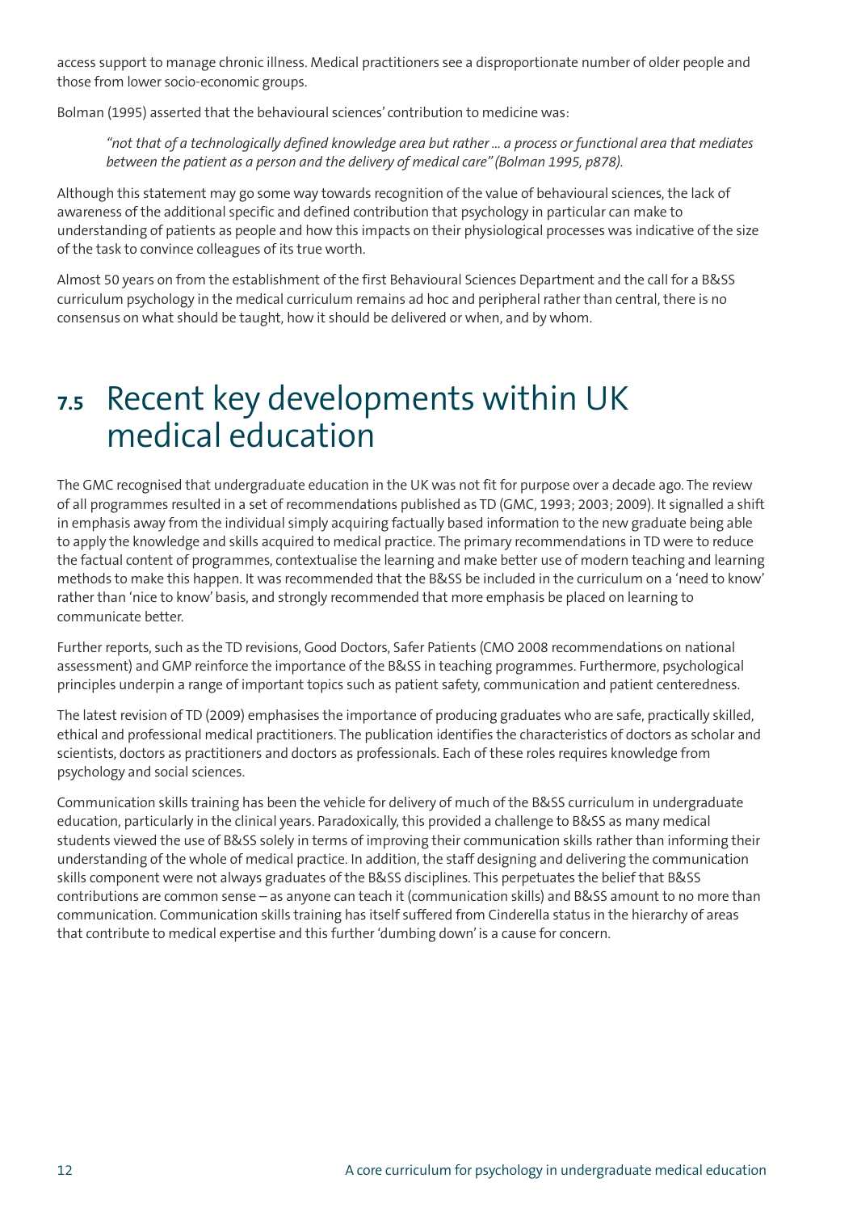access support to manage chronic illness. Medical practitioners see a disproportionate number of older people and those from lower socio-economic groups.

Bolman (1995) asserted that the behavioural sciences' contribution to medicine was:

> *"not that of a technologically defined knowledge area but rather ... a process or functional area that mediates between the patient as a person and the delivery of medical care" (Bolman 1995, p878).*

Although this statement may go some way towards recognition of the value of behavioural sciences, the lack of awareness of the additional specific and defined contribution that psychology in particular can make to understanding of patients as people and how this impacts on their physiological processes was indicative of the size of the task to convince colleagues of its true worth.

Almost 50 years on from the establishment of the first Behavioural Sciences Department and the call for a B&SS curriculum psychology in the medical curriculum remains ad hoc and peripheral rather than central, there is no consensus on what should be taught, how it should be delivered or when, and by whom.

## 7.5 Recent key developments within UK medical education

The GMC recognised that undergraduate education in the UK was not fit for purpose over a decade ago. The review of all programmes resulted in a set of recommendations published as TD (GMC, 1993; 2003; 2009). It signalled a shift in emphasis away from the individual simply acquiring factually based information to the new graduate being able to apply the knowledge and skills acquired to medical practice. The primary recommendations in TD were to reduce the factual content of programmes, contextualise the learning and make better use of modern teaching and learning methods to make this happen. It was recommended that the B&SS be included in the curriculum on a 'need to know' rather than 'nice to know' basis, and strongly recommended that more emphasis be placed on learning to communicate better.

Further reports, such as the TD revisions, Good Doctors, Safer Patients (CMO 2008 recommendations on national assessment) and GMP reinforce the importance of the B&SS in teaching programmes. Furthermore, psychological principles underpin a range of important topics such as patient safety, communication and patient centeredness.

The latest revision of TD (2009) emphasises the importance of producing graduates who are safe, practically skilled, ethical and professional medical practitioners. The publication identifies the characteristics of doctors as scholar and scientists, doctors as practitioners and doctors as professionals. Each of these roles requires knowledge from psychology and social sciences.

Communication skills training has been the vehicle for delivery of much of the B&SS curriculum in undergraduate education, particularly in the clinical years. Paradoxically, this provided a challenge to B&SS as many medical students viewed the use of B&SS solely in terms of improving their communication skills rather than informing their understanding of the whole of medical practice. In addition, the staff designing and delivering the communication skills component were not always graduates of the B&SS disciplines. This perpetuates the belief that B&SS contributions are common sense – as anyone can teach it (communication skills) and B&SS amount to no more than communication. Communication skills training has itself suffered from Cinderella status in the hierarchy of areas that contribute to medical expertise and this further 'dumbing down' is a cause for concern.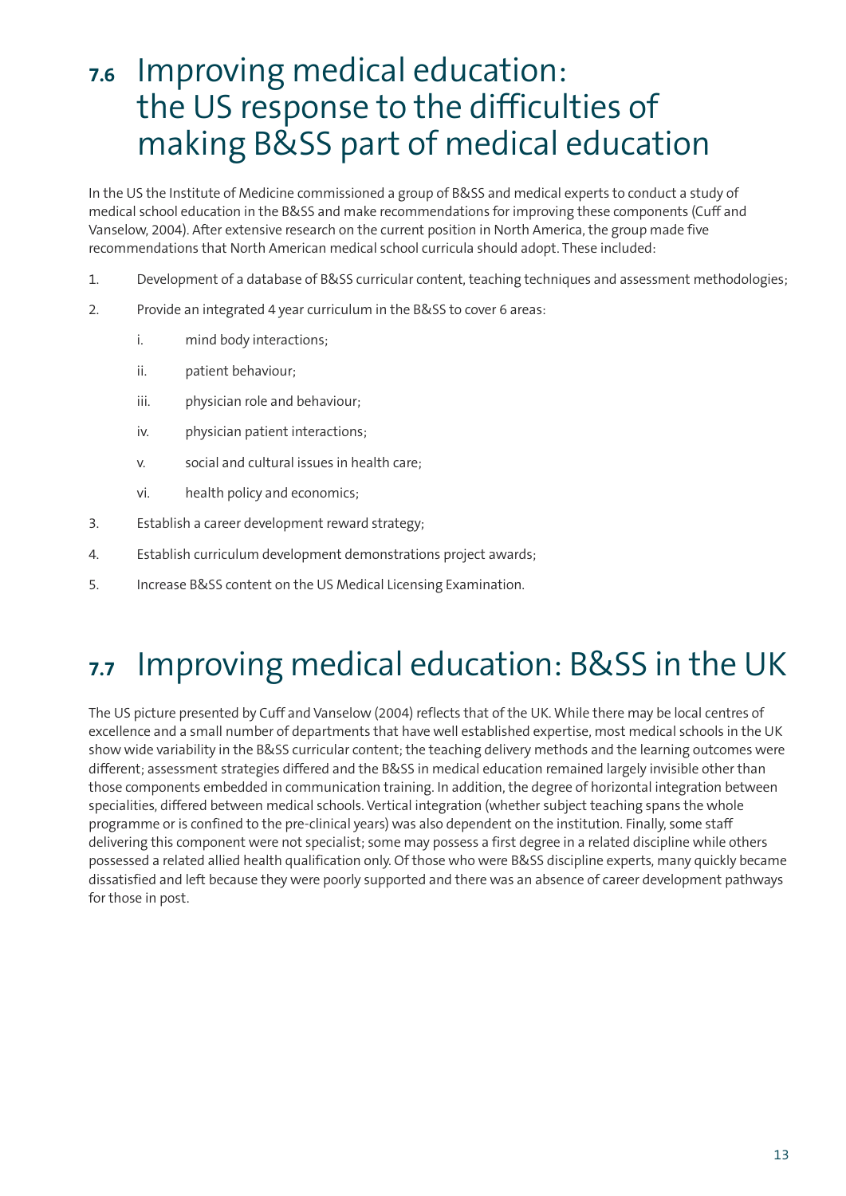## 7.6 Improving medical education: the US response to the difficulties of making B&SS part of medical education

In the US the Institute of Medicine commissioned a group of B&SS and medical experts to conduct a study of medical school education in the B&SS and make recommendations for improving these components (Cuff and Vanselow, 2004). After extensive research on the current position in North America, the group made five recommendations that North American medical school curricula should adopt. These included:

1. Development of a database of B&SS curricular content, teaching techniques and assessment methodologies;
2. Provide an integrated 4 year curriculum in the B&SS to cover 6 areas:
   - i. mind body interactions;
   - ii. patient behaviour;
   - iii. physician role and behaviour;
   - iv. physician patient interactions;
   - v. social and cultural issues in health care;
   - vi. health policy and economics;
3. Establish a career development reward strategy;
4. Establish curriculum development demonstrations project awards;
5. Increase B&SS content on the US Medical Licensing Examination.

## 7.7 Improving medical education: B&SS in the UK

The US picture presented by Cuff and Vanselow (2004) reflects that of the UK. While there may be local centres of excellence and a small number of departments that have well established expertise, most medical schools in the UK show wide variability in the B&SS curricular content; the teaching delivery methods and the learning outcomes were different; assessment strategies differed and the B&SS in medical education remained largely invisible other than those components embedded in communication training. In addition, the degree of horizontal integration between specialities, differed between medical schools. Vertical integration (whether subject teaching spans the whole programme or is confined to the pre-clinical years) was also dependent on the institution. Finally, some staff delivering this component were not specialist; some may possess a first degree in a related discipline while others possessed a related allied health qualification only. Of those who were B&SS discipline experts, many quickly became dissatisfied and left because they were poorly supported and there was an absence of career development pathways for those in post.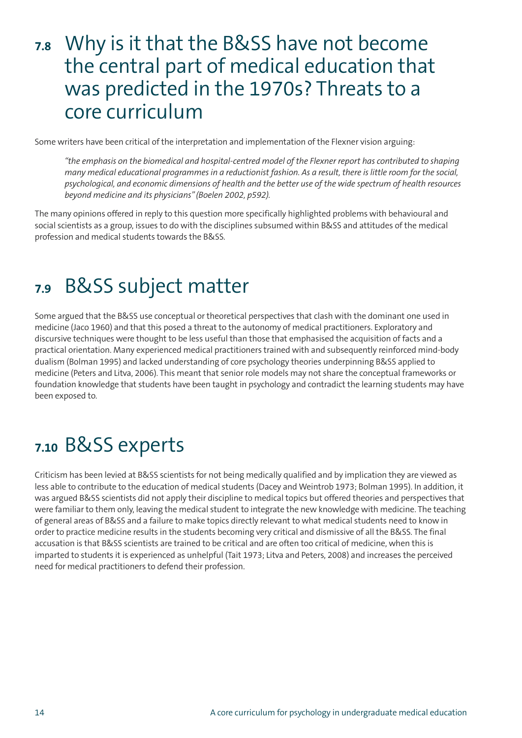## 7.8 Why is it that the B&SS have not become the central part of medical education that was predicted in the 1970s? Threats to a core curriculum

Some writers have been critical of the interpretation and implementation of the Flexner vision arguing:

> *"the emphasis on the biomedical and hospital-centred model of the Flexner report has contributed to shaping many medical educational programmes in a reductionist fashion. As a result, there is little room for the social, psychological, and economic dimensions of health and the better use of the wide spectrum of health resources beyond medicine and its physicians" (Boelen 2002, p592).*

The many opinions offered in reply to this question more specifically highlighted problems with behavioural and social scientists as a group, issues to do with the disciplines subsumed within B&SS and attitudes of the medical profession and medical students towards the B&SS.

## 7.9 B&SS subject matter

Some argued that the B&SS use conceptual or theoretical perspectives that clash with the dominant one used in medicine (Jaco 1960) and that this posed a threat to the autonomy of medical practitioners. Exploratory and discursive techniques were thought to be less useful than those that emphasised the acquisition of facts and a practical orientation. Many experienced medical practitioners trained with and subsequently reinforced mind-body dualism (Bolman 1995) and lacked understanding of core psychology theories underpinning B&SS applied to medicine (Peters and Litva, 2006). This meant that senior role models may not share the conceptual frameworks or foundation knowledge that students have been taught in psychology and contradict the learning students may have been exposed to.

## 7.10 B&SS experts

Criticism has been levied at B&SS scientists for not being medically qualified and by implication they are viewed as less able to contribute to the education of medical students (Dacey and Weintrob 1973; Bolman 1995). In addition, it was argued B&SS scientists did not apply their discipline to medical topics but offered theories and perspectives that were familiar to them only, leaving the medical student to integrate the new knowledge with medicine. The teaching of general areas of B&SS and a failure to make topics directly relevant to what medical students need to know in order to practice medicine results in the students becoming very critical and dismissive of all the B&SS. The final accusation is that B&SS scientists are trained to be critical and are often too critical of medicine, when this is imparted to students it is experienced as unhelpful (Tait 1973; Litva and Peters, 2008) and increases the perceived need for medical practitioners to defend their profession.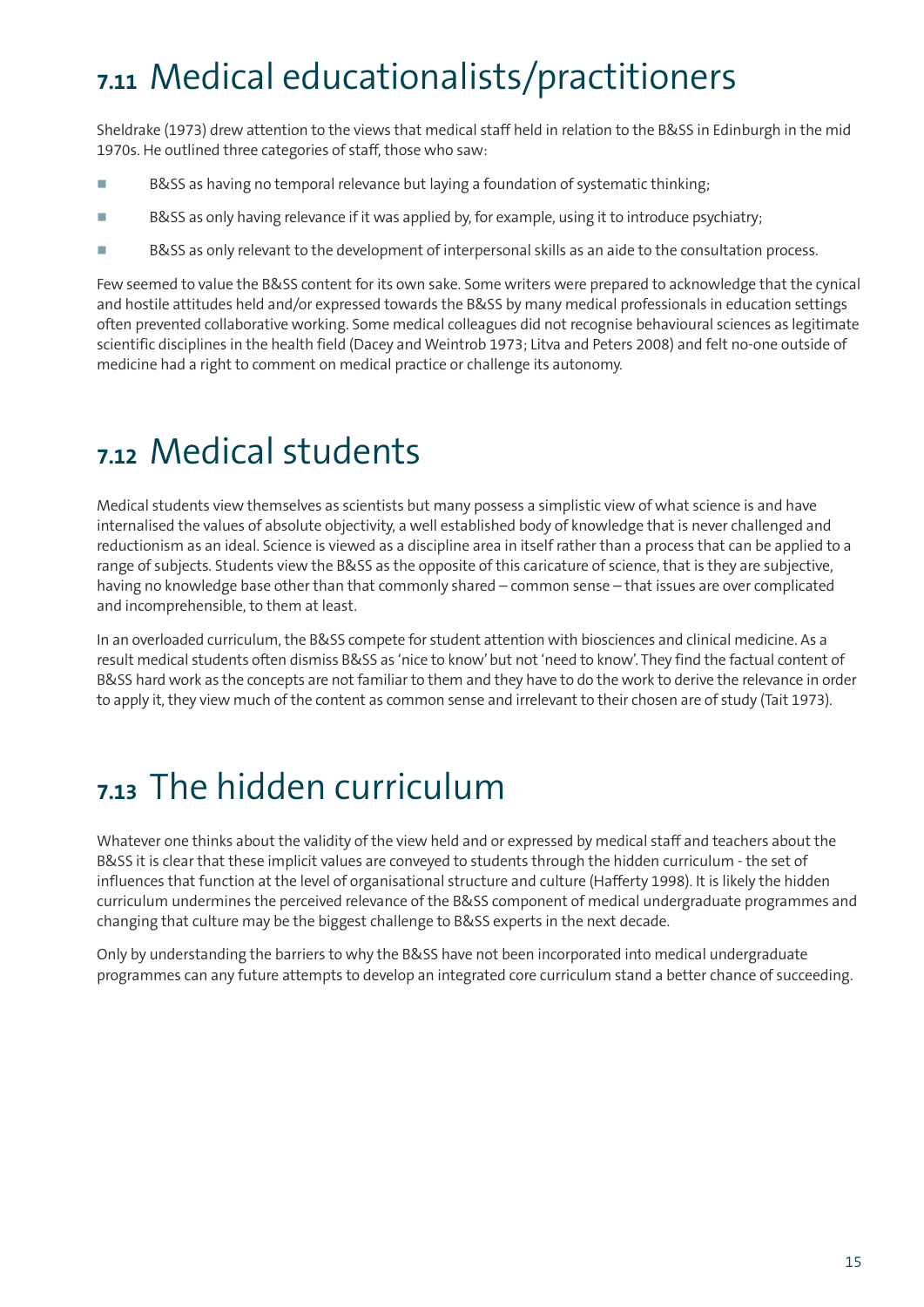## 7.11 Medical educationalists/practitioners

Sheldrake (1973) drew attention to the views that medical staff held in relation to the B&SS in Edinburgh in the mid 1970s. He outlined three categories of staff, those who saw:

- B&SS as having no temporal relevance but laying a foundation of systematic thinking;
- B&SS as only having relevance if it was applied by, for example, using it to introduce psychiatry;
- B&SS as only relevant to the development of interpersonal skills as an aide to the consultation process.

Few seemed to value the B&SS content for its own sake. Some writers were prepared to acknowledge that the cynical and hostile attitudes held and/or expressed towards the B&SS by many medical professionals in education settings often prevented collaborative working. Some medical colleagues did not recognise behavioural sciences as legitimate scientific disciplines in the health field (Dacey and Weintrob 1973; Litva and Peters 2008) and felt no-one outside of medicine had a right to comment on medical practice or challenge its autonomy.

## 7.12 Medical students

Medical students view themselves as scientists but many possess a simplistic view of what science is and have internalised the values of absolute objectivity, a well established body of knowledge that is never challenged and reductionism as an ideal. Science is viewed as a discipline area in itself rather than a process that can be applied to a range of subjects. Students view the B&SS as the opposite of this caricature of science, that is they are subjective, having no knowledge base other than that commonly shared – common sense – that issues are over complicated and incomprehensible, to them at least.

In an overloaded curriculum, the B&SS compete for student attention with biosciences and clinical medicine. As a result medical students often dismiss B&SS as 'nice to know' but not 'need to know'. They find the factual content of B&SS hard work as the concepts are not familiar to them and they have to do the work to derive the relevance in order to apply it, they view much of the content as common sense and irrelevant to their chosen are of study (Tait 1973).

## 7.13 The hidden curriculum

Whatever one thinks about the validity of the view held and or expressed by medical staff and teachers about the B&SS it is clear that these implicit values are conveyed to students through the hidden curriculum - the set of influences that function at the level of organisational structure and culture (Hafferty 1998). It is likely the hidden curriculum undermines the perceived relevance of the B&SS component of medical undergraduate programmes and changing that culture may be the biggest challenge to B&SS experts in the next decade.

Only by understanding the barriers to why the B&SS have not been incorporated into medical undergraduate programmes can any future attempts to develop an integrated core curriculum stand a better chance of succeeding.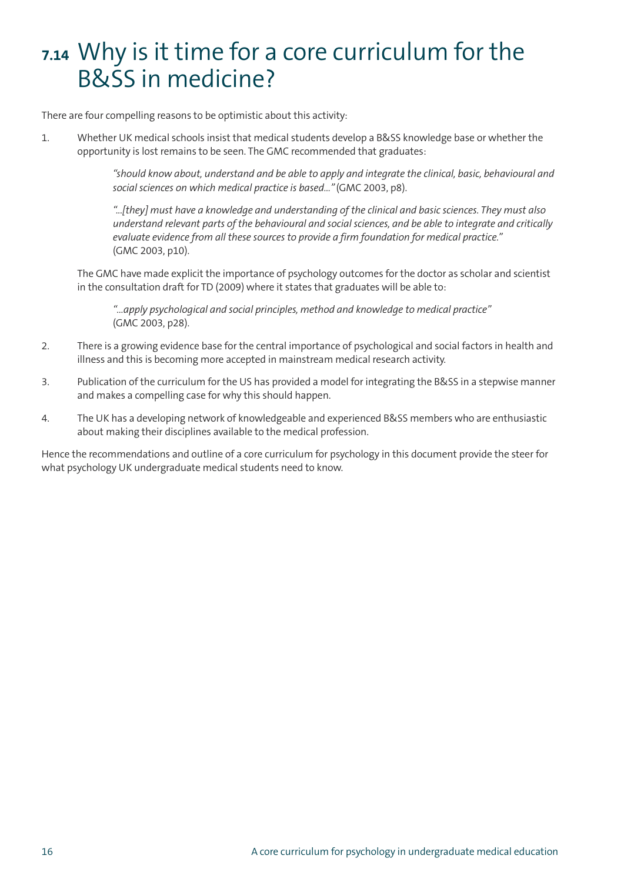# 7.14 Why is it time for a core curriculum for the B&SS in medicine?

There are four compelling reasons to be optimistic about this activity:

1. Whether UK medical schools insist that medical students develop a B&SS knowledge base or whether the opportunity is lost remains to be seen. The GMC recommended that graduates:

   > *"should know about, understand and be able to apply and integrate the clinical, basic, behavioural and social sciences on which medical practice is based..."* (GMC 2003, p8).

   > *"...[they] must have a knowledge and understanding of the clinical and basic sciences. They must also understand relevant parts of the behavioural and social sciences, and be able to integrate and critically evaluate evidence from all these sources to provide a firm foundation for medical practice."* (GMC 2003, p10).

   The GMC have made explicit the importance of psychology outcomes for the doctor as scholar and scientist in the consultation draft for TD (2009) where it states that graduates will be able to:

   > *"...apply psychological and social principles, method and knowledge to medical practice"* (GMC 2003, p28).

2. There is a growing evidence base for the central importance of psychological and social factors in health and illness and this is becoming more accepted in mainstream medical research activity.

3. Publication of the curriculum for the US has provided a model for integrating the B&SS in a stepwise manner and makes a compelling case for why this should happen.

4. The UK has a developing network of knowledgeable and experienced B&SS members who are enthusiastic about making their disciplines available to the medical profession.

Hence the recommendations and outline of a core curriculum for psychology in this document provide the steer for what psychology UK undergraduate medical students need to know.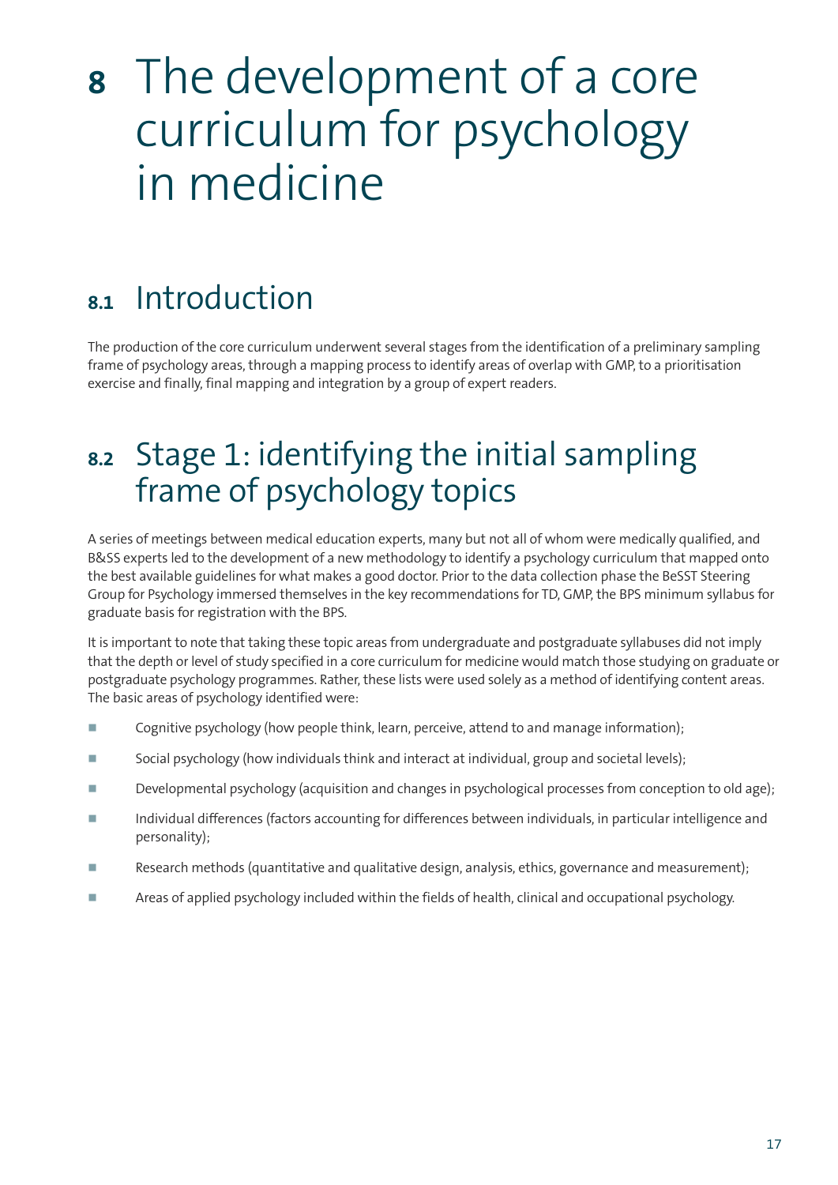# 8 The development of a core curriculum for psychology in medicine

## 8.1 Introduction

The production of the core curriculum underwent several stages from the identification of a preliminary sampling frame of psychology areas, through a mapping process to identify areas of overlap with GMP, to a prioritisation exercise and finally, final mapping and integration by a group of expert readers.

## 8.2 Stage 1: identifying the initial sampling frame of psychology topics

A series of meetings between medical education experts, many but not all of whom were medically qualified, and B&SS experts led to the development of a new methodology to identify a psychology curriculum that mapped onto the best available guidelines for what makes a good doctor. Prior to the data collection phase the BeSST Steering Group for Psychology immersed themselves in the key recommendations for TD, GMP, the BPS minimum syllabus for graduate basis for registration with the BPS.

It is important to note that taking these topic areas from undergraduate and postgraduate syllabuses did not imply that the depth or level of study specified in a core curriculum for medicine would match those studying on graduate or postgraduate psychology programmes. Rather, these lists were used solely as a method of identifying content areas. The basic areas of psychology identified were:

- Cognitive psychology (how people think, learn, perceive, attend to and manage information);
- Social psychology (how individuals think and interact at individual, group and societal levels);
- Developmental psychology (acquisition and changes in psychological processes from conception to old age);
- Individual differences (factors accounting for differences between individuals, in particular intelligence and personality);
- Research methods (quantitative and qualitative design, analysis, ethics, governance and measurement);
- Areas of applied psychology included within the fields of health, clinical and occupational psychology.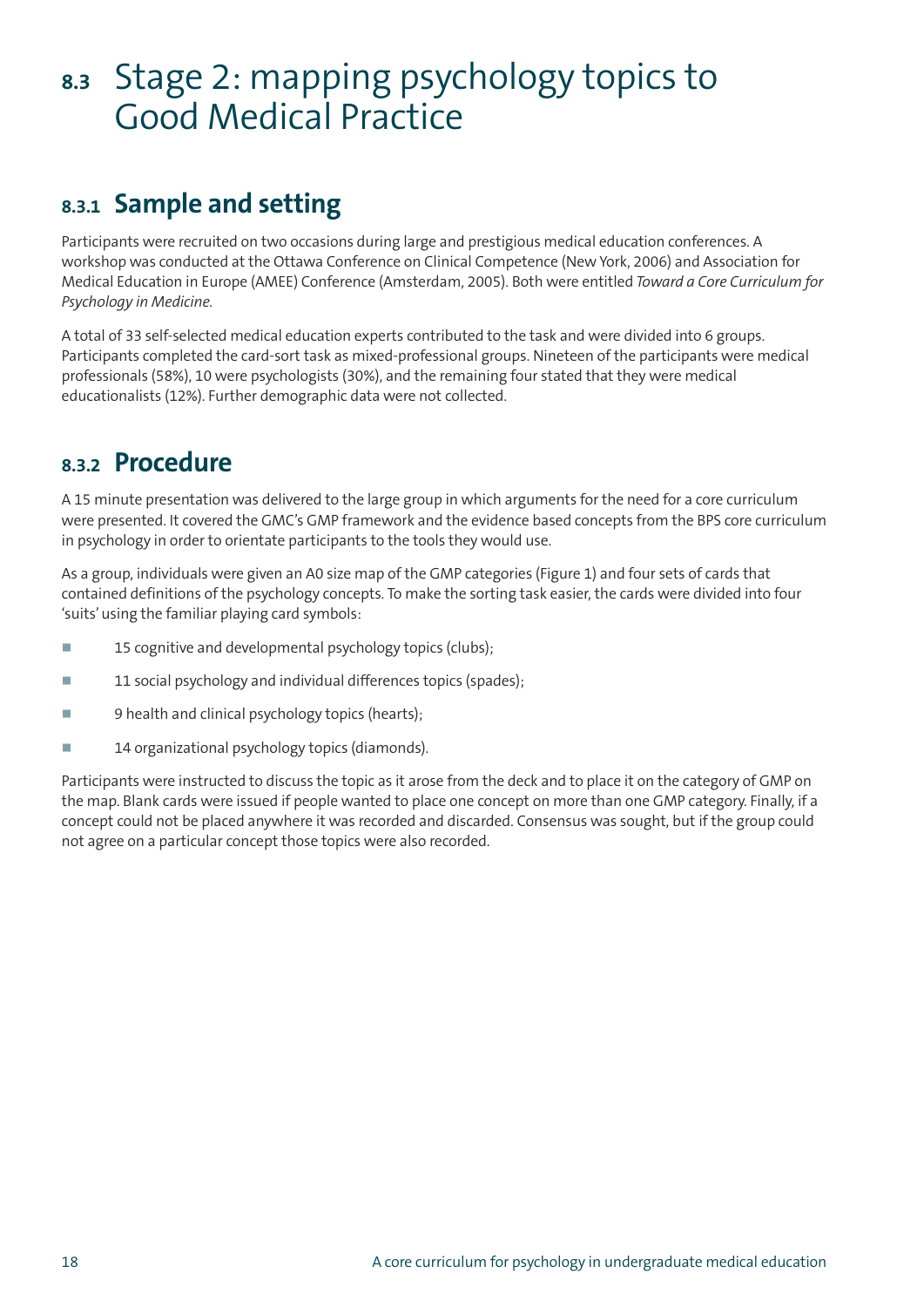## 8.3 Stage 2: mapping psychology topics to Good Medical Practice

### 8.3.1 Sample and setting

Participants were recruited on two occasions during large and prestigious medical education conferences. A workshop was conducted at the Ottawa Conference on Clinical Competence (New York, 2006) and Association for Medical Education in Europe (AMEE) Conference (Amsterdam, 2005). Both were entitled *Toward a Core Curriculum for Psychology in Medicine*.

A total of 33 self-selected medical education experts contributed to the task and were divided into 6 groups. Participants completed the card-sort task as mixed-professional groups. Nineteen of the participants were medical professionals (58%), 10 were psychologists (30%), and the remaining four stated that they were medical educationalists (12%). Further demographic data were not collected.

### 8.3.2 Procedure

A 15 minute presentation was delivered to the large group in which arguments for the need for a core curriculum were presented. It covered the GMC's GMP framework and the evidence based concepts from the BPS core curriculum in psychology in order to orientate participants to the tools they would use.

As a group, individuals were given an A0 size map of the GMP categories (Figure 1) and four sets of cards that contained definitions of the psychology concepts. To make the sorting task easier, the cards were divided into four 'suits' using the familiar playing card symbols:

- 15 cognitive and developmental psychology topics (clubs);
- 11 social psychology and individual differences topics (spades);
- 9 health and clinical psychology topics (hearts);
- 14 organizational psychology topics (diamonds).

Participants were instructed to discuss the topic as it arose from the deck and to place it on the category of GMP on the map. Blank cards were issued if people wanted to place one concept on more than one GMP category. Finally, if a concept could not be placed anywhere it was recorded and discarded. Consensus was sought, but if the group could not agree on a particular concept those topics were also recorded.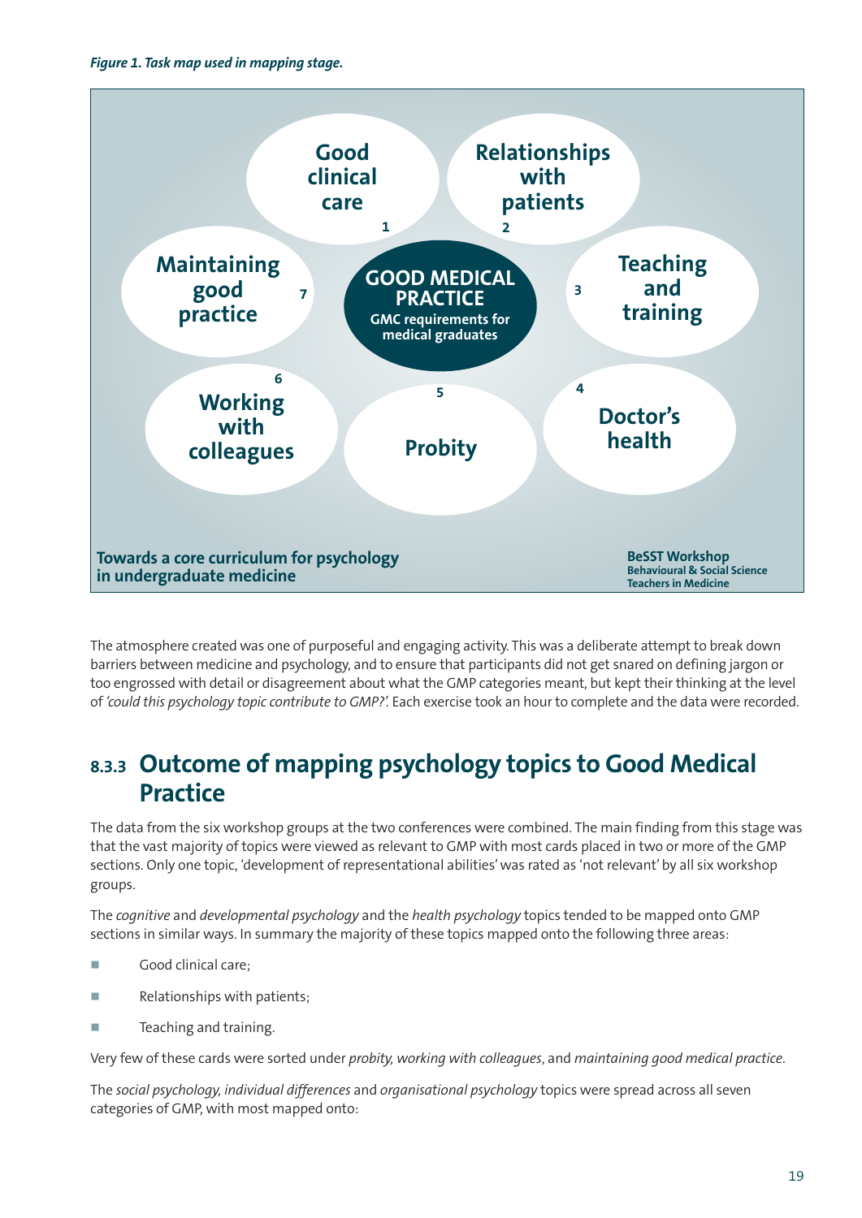*Figure 1. Task map used in mapping stage.*

**GOOD MEDICAL PRACTICE**
GMC requirements for medical graduates

1. Good clinical care
2. Relationships with patients
3. Teaching and training
4. Doctor's health
5. Probity
6. Working with colleagues
7. Maintaining good practice

Towards a core curriculum for psychology in undergraduate medicine

BeSST Workshop
Behavioural & Social Science Teachers in Medicine

The atmosphere created was one of purposeful and engaging activity. This was a deliberate attempt to break down barriers between medicine and psychology, and to ensure that participants did not get snared on defining jargon or too engrossed with detail or disagreement about what the GMP categories meant, but kept their thinking at the level of *'could this psychology topic contribute to GMP?'*. Each exercise took an hour to complete and the data were recorded.

## 8.3.3 Outcome of mapping psychology topics to Good Medical Practice

The data from the six workshop groups at the two conferences were combined. The main finding from this stage was that the vast majority of topics were viewed as relevant to GMP with most cards placed in two or more of the GMP sections. Only one topic, 'development of representational abilities' was rated as 'not relevant' by all six workshop groups.

The *cognitive* and *developmental psychology* and the *health psychology* topics tended to be mapped onto GMP sections in similar ways. In summary the majority of these topics mapped onto the following three areas:

- Good clinical care;
- Relationships with patients;
- Teaching and training.

Very few of these cards were sorted under *probity, working with colleagues*, and *maintaining good medical practice*.

The *social psychology, individual differences* and *organisational psychology* topics were spread across all seven categories of GMP, with most mapped onto: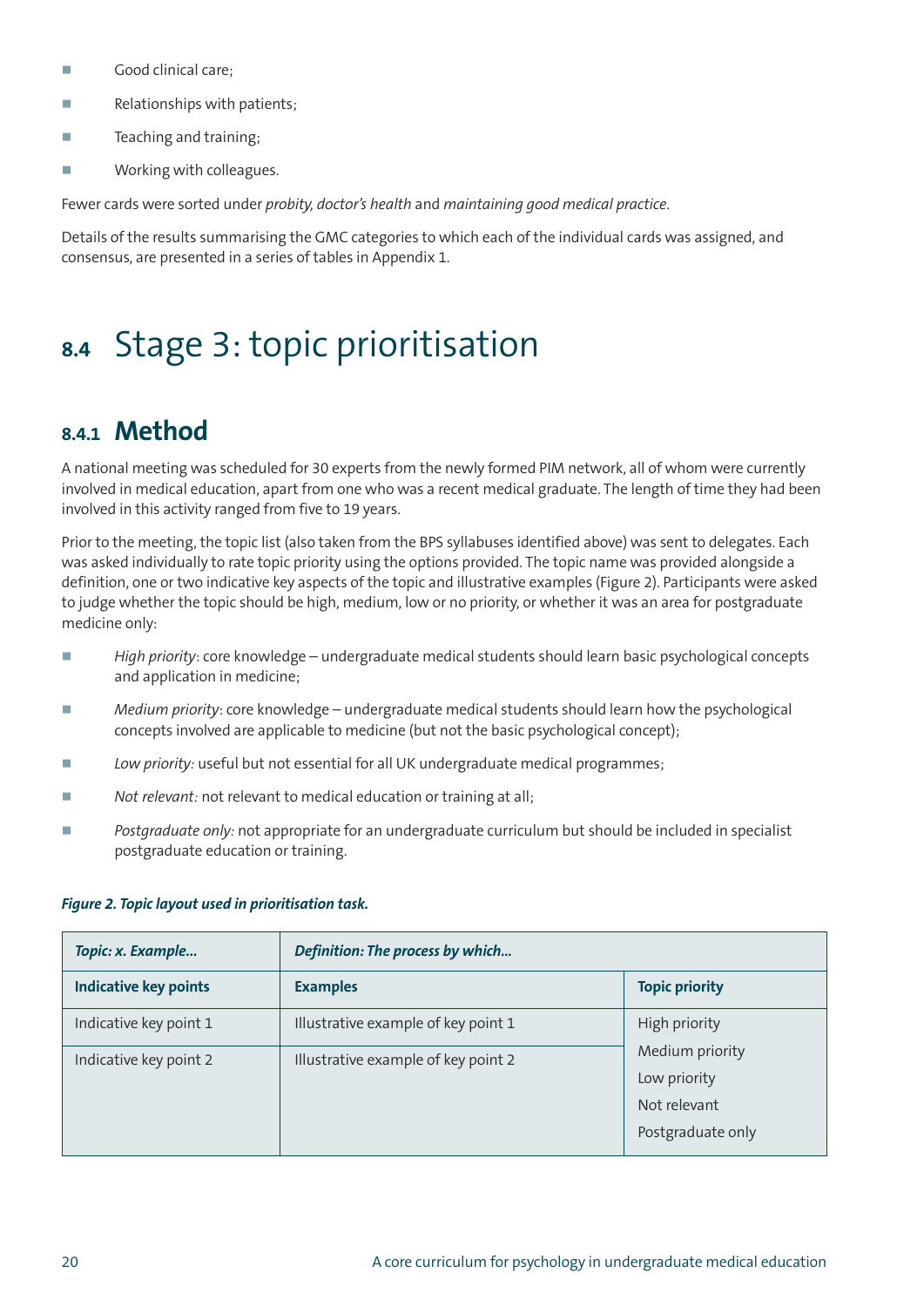- Good clinical care;
- Relationships with patients;
- Teaching and training;
- Working with colleagues.

Fewer cards were sorted under *probity, doctor's health* and *maintaining good medical practice*.

Details of the results summarising the GMC categories to which each of the individual cards was assigned, and consensus, are presented in a series of tables in Appendix 1.

## 8.4 Stage 3: topic prioritisation

### 8.4.1 Method

A national meeting was scheduled for 30 experts from the newly formed PIM network, all of whom were currently involved in medical education, apart from one who was a recent medical graduate. The length of time they had been involved in this activity ranged from five to 19 years.

Prior to the meeting, the topic list (also taken from the BPS syllabuses identified above) was sent to delegates. Each was asked individually to rate topic priority using the options provided. The topic name was provided alongside a definition, one or two indicative key aspects of the topic and illustrative examples (Figure 2). Participants were asked to judge whether the topic should be high, medium, low or no priority, or whether it was an area for postgraduate medicine only:

- *High priority*: core knowledge – undergraduate medical students should learn basic psychological concepts and application in medicine;
- *Medium priority*: core knowledge – undergraduate medical students should learn how the psychological concepts involved are applicable to medicine (but not the basic psychological concept);
- *Low priority:* useful but not essential for all UK undergraduate medical programmes;
- *Not relevant:* not relevant to medical education or training at all;
- *Postgraduate only:* not appropriate for an undergraduate curriculum but should be included in specialist postgraduate education or training.

***Figure 2. Topic layout used in prioritisation task.***

| ***Topic: x. Example...*** | ***Definition: The process by which...*** | |
|---|---|---|
| **Indicative key points** | **Examples** | **Topic priority** |
| Indicative key point 1 | Illustrative example of key point 1 | High priority |
| Indicative key point 2 | Illustrative example of key point 2 | Medium priority<br>Low priority<br>Not relevant<br>Postgraduate only |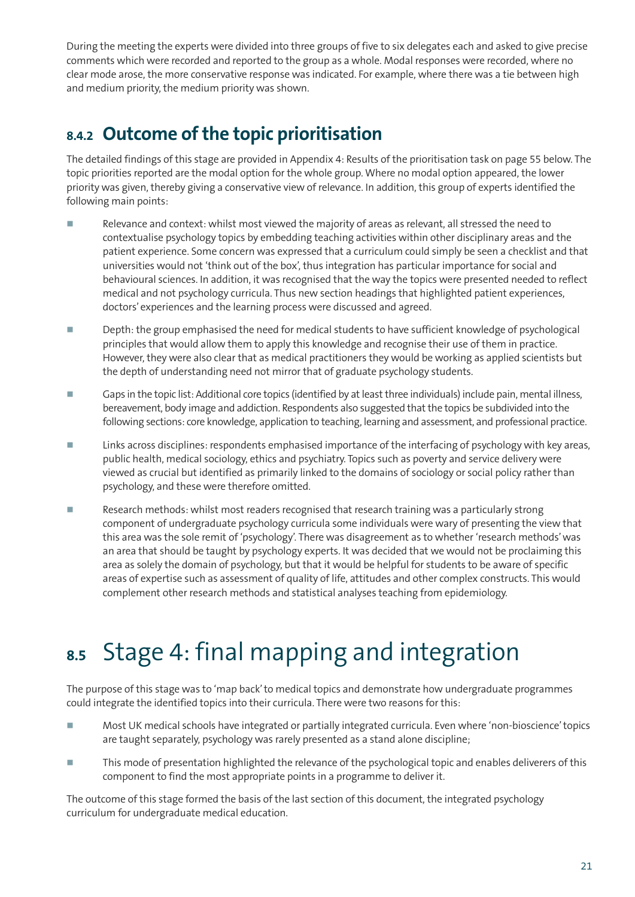During the meeting the experts were divided into three groups of five to six delegates each and asked to give precise comments which were recorded and reported to the group as a whole. Modal responses were recorded, where no clear mode arose, the more conservative response was indicated. For example, where there was a tie between high and medium priority, the medium priority was shown.

### 8.4.2 Outcome of the topic prioritisation

The detailed findings of this stage are provided in Appendix 4: Results of the prioritisation task on page 55 below. The topic priorities reported are the modal option for the whole group. Where no modal option appeared, the lower priority was given, thereby giving a conservative view of relevance. In addition, this group of experts identified the following main points:

- Relevance and context: whilst most viewed the majority of areas as relevant, all stressed the need to contextualise psychology topics by embedding teaching activities within other disciplinary areas and the patient experience. Some concern was expressed that a curriculum could simply be seen a checklist and that universities would not 'think out of the box', thus integration has particular importance for social and behavioural sciences. In addition, it was recognised that the way the topics were presented needed to reflect medical and not psychology curricula. Thus new section headings that highlighted patient experiences, doctors' experiences and the learning process were discussed and agreed.
- Depth: the group emphasised the need for medical students to have sufficient knowledge of psychological principles that would allow them to apply this knowledge and recognise their use of them in practice. However, they were also clear that as medical practitioners they would be working as applied scientists but the depth of understanding need not mirror that of graduate psychology students.
- Gaps in the topic list: Additional core topics (identified by at least three individuals) include pain, mental illness, bereavement, body image and addiction. Respondents also suggested that the topics be subdivided into the following sections: core knowledge, application to teaching, learning and assessment, and professional practice.
- Links across disciplines: respondents emphasised importance of the interfacing of psychology with key areas, public health, medical sociology, ethics and psychiatry. Topics such as poverty and service delivery were viewed as crucial but identified as primarily linked to the domains of sociology or social policy rather than psychology, and these were therefore omitted.
- Research methods: whilst most readers recognised that research training was a particularly strong component of undergraduate psychology curricula some individuals were wary of presenting the view that this area was the sole remit of 'psychology'. There was disagreement as to whether 'research methods' was an area that should be taught by psychology experts. It was decided that we would not be proclaiming this area as solely the domain of psychology, but that it would be helpful for students to be aware of specific areas of expertise such as assessment of quality of life, attitudes and other complex constructs. This would complement other research methods and statistical analyses teaching from epidemiology.

## 8.5 Stage 4: final mapping and integration

The purpose of this stage was to 'map back' to medical topics and demonstrate how undergraduate programmes could integrate the identified topics into their curricula. There were two reasons for this:

- Most UK medical schools have integrated or partially integrated curricula. Even where 'non-bioscience' topics are taught separately, psychology was rarely presented as a stand alone discipline;
- This mode of presentation highlighted the relevance of the psychological topic and enables deliverers of this component to find the most appropriate points in a programme to deliver it.

The outcome of this stage formed the basis of the last section of this document, the integrated psychology curriculum for undergraduate medical education.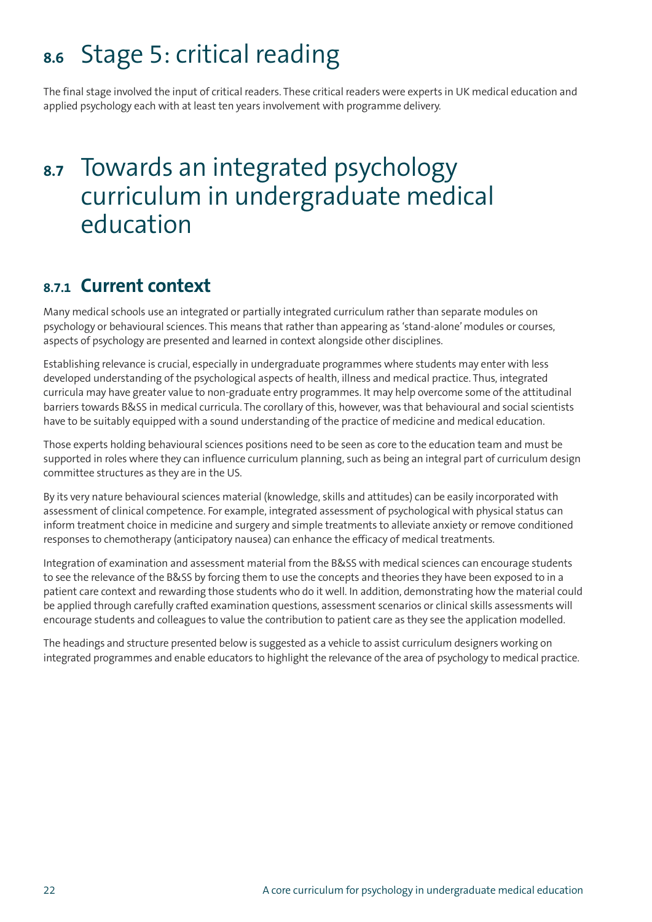## 8.6 Stage 5: critical reading

The final stage involved the input of critical readers. These critical readers were experts in UK medical education and applied psychology each with at least ten years involvement with programme delivery.

## 8.7 Towards an integrated psychology curriculum in undergraduate medical education

### 8.7.1 Current context

Many medical schools use an integrated or partially integrated curriculum rather than separate modules on psychology or behavioural sciences. This means that rather than appearing as 'stand-alone' modules or courses, aspects of psychology are presented and learned in context alongside other disciplines.

Establishing relevance is crucial, especially in undergraduate programmes where students may enter with less developed understanding of the psychological aspects of health, illness and medical practice. Thus, integrated curricula may have greater value to non-graduate entry programmes. It may help overcome some of the attitudinal barriers towards B&SS in medical curricula. The corollary of this, however, was that behavioural and social scientists have to be suitably equipped with a sound understanding of the practice of medicine and medical education.

Those experts holding behavioural sciences positions need to be seen as core to the education team and must be supported in roles where they can influence curriculum planning, such as being an integral part of curriculum design committee structures as they are in the US.

By its very nature behavioural sciences material (knowledge, skills and attitudes) can be easily incorporated with assessment of clinical competence. For example, integrated assessment of psychological with physical status can inform treatment choice in medicine and surgery and simple treatments to alleviate anxiety or remove conditioned responses to chemotherapy (anticipatory nausea) can enhance the efficacy of medical treatments.

Integration of examination and assessment material from the B&SS with medical sciences can encourage students to see the relevance of the B&SS by forcing them to use the concepts and theories they have been exposed to in a patient care context and rewarding those students who do it well. In addition, demonstrating how the material could be applied through carefully crafted examination questions, assessment scenarios or clinical skills assessments will encourage students and colleagues to value the contribution to patient care as they see the application modelled.

The headings and structure presented below is suggested as a vehicle to assist curriculum designers working on integrated programmes and enable educators to highlight the relevance of the area of psychology to medical practice.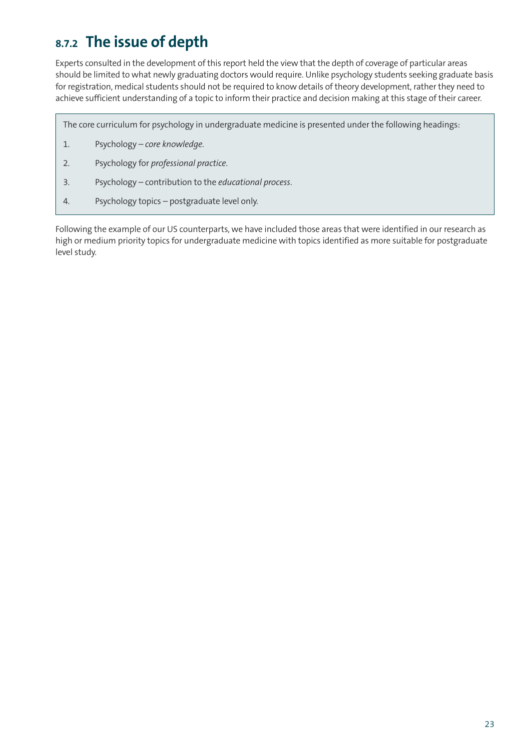### 8.7.2 The issue of depth

Experts consulted in the development of this report held the view that the depth of coverage of particular areas should be limited to what newly graduating doctors would require. Unlike psychology students seeking graduate basis for registration, medical students should not be required to know details of theory development, rather they need to achieve sufficient understanding of a topic to inform their practice and decision making at this stage of their career.

The core curriculum for psychology in undergraduate medicine is presented under the following headings:

1. Psychology – *core knowledge*.
2. Psychology for *professional practice*.
3. Psychology – contribution to the *educational process*.
4. Psychology topics – postgraduate level only.

Following the example of our US counterparts, we have included those areas that were identified in our research as high or medium priority topics for undergraduate medicine with topics identified as more suitable for postgraduate level study.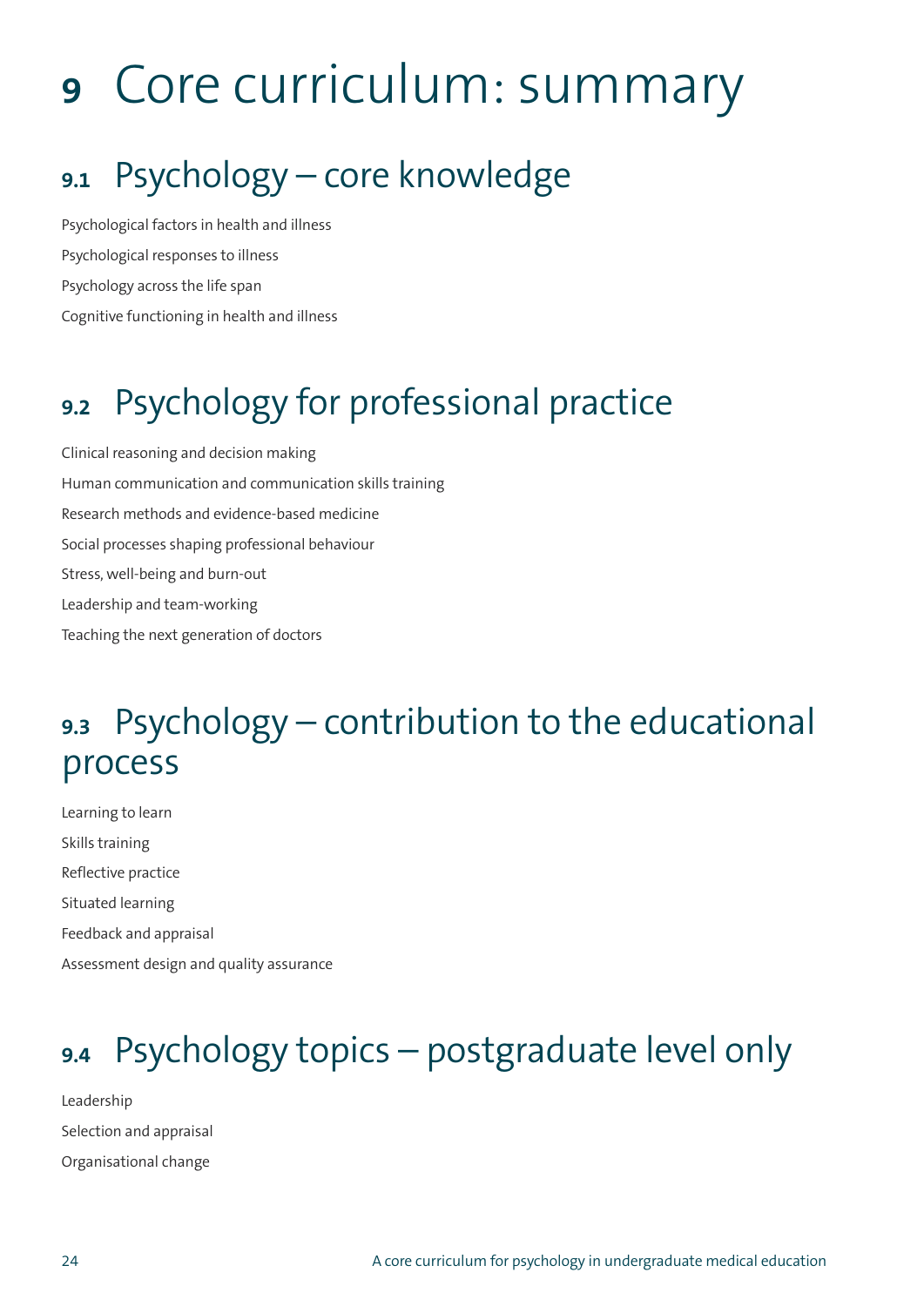# 9 Core curriculum: summary

## 9.1 Psychology – core knowledge

Psychological factors in health and illness

Psychological responses to illness

Psychology across the life span

Cognitive functioning in health and illness

## 9.2 Psychology for professional practice

Clinical reasoning and decision making

Human communication and communication skills training

Research methods and evidence-based medicine

Social processes shaping professional behaviour

Stress, well-being and burn-out

Leadership and team-working

Teaching the next generation of doctors

## 9.3 Psychology – contribution to the educational process

Learning to learn

Skills training

Reflective practice

Situated learning

Feedback and appraisal

Assessment design and quality assurance

## 9.4 Psychology topics – postgraduate level only

Leadership

Selection and appraisal

Organisational change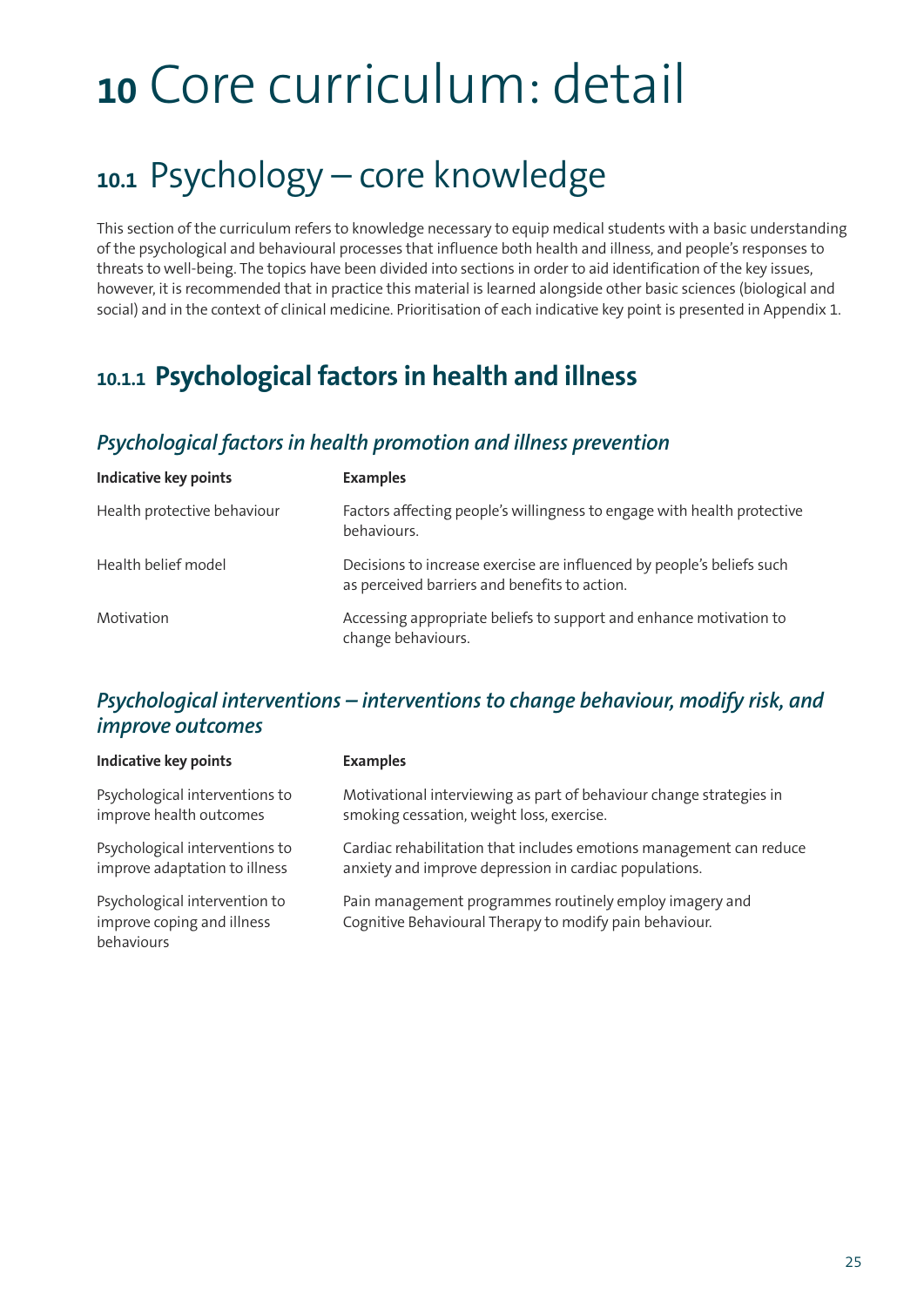# 10 Core curriculum: detail

## 10.1 Psychology – core knowledge

This section of the curriculum refers to knowledge necessary to equip medical students with a basic understanding of the psychological and behavioural processes that influence both health and illness, and people's responses to threats to well-being. The topics have been divided into sections in order to aid identification of the key issues, however, it is recommended that in practice this material is learned alongside other basic sciences (biological and social) and in the context of clinical medicine. Prioritisation of each indicative key point is presented in Appendix 1.

### 10.1.1 Psychological factors in health and illness

#### *Psychological factors in health promotion and illness prevention*

| Indicative key points | Examples |
| --- | --- |
| Health protective behaviour | Factors affecting people's willingness to engage with health protective behaviours. |
| Health belief model | Decisions to increase exercise are influenced by people's beliefs such as perceived barriers and benefits to action. |
| Motivation | Accessing appropriate beliefs to support and enhance motivation to change behaviours. |

#### *Psychological interventions – interventions to change behaviour, modify risk, and improve outcomes*

| Indicative key points | Examples |
| --- | --- |
| Psychological interventions to improve health outcomes | Motivational interviewing as part of behaviour change strategies in smoking cessation, weight loss, exercise. |
| Psychological interventions to improve adaptation to illness | Cardiac rehabilitation that includes emotions management can reduce anxiety and improve depression in cardiac populations. |
| Psychological intervention to improve coping and illness behaviours | Pain management programmes routinely employ imagery and Cognitive Behavioural Therapy to modify pain behaviour. |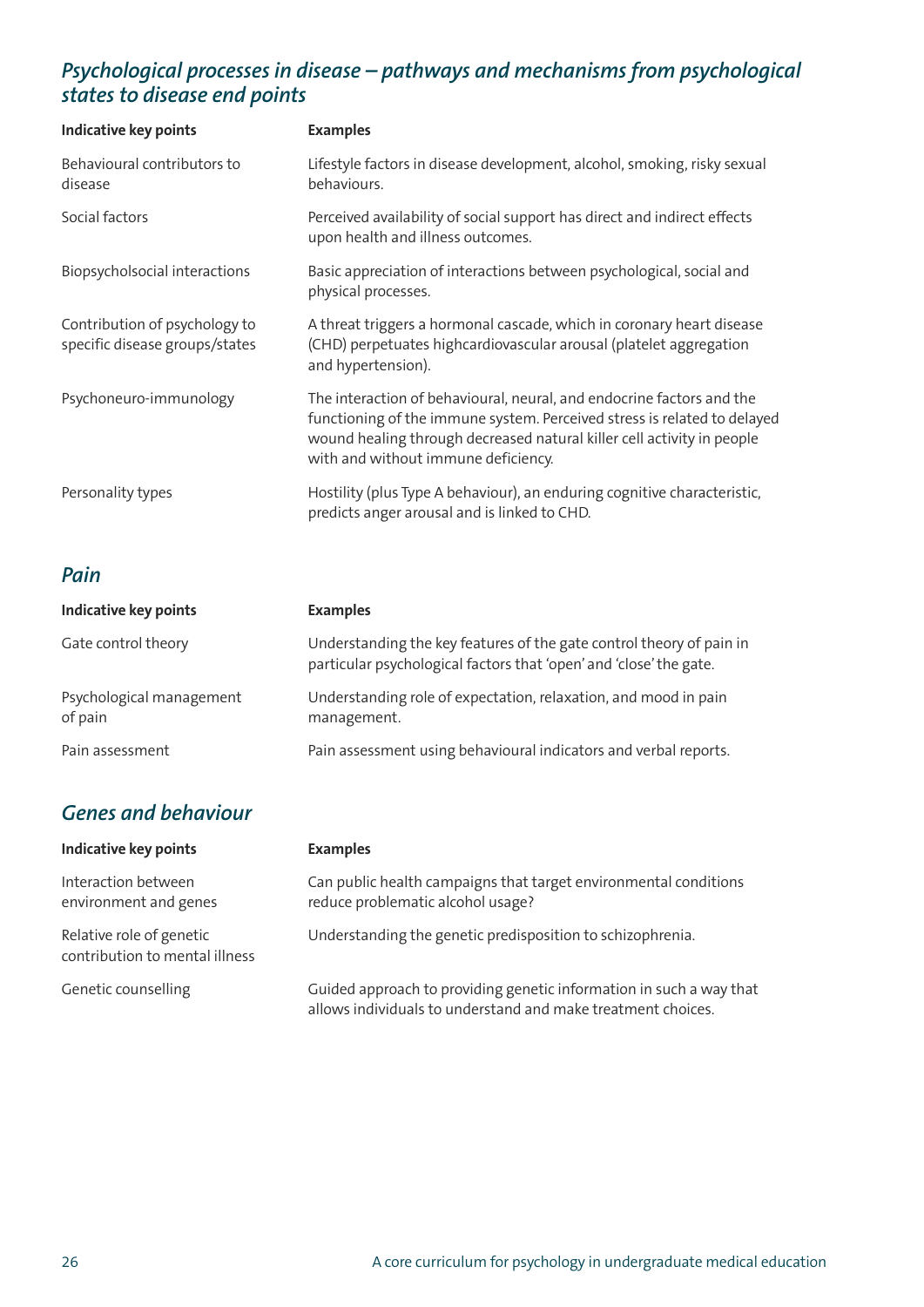## *Psychological processes in disease – pathways and mechanisms from psychological states to disease end points*

| Indicative key points | Examples |
| --- | --- |
| Behavioural contributors to disease | Lifestyle factors in disease development, alcohol, smoking, risky sexual behaviours. |
| Social factors | Perceived availability of social support has direct and indirect effects upon health and illness outcomes. |
| Biopsycholsocial interactions | Basic appreciation of interactions between psychological, social and physical processes. |
| Contribution of psychology to specific disease groups/states | A threat triggers a hormonal cascade, which in coronary heart disease (CHD) perpetuates highcardiovascular arousal (platelet aggregation and hypertension). |
| Psychoneuro-immunology | The interaction of behavioural, neural, and endocrine factors and the functioning of the immune system. Perceived stress is related to delayed wound healing through decreased natural killer cell activity in people with and without immune deficiency. |
| Personality types | Hostility (plus Type A behaviour), an enduring cognitive characteristic, predicts anger arousal and is linked to CHD. |

## *Pain*

| Indicative key points | Examples |
| --- | --- |
| Gate control theory | Understanding the key features of the gate control theory of pain in particular psychological factors that 'open' and 'close' the gate. |
| Psychological management of pain | Understanding role of expectation, relaxation, and mood in pain management. |
| Pain assessment | Pain assessment using behavioural indicators and verbal reports. |

## *Genes and behaviour*

| Indicative key points | Examples |
| --- | --- |
| Interaction between environment and genes | Can public health campaigns that target environmental conditions reduce problematic alcohol usage? |
| Relative role of genetic contribution to mental illness | Understanding the genetic predisposition to schizophrenia. |
| Genetic counselling | Guided approach to providing genetic information in such a way that allows individuals to understand and make treatment choices. |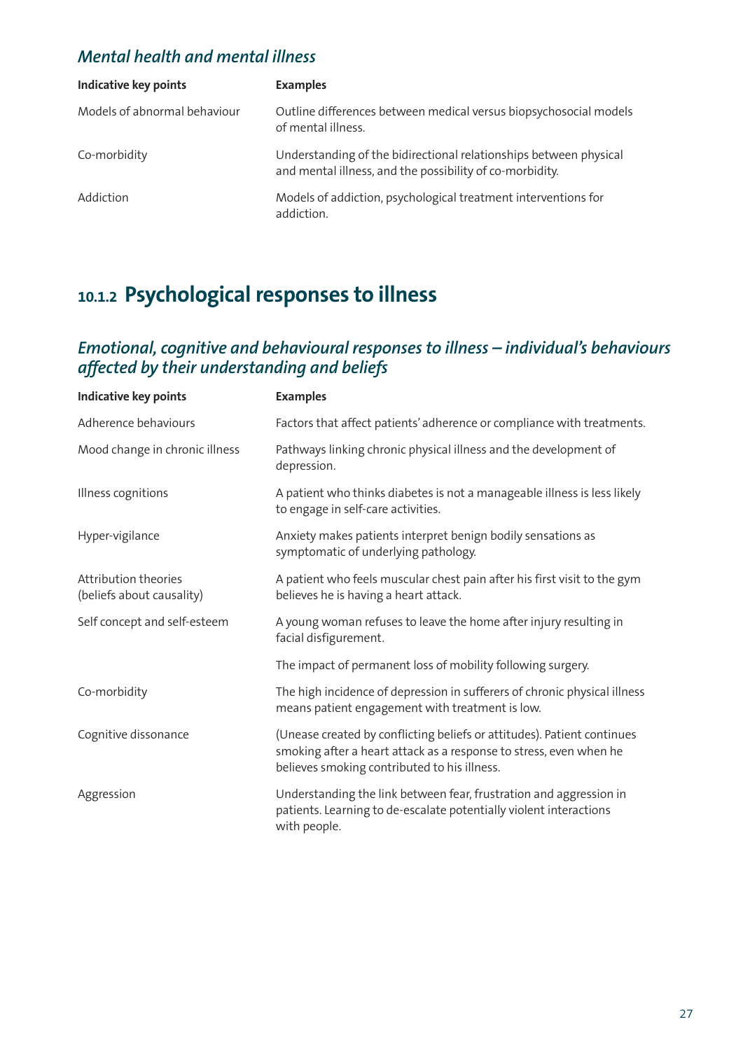### *Mental health and mental illness*

| Indicative key points | Examples |
|---|---|
| Models of abnormal behaviour | Outline differences between medical versus biopsychosocial models of mental illness. |
| Co-morbidity | Understanding of the bidirectional relationships between physical and mental illness, and the possibility of co-morbidity. |
| Addiction | Models of addiction, psychological treatment interventions for addiction. |

## 10.1.2 Psychological responses to illness

### *Emotional, cognitive and behavioural responses to illness – individual's behaviours affected by their understanding and beliefs*

| Indicative key points | Examples |
|---|---|
| Adherence behaviours | Factors that affect patients' adherence or compliance with treatments. |
| Mood change in chronic illness | Pathways linking chronic physical illness and the development of depression. |
| Illness cognitions | A patient who thinks diabetes is not a manageable illness is less likely to engage in self-care activities. |
| Hyper-vigilance | Anxiety makes patients interpret benign bodily sensations as symptomatic of underlying pathology. |
| Attribution theories (beliefs about causality) | A patient who feels muscular chest pain after his first visit to the gym believes he is having a heart attack. |
| Self concept and self-esteem | A young woman refuses to leave the home after injury resulting in facial disfigurement. |
| | The impact of permanent loss of mobility following surgery. |
| Co-morbidity | The high incidence of depression in sufferers of chronic physical illness means patient engagement with treatment is low. |
| Cognitive dissonance | (Unease created by conflicting beliefs or attitudes). Patient continues smoking after a heart attack as a response to stress, even when he believes smoking contributed to his illness. |
| Aggression | Understanding the link between fear, frustration and aggression in patients. Learning to de-escalate potentially violent interactions with people. |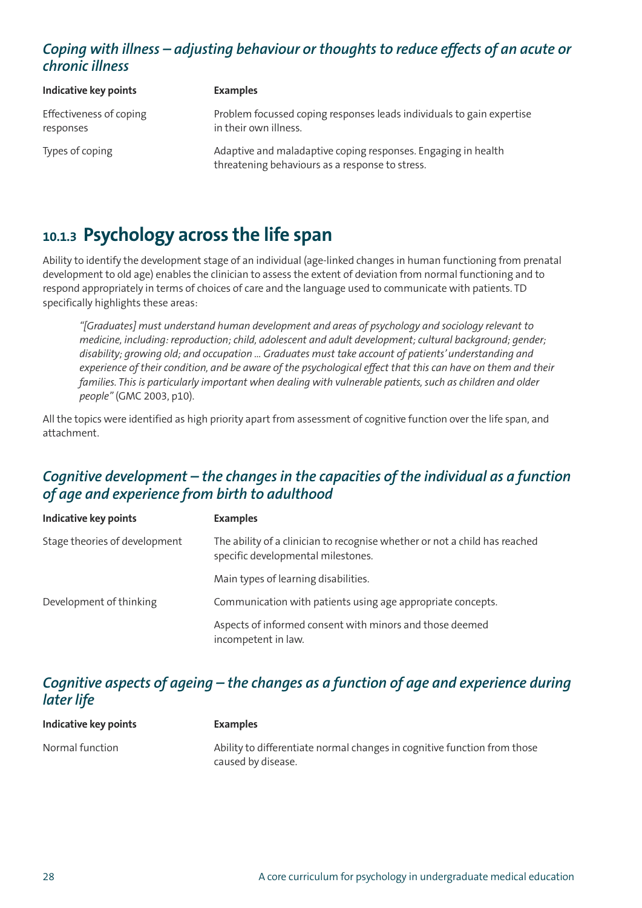### *Coping with illness – adjusting behaviour or thoughts to reduce effects of an acute or chronic illness*

| Indicative key points | Examples |
|---|---|
| Effectiveness of coping responses | Problem focussed coping responses leads individuals to gain expertise in their own illness. |
| Types of coping | Adaptive and maladaptive coping responses. Engaging in health threatening behaviours as a response to stress. |

## 10.1.3 Psychology across the life span

Ability to identify the development stage of an individual (age-linked changes in human functioning from prenatal development to old age) enables the clinician to assess the extent of deviation from normal functioning and to respond appropriately in terms of choices of care and the language used to communicate with patients. TD specifically highlights these areas:

> *"[Graduates] must understand human development and areas of psychology and sociology relevant to medicine, including: reproduction; child, adolescent and adult development; cultural background; gender; disability; growing old; and occupation ... Graduates must take account of patients' understanding and experience of their condition, and be aware of the psychological effect that this can have on them and their families. This is particularly important when dealing with vulnerable patients, such as children and older people"* (GMC 2003, p10).

All the topics were identified as high priority apart from assessment of cognitive function over the life span, and attachment.

### *Cognitive development – the changes in the capacities of the individual as a function of age and experience from birth to adulthood*

| Indicative key points | Examples |
|---|---|
| Stage theories of development | The ability of a clinician to recognise whether or not a child has reached specific developmental milestones. |
| | Main types of learning disabilities. |
| Development of thinking | Communication with patients using age appropriate concepts. |
| | Aspects of informed consent with minors and those deemed incompetent in law. |

### *Cognitive aspects of ageing – the changes as a function of age and experience during later life*

| Indicative key points | Examples |
|---|---|
| Normal function | Ability to differentiate normal changes in cognitive function from those caused by disease. |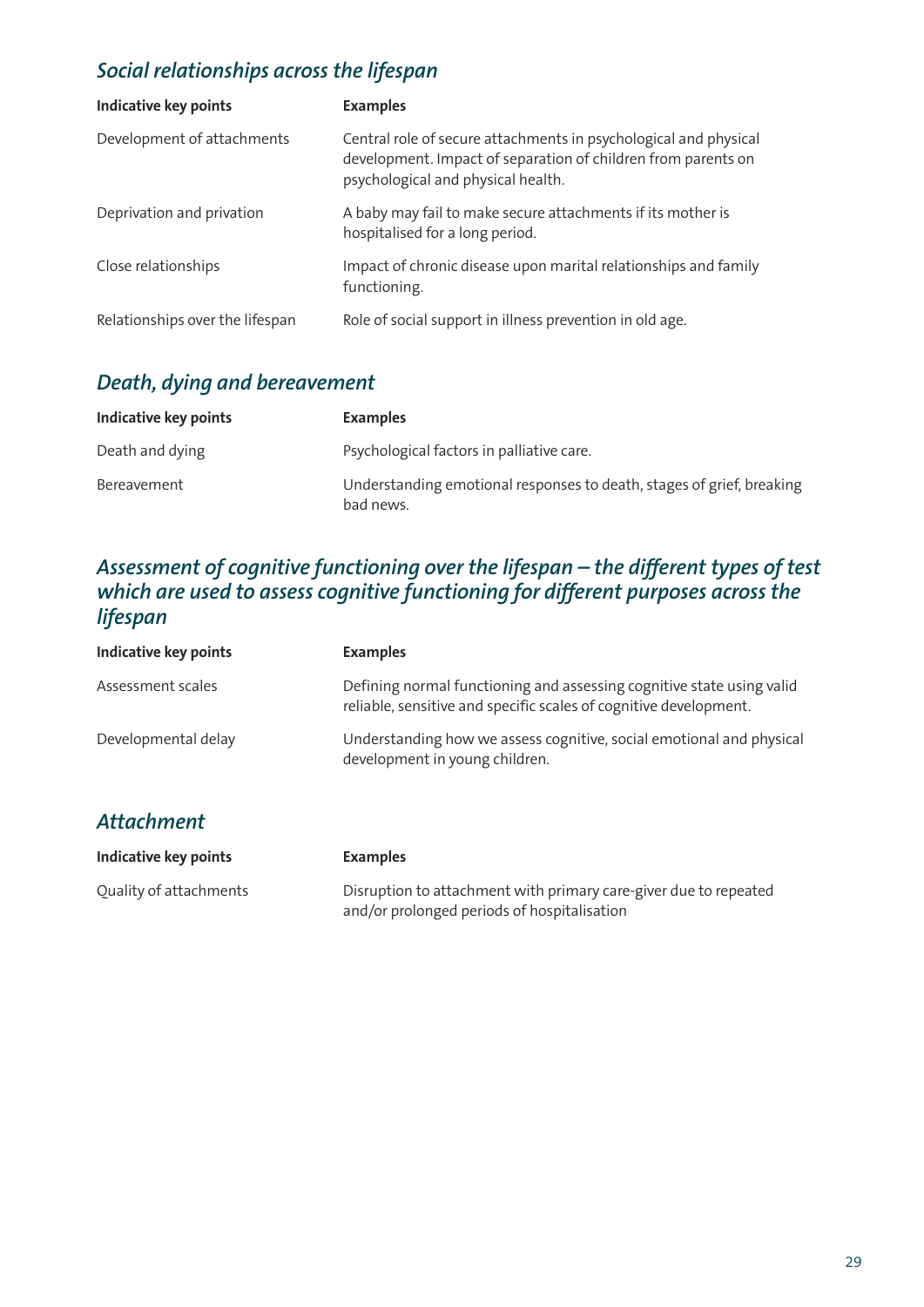## *Social relationships across the lifespan*

| Indicative key points | Examples |
| --- | --- |
| Development of attachments | Central role of secure attachments in psychological and physical development. Impact of separation of children from parents on psychological and physical health. |
| Deprivation and privation | A baby may fail to make secure attachments if its mother is hospitalised for a long period. |
| Close relationships | Impact of chronic disease upon marital relationships and family functioning. |
| Relationships over the lifespan | Role of social support in illness prevention in old age. |

## *Death, dying and bereavement*

| Indicative key points | Examples |
| --- | --- |
| Death and dying | Psychological factors in palliative care. |
| Bereavement | Understanding emotional responses to death, stages of grief, breaking bad news. |

## *Assessment of cognitive functioning over the lifespan – the different types of test which are used to assess cognitive functioning for different purposes across the lifespan*

| Indicative key points | Examples |
| --- | --- |
| Assessment scales | Defining normal functioning and assessing cognitive state using valid reliable, sensitive and specific scales of cognitive development. |
| Developmental delay | Understanding how we assess cognitive, social emotional and physical development in young children. |

## *Attachment*

| Indicative key points | Examples |
| --- | --- |
| Quality of attachments | Disruption to attachment with primary care-giver due to repeated and/or prolonged periods of hospitalisation |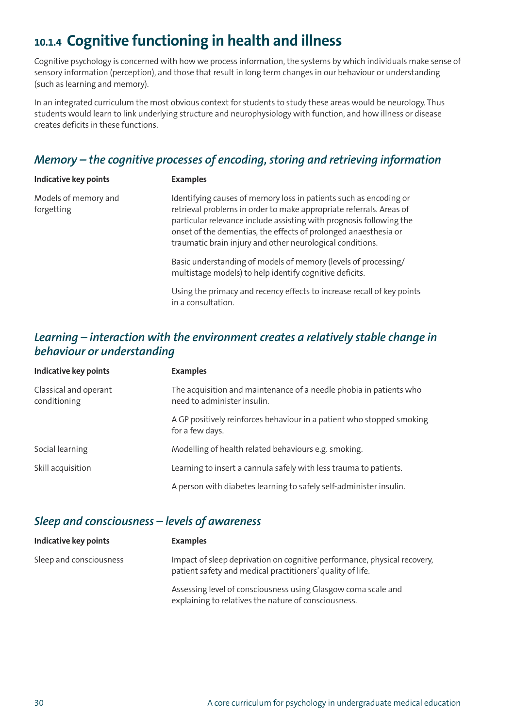## 10.1.4 Cognitive functioning in health and illness

Cognitive psychology is concerned with how we process information, the systems by which individuals make sense of sensory information (perception), and those that result in long term changes in our behaviour or understanding (such as learning and memory).

In an integrated curriculum the most obvious context for students to study these areas would be neurology. Thus students would learn to link underlying structure and neurophysiology with function, and how illness or disease creates deficits in these functions.

### *Memory – the cognitive processes of encoding, storing and retrieving information*

| Indicative key points | Examples |
|---|---|
| Models of memory and forgetting | Identifying causes of memory loss in patients such as encoding or retrieval problems in order to make appropriate referrals. Areas of particular relevance include assisting with prognosis following the onset of the dementias, the effects of prolonged anaesthesia or traumatic brain injury and other neurological conditions. |
| | Basic understanding of models of memory (levels of processing/ multistage models) to help identify cognitive deficits. |
| | Using the primacy and recency effects to increase recall of key points in a consultation. |

### *Learning – interaction with the environment creates a relatively stable change in behaviour or understanding*

| Indicative key points | Examples |
|---|---|
| Classical and operant conditioning | The acquisition and maintenance of a needle phobia in patients who need to administer insulin. |
| | A GP positively reinforces behaviour in a patient who stopped smoking for a few days. |
| Social learning | Modelling of health related behaviours e.g. smoking. |
| Skill acquisition | Learning to insert a cannula safely with less trauma to patients. |
| | A person with diabetes learning to safely self-administer insulin. |

### *Sleep and consciousness – levels of awareness*

| Indicative key points | Examples |
|---|---|
| Sleep and consciousness | Impact of sleep deprivation on cognitive performance, physical recovery, patient safety and medical practitioners' quality of life. |
| | Assessing level of consciousness using Glasgow coma scale and explaining to relatives the nature of consciousness. |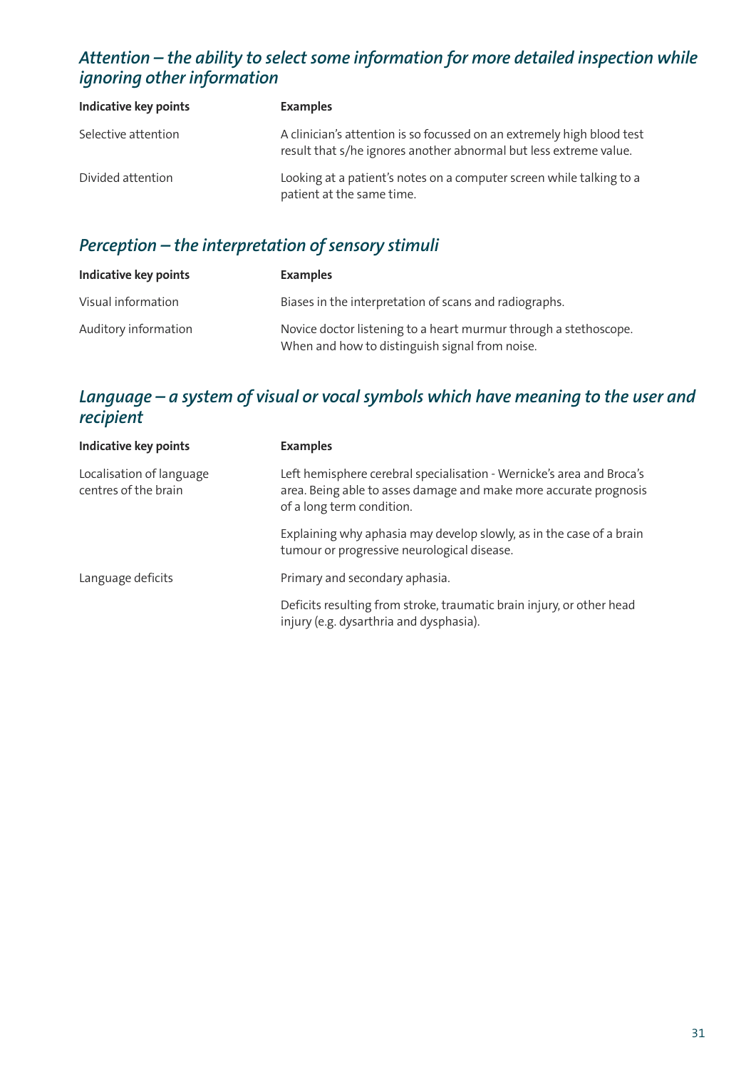### *Attention – the ability to select some information for more detailed inspection while ignoring other information*

| Indicative key points | Examples |
|---|---|
| Selective attention | A clinician's attention is so focussed on an extremely high blood test result that s/he ignores another abnormal but less extreme value. |
| Divided attention | Looking at a patient's notes on a computer screen while talking to a patient at the same time. |

### *Perception – the interpretation of sensory stimuli*

| Indicative key points | Examples |
|---|---|
| Visual information | Biases in the interpretation of scans and radiographs. |
| Auditory information | Novice doctor listening to a heart murmur through a stethoscope. When and how to distinguish signal from noise. |

### *Language – a system of visual or vocal symbols which have meaning to the user and recipient*

| Indicative key points | Examples |
|---|---|
| Localisation of language centres of the brain | Left hemisphere cerebral specialisation - Wernicke's area and Broca's area. Being able to asses damage and make more accurate prognosis of a long term condition. |
| | Explaining why aphasia may develop slowly, as in the case of a brain tumour or progressive neurological disease. |
| Language deficits | Primary and secondary aphasia. |
| | Deficits resulting from stroke, traumatic brain injury, or other head injury (e.g. dysarthria and dysphasia). |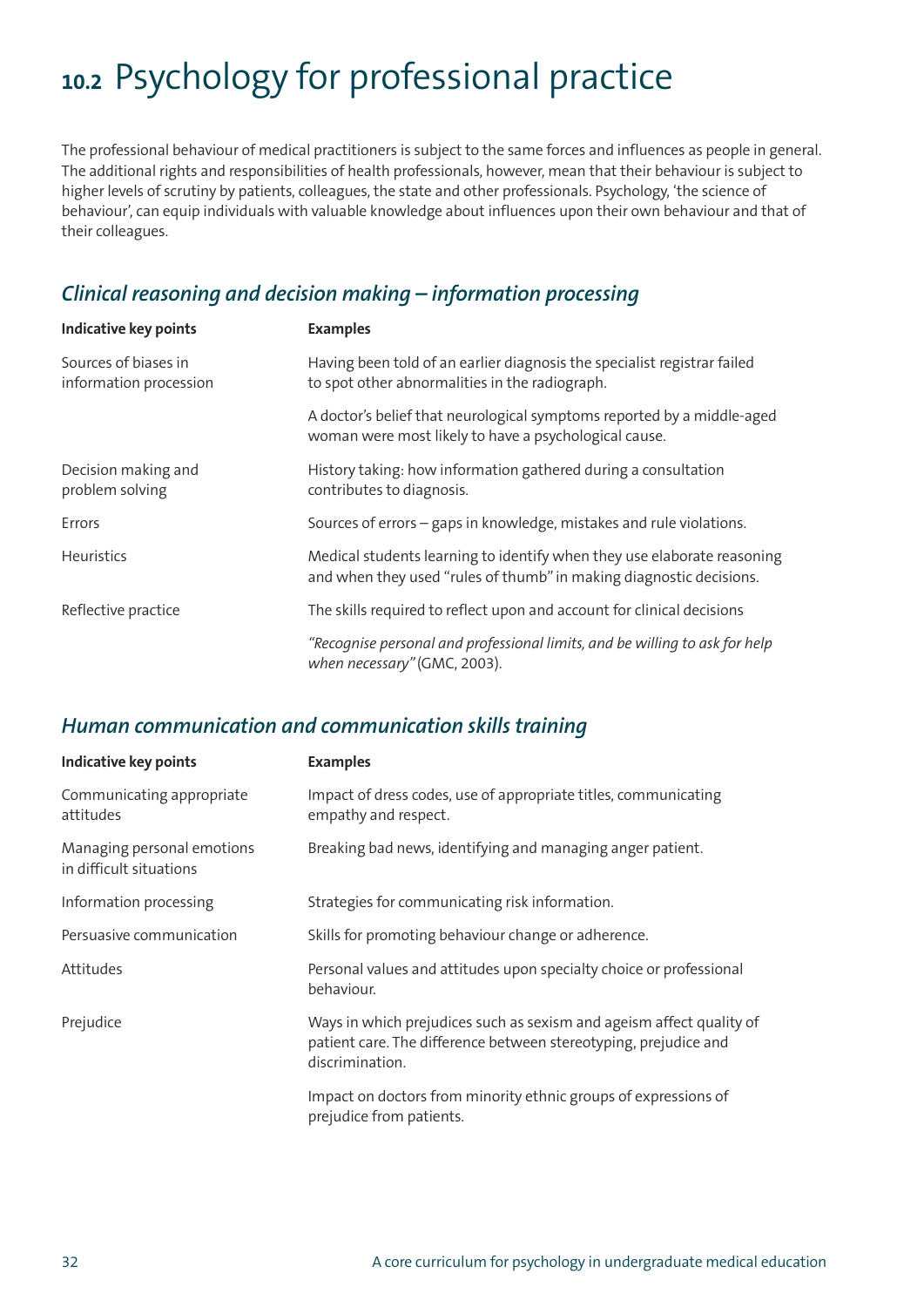# 10.2 Psychology for professional practice

The professional behaviour of medical practitioners is subject to the same forces and influences as people in general. The additional rights and responsibilities of health professionals, however, mean that their behaviour is subject to higher levels of scrutiny by patients, colleagues, the state and other professionals. Psychology, 'the science of behaviour', can equip individuals with valuable knowledge about influences upon their own behaviour and that of their colleagues.

## *Clinical reasoning and decision making – information processing*

| Indicative key points | Examples |
|---|---|
| Sources of biases in information procession | Having been told of an earlier diagnosis the specialist registrar failed to spot other abnormalities in the radiograph. |
| | A doctor's belief that neurological symptoms reported by a middle-aged woman were most likely to have a psychological cause. |
| Decision making and problem solving | History taking: how information gathered during a consultation contributes to diagnosis. |
| Errors | Sources of errors – gaps in knowledge, mistakes and rule violations. |
| Heuristics | Medical students learning to identify when they use elaborate reasoning and when they used "rules of thumb" in making diagnostic decisions. |
| Reflective practice | The skills required to reflect upon and account for clinical decisions |
| | *"Recognise personal and professional limits, and be willing to ask for help when necessary"* (GMC, 2003). |

## *Human communication and communication skills training*

| Indicative key points | Examples |
|---|---|
| Communicating appropriate attitudes | Impact of dress codes, use of appropriate titles, communicating empathy and respect. |
| Managing personal emotions in difficult situations | Breaking bad news, identifying and managing anger patient. |
| Information processing | Strategies for communicating risk information. |
| Persuasive communication | Skills for promoting behaviour change or adherence. |
| Attitudes | Personal values and attitudes upon specialty choice or professional behaviour. |
| Prejudice | Ways in which prejudices such as sexism and ageism affect quality of patient care. The difference between stereotyping, prejudice and discrimination. |
| | Impact on doctors from minority ethnic groups of expressions of prejudice from patients. |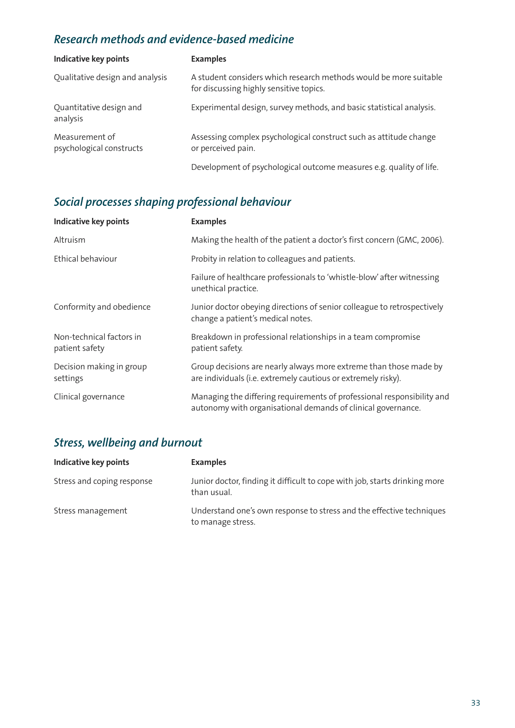## *Research methods and evidence-based medicine*

| Indicative key points | Examples |
|---|---|
| Qualitative design and analysis | A student considers which research methods would be more suitable for discussing highly sensitive topics. |
| Quantitative design and analysis | Experimental design, survey methods, and basic statistical analysis. |
| Measurement of psychological constructs | Assessing complex psychological construct such as attitude change or perceived pain. |
| | Development of psychological outcome measures e.g. quality of life. |

## *Social processes shaping professional behaviour*

| Indicative key points | Examples |
|---|---|
| Altruism | Making the health of the patient a doctor's first concern (GMC, 2006). |
| Ethical behaviour | Probity in relation to colleagues and patients. |
| | Failure of healthcare professionals to 'whistle-blow' after witnessing unethical practice. |
| Conformity and obedience | Junior doctor obeying directions of senior colleague to retrospectively change a patient's medical notes. |
| Non-technical factors in patient safety | Breakdown in professional relationships in a team compromise patient safety. |
| Decision making in group settings | Group decisions are nearly always more extreme than those made by are individuals (i.e. extremely cautious or extremely risky). |
| Clinical governance | Managing the differing requirements of professional responsibility and autonomy with organisational demands of clinical governance. |

## *Stress, wellbeing and burnout*

| Indicative key points | Examples |
|---|---|
| Stress and coping response | Junior doctor, finding it difficult to cope with job, starts drinking more than usual. |
| Stress management | Understand one's own response to stress and the effective techniques to manage stress. |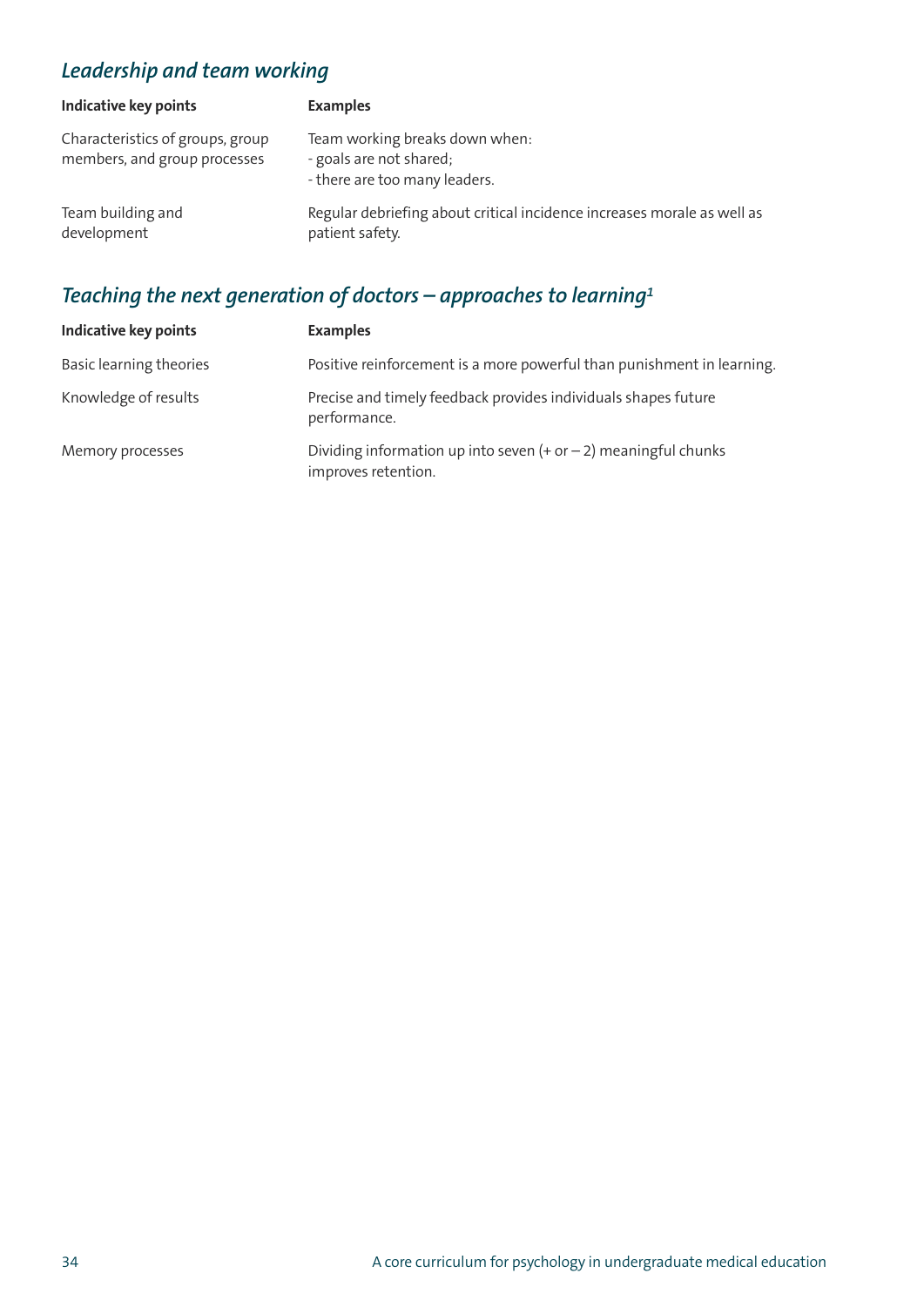## *Leadership and team working*

| Indicative key points | Examples |
|---|---|
| Characteristics of groups, group members, and group processes | Team working breaks down when:<br>- goals are not shared;<br>- there are too many leaders. |
| Team building and development | Regular debriefing about critical incidence increases morale as well as patient safety. |

## *Teaching the next generation of doctors – approaches to learning*[1]

| Indicative key points | Examples |
|---|---|
| Basic learning theories | Positive reinforcement is a more powerful than punishment in learning. |
| Knowledge of results | Precise and timely feedback provides individuals shapes future performance. |
| Memory processes | Dividing information up into seven (+ or – 2) meaningful chunks improves retention. |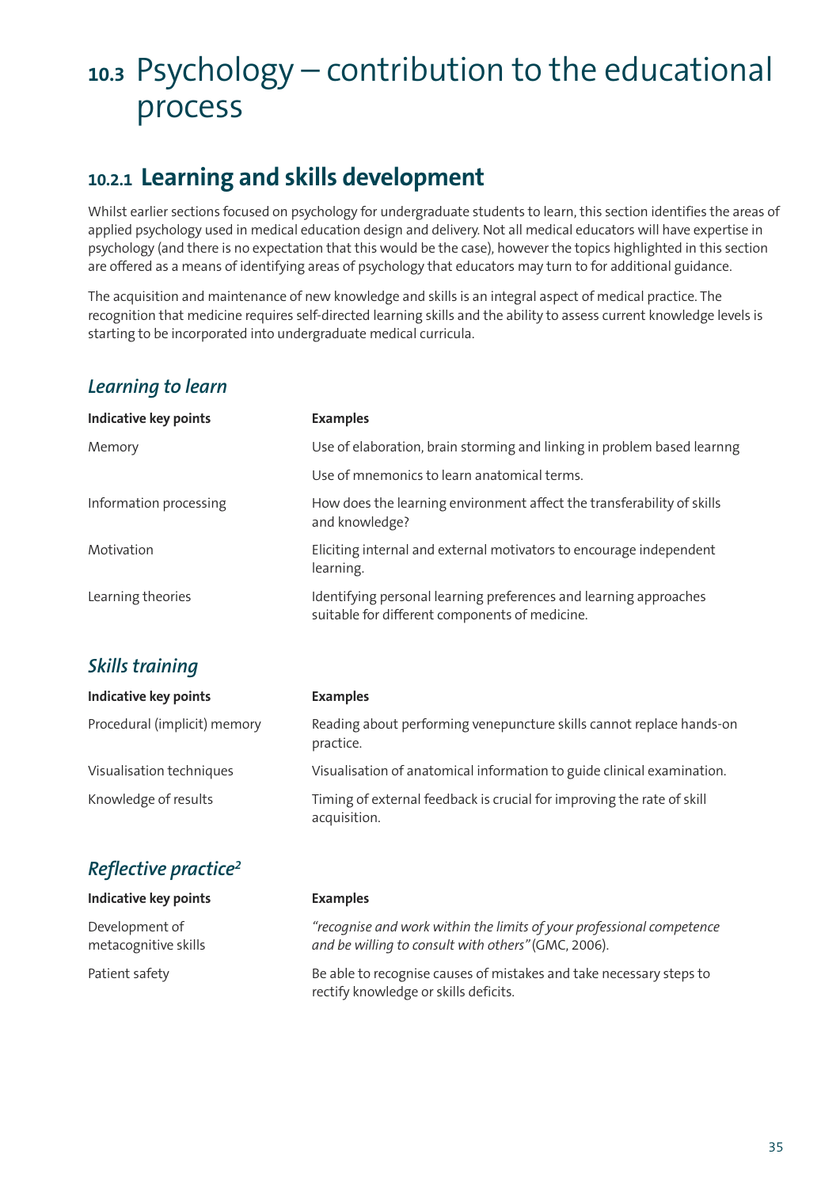# 10.3 Psychology – contribution to the educational process

## 10.2.1 Learning and skills development

Whilst earlier sections focused on psychology for undergraduate students to learn, this section identifies the areas of applied psychology used in medical education design and delivery. Not all medical educators will have expertise in psychology (and there is no expectation that this would be the case), however the topics highlighted in this section are offered as a means of identifying areas of psychology that educators may turn to for additional guidance.

The acquisition and maintenance of new knowledge and skills is an integral aspect of medical practice. The recognition that medicine requires self-directed learning skills and the ability to assess current knowledge levels is starting to be incorporated into undergraduate medical curricula.

### *Learning to learn*

| Indicative key points | Examples |
|---|---|
| Memory | Use of elaboration, brain storming and linking in problem based learnng |
| | Use of mnemonics to learn anatomical terms. |
| Information processing | How does the learning environment affect the transferability of skills and knowledge? |
| Motivation | Eliciting internal and external motivators to encourage independent learning. |
| Learning theories | Identifying personal learning preferences and learning approaches suitable for different components of medicine. |

### *Skills training*

| Indicative key points | Examples |
|---|---|
| Procedural (implicit) memory | Reading about performing venepuncture skills cannot replace hands-on practice. |
| Visualisation techniques | Visualisation of anatomical information to guide clinical examination. |
| Knowledge of results | Timing of external feedback is crucial for improving the rate of skill acquisition. |

### *Reflective practice*[2]

| Indicative key points | Examples |
|---|---|
| Development of metacognitive skills | *"recognise and work within the limits of your professional competence and be willing to consult with others"* (GMC, 2006). |
| Patient safety | Be able to recognise causes of mistakes and take necessary steps to rectify knowledge or skills deficits. |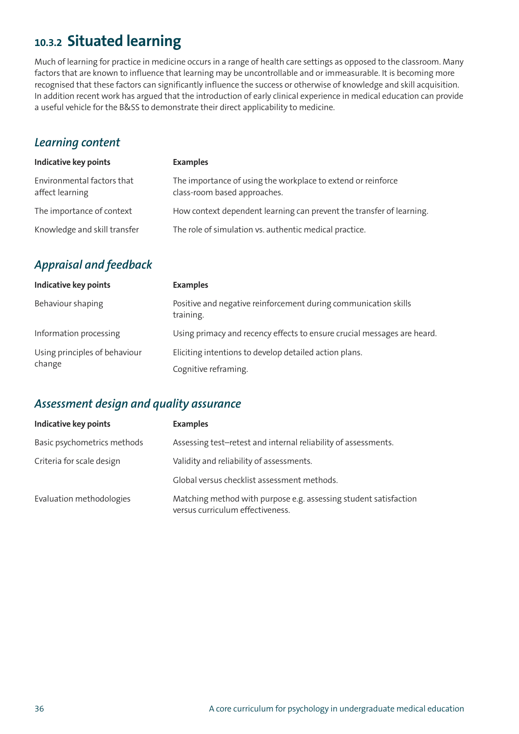## 10.3.2 Situated learning

Much of learning for practice in medicine occurs in a range of health care settings as opposed to the classroom. Many factors that are known to influence that learning may be uncontrollable and or immeasurable. It is becoming more recognised that these factors can significantly influence the success or otherwise of knowledge and skill acquisition. In addition recent work has argued that the introduction of early clinical experience in medical education can provide a useful vehicle for the B&SS to demonstrate their direct applicability to medicine.

### *Learning content*

| Indicative key points | Examples |
|---|---|
| Environmental factors that affect learning | The importance of using the workplace to extend or reinforce class-room based approaches. |
| The importance of context | How context dependent learning can prevent the transfer of learning. |
| Knowledge and skill transfer | The role of simulation vs. authentic medical practice. |

### *Appraisal and feedback*

| Indicative key points | Examples |
|---|---|
| Behaviour shaping | Positive and negative reinforcement during communication skills training. |
| Information processing | Using primacy and recency effects to ensure crucial messages are heard. |
| Using principles of behaviour change | Eliciting intentions to develop detailed action plans. |
| | Cognitive reframing. |

### *Assessment design and quality assurance*

| Indicative key points | Examples |
|---|---|
| Basic psychometrics methods | Assessing test–retest and internal reliability of assessments. |
| Criteria for scale design | Validity and reliability of assessments. |
| | Global versus checklist assessment methods. |
| Evaluation methodologies | Matching method with purpose e.g. assessing student satisfaction versus curriculum effectiveness. |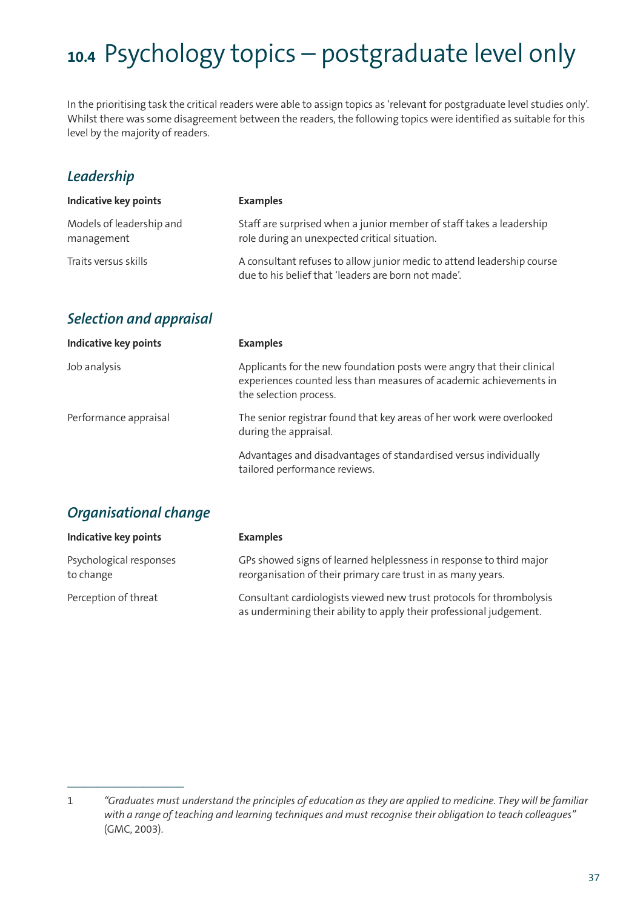# 10.4 Psychology topics – postgraduate level only

In the prioritising task the critical readers were able to assign topics as 'relevant for postgraduate level studies only'. Whilst there was some disagreement between the readers, the following topics were identified as suitable for this level by the majority of readers.

## *Leadership*

| Indicative key points | Examples |
|---|---|
| Models of leadership and management | Staff are surprised when a junior member of staff takes a leadership role during an unexpected critical situation. |
| Traits versus skills | A consultant refuses to allow junior medic to attend leadership course due to his belief that 'leaders are born not made'. |

## *Selection and appraisal*

| Indicative key points | Examples |
|---|---|
| Job analysis | Applicants for the new foundation posts were angry that their clinical experiences counted less than measures of academic achievements in the selection process. |
| Performance appraisal | The senior registrar found that key areas of her work were overlooked during the appraisal. |
| | Advantages and disadvantages of standardised versus individually tailored performance reviews. |

## *Organisational change*

| Indicative key points | Examples |
|---|---|
| Psychological responses to change | GPs showed signs of learned helplessness in response to third major reorganisation of their primary care trust in as many years. |
| Perception of threat | Consultant cardiologists viewed new trust protocols for thrombolysis as undermining their ability to apply their professional judgement. |

---

1 *"Graduates must understand the principles of education as they are applied to medicine. They will be familiar with a range of teaching and learning techniques and must recognise their obligation to teach colleagues"* (GMC, 2003).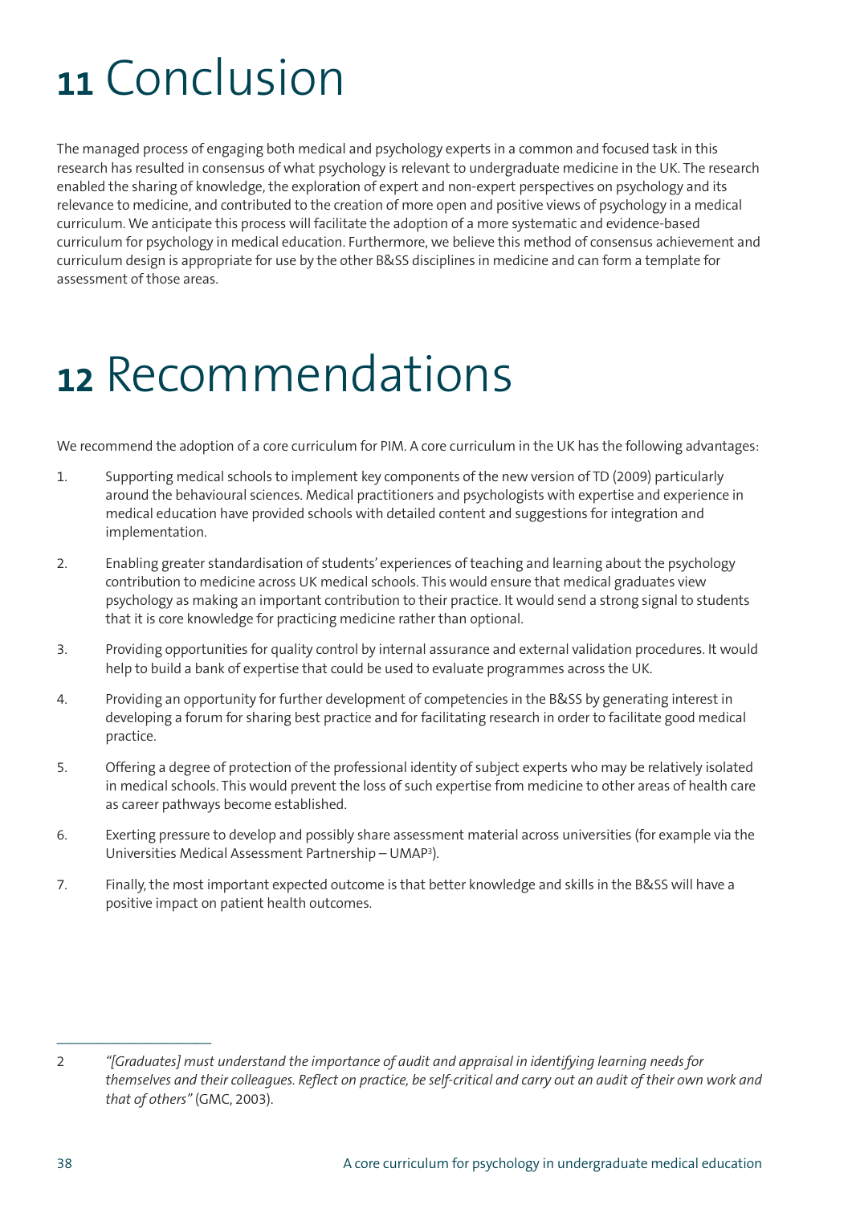# 11 Conclusion

The managed process of engaging both medical and psychology experts in a common and focused task in this research has resulted in consensus of what psychology is relevant to undergraduate medicine in the UK. The research enabled the sharing of knowledge, the exploration of expert and non-expert perspectives on psychology and its relevance to medicine, and contributed to the creation of more open and positive views of psychology in a medical curriculum. We anticipate this process will facilitate the adoption of a more systematic and evidence-based curriculum for psychology in medical education. Furthermore, we believe this method of consensus achievement and curriculum design is appropriate for use by the other B&SS disciplines in medicine and can form a template for assessment of those areas.

# 12 Recommendations

We recommend the adoption of a core curriculum for PIM. A core curriculum in the UK has the following advantages:

1. Supporting medical schools to implement key components of the new version of TD (2009) particularly around the behavioural sciences. Medical practitioners and psychologists with expertise and experience in medical education have provided schools with detailed content and suggestions for integration and implementation.

2. Enabling greater standardisation of students' experiences of teaching and learning about the psychology contribution to medicine across UK medical schools. This would ensure that medical graduates view psychology as making an important contribution to their practice. It would send a strong signal to students that it is core knowledge for practicing medicine rather than optional.

3. Providing opportunities for quality control by internal assurance and external validation procedures. It would help to build a bank of expertise that could be used to evaluate programmes across the UK.

4. Providing an opportunity for further development of competencies in the B&SS by generating interest in developing a forum for sharing best practice and for facilitating research in order to facilitate good medical practice.

5. Offering a degree of protection of the professional identity of subject experts who may be relatively isolated in medical schools. This would prevent the loss of such expertise from medicine to other areas of health care as career pathways become established.

6. Exerting pressure to develop and possibly share assessment material across universities (for example via the Universities Medical Assessment Partnership – UMAP[3]).

7. Finally, the most important expected outcome is that better knowledge and skills in the B&SS will have a positive impact on patient health outcomes.

---

2 *"[Graduates] must understand the importance of audit and appraisal in identifying learning needs for themselves and their colleagues. Reflect on practice, be self-critical and carry out an audit of their own work and that of others"* (GMC, 2003).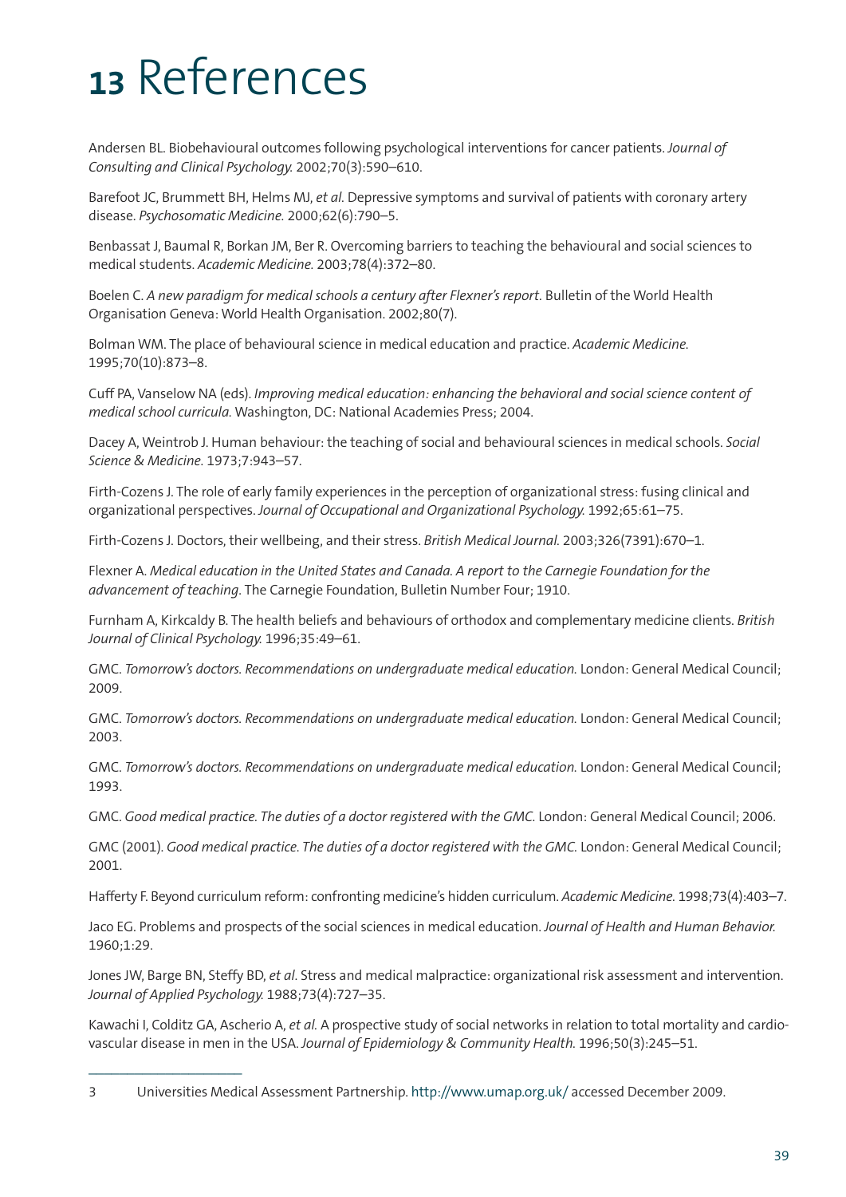# 13 References

Andersen BL. Biobehavioural outcomes following psychological interventions for cancer patients. *Journal of Consulting and Clinical Psychology.* 2002;70(3):590–610.

Barefoot JC, Brummett BH, Helms MJ, *et al.* Depressive symptoms and survival of patients with coronary artery disease. *Psychosomatic Medicine.* 2000;62(6):790–5.

Benbassat J, Baumal R, Borkan JM, Ber R. Overcoming barriers to teaching the behavioural and social sciences to medical students. *Academic Medicine.* 2003;78(4):372–80.

Boelen C. *A new paradigm for medical schools a century after Flexner's report.* Bulletin of the World Health Organisation Geneva: World Health Organisation. 2002;80(7).

Bolman WM. The place of behavioural science in medical education and practice. *Academic Medicine.* 1995;70(10):873–8.

Cuff PA, Vanselow NA (eds). *Improving medical education: enhancing the behavioral and social science content of medical school curricula.* Washington, DC: National Academies Press; 2004.

Dacey A, Weintrob J. Human behaviour: the teaching of social and behavioural sciences in medical schools. *Social Science & Medicine.* 1973;7:943–57.

Firth-Cozens J. The role of early family experiences in the perception of organizational stress: fusing clinical and organizational perspectives. *Journal of Occupational and Organizational Psychology.* 1992;65:61–75.

Firth-Cozens J. Doctors, their wellbeing, and their stress. *British Medical Journal.* 2003;326(7391):670–1.

Flexner A. *Medical education in the United States and Canada. A report to the Carnegie Foundation for the advancement of teaching.* The Carnegie Foundation, Bulletin Number Four; 1910.

Furnham A, Kirkcaldy B. The health beliefs and behaviours of orthodox and complementary medicine clients. *British Journal of Clinical Psychology.* 1996;35:49–61.

GMC. *Tomorrow's doctors. Recommendations on undergraduate medical education.* London: General Medical Council; 2009.

GMC. *Tomorrow's doctors. Recommendations on undergraduate medical education.* London: General Medical Council; 2003.

GMC. *Tomorrow's doctors. Recommendations on undergraduate medical education.* London: General Medical Council; 1993.

GMC. *Good medical practice. The duties of a doctor registered with the GMC.* London: General Medical Council; 2006.

GMC (2001). *Good medical practice. The duties of a doctor registered with the GMC.* London: General Medical Council; 2001.

Hafferty F. Beyond curriculum reform: confronting medicine's hidden curriculum. *Academic Medicine.* 1998;73(4):403–7.

Jaco EG. Problems and prospects of the social sciences in medical education. *Journal of Health and Human Behavior.* 1960;1:29.

Jones JW, Barge BN, Steffy BD, *et al.* Stress and medical malpractice: organizational risk assessment and intervention. *Journal of Applied Psychology.* 1988;73(4):727–35.

Kawachi I, Colditz GA, Ascherio A, *et al.* A prospective study of social networks in relation to total mortality and cardio-vascular disease in men in the USA. *Journal of Epidemiology & Community Health.* 1996;50(3):245–51.

---

3 Universities Medical Assessment Partnership. http://www.umap.org.uk/ accessed December 2009.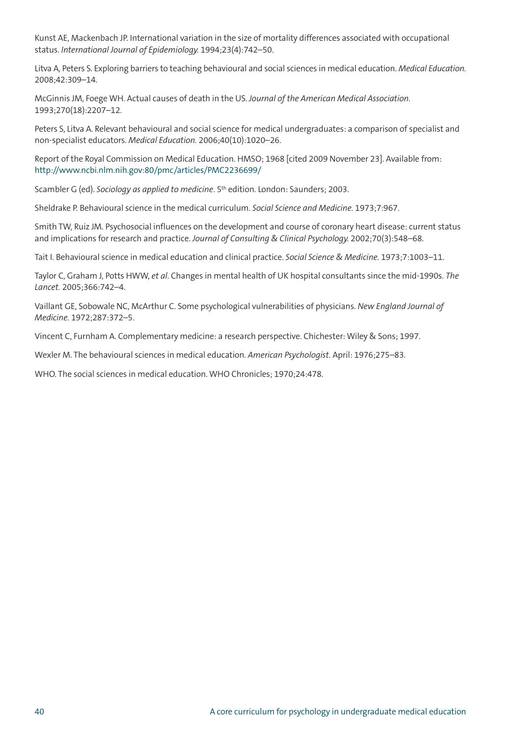Kunst AE, Mackenbach JP. International variation in the size of mortality differences associated with occupational status. *International Journal of Epidemiology.* 1994;23(4):742–50.

Litva A, Peters S. Exploring barriers to teaching behavioural and social sciences in medical education. *Medical Education.* 2008;42:309–14.

McGinnis JM, Foege WH. Actual causes of death in the US. *Journal of the American Medical Association.* 1993;270(18):2207–12.

Peters S, Litva A. Relevant behavioural and social science for medical undergraduates: a comparison of specialist and non-specialist educators. *Medical Education.* 2006;40(10):1020–26.

Report of the Royal Commission on Medical Education. HMSO; 1968 [cited 2009 November 23]. Available from: http://www.ncbi.nlm.nih.gov:80/pmc/articles/PMC2236699/

Scambler G (ed). *Sociology as applied to medicine*. 5th edition. London: Saunders; 2003.

Sheldrake P. Behavioural science in the medical curriculum. *Social Science and Medicine.* 1973;7:967.

Smith TW, Ruiz JM. Psychosocial influences on the development and course of coronary heart disease: current status and implications for research and practice. *Journal of Consulting & Clinical Psychology.* 2002;70(3):548–68.

Tait I. Behavioural science in medical education and clinical practice. *Social Science & Medicine.* 1973;7:1003–11.

Taylor C, Graham J, Potts HWW, *et al*. Changes in mental health of UK hospital consultants since the mid-1990s. *The Lancet.* 2005;366:742–4.

Vaillant GE, Sobowale NC, McArthur C. Some psychological vulnerabilities of physicians. *New England Journal of Medicine.* 1972;287:372–5.

Vincent C, Furnham A. Complementary medicine: a research perspective. Chichester: Wiley & Sons; 1997.

Wexler M. The behavioural sciences in medical education. *American Psychologist.* April: 1976;275–83.

WHO. The social sciences in medical education. WHO Chronicles; 1970;24:478.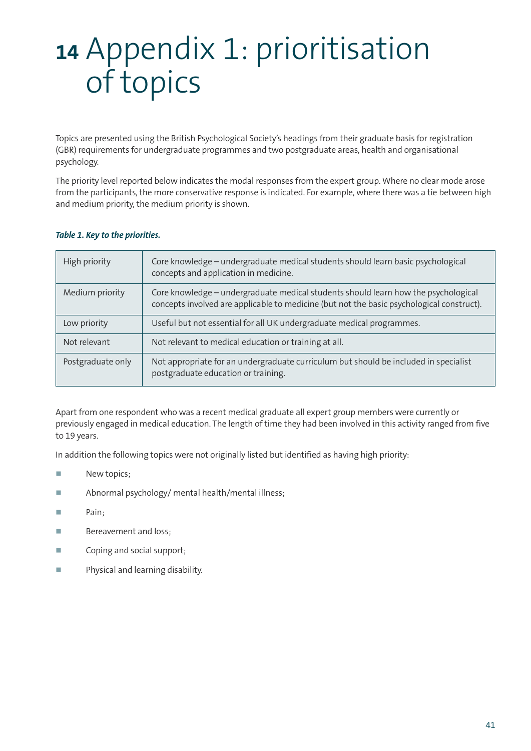# 14 Appendix 1: prioritisation of topics

Topics are presented using the British Psychological Society's headings from their graduate basis for registration (GBR) requirements for undergraduate programmes and two postgraduate areas, health and organisational psychology.

The priority level reported below indicates the modal responses from the expert group. Where no clear mode arose from the participants, the more conservative response is indicated. For example, where there was a tie between high and medium priority, the medium priority is shown.

***Table 1. Key to the priorities.***

| | |
|---|---|
| High priority | Core knowledge – undergraduate medical students should learn basic psychological concepts and application in medicine. |
| Medium priority | Core knowledge – undergraduate medical students should learn how the psychological concepts involved are applicable to medicine (but not the basic psychological construct). |
| Low priority | Useful but not essential for all UK undergraduate medical programmes. |
| Not relevant | Not relevant to medical education or training at all. |
| Postgraduate only | Not appropriate for an undergraduate curriculum but should be included in specialist postgraduate education or training. |

Apart from one respondent who was a recent medical graduate all expert group members were currently or previously engaged in medical education. The length of time they had been involved in this activity ranged from five to 19 years.

In addition the following topics were not originally listed but identified as having high priority:

- New topics;
- Abnormal psychology/ mental health/mental illness;
- Pain;
- Bereavement and loss;
- Coping and social support;
- Physical and learning disability.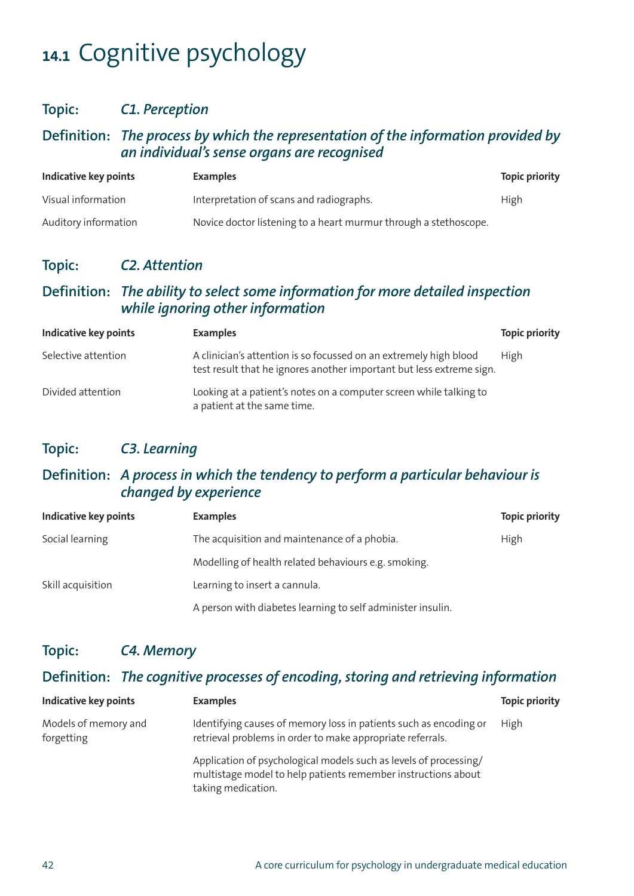# 14.1 Cognitive psychology

## Topic: *C1. Perception*

### Definition: *The process by which the representation of the information provided by an individual's sense organs are recognised*

| Indicative key points | Examples | Topic priority |
|---|---|---|
| Visual information | Interpretation of scans and radiographs. | High |
| Auditory information | Novice doctor listening to a heart murmur through a stethoscope. | |

## Topic: *C2. Attention*

### Definition: *The ability to select some information for more detailed inspection while ignoring other information*

| Indicative key points | Examples | Topic priority |
|---|---|---|
| Selective attention | A clinician's attention is so focussed on an extremely high blood test result that he ignores another important but less extreme sign. | High |
| Divided attention | Looking at a patient's notes on a computer screen while talking to a patient at the same time. | |

## Topic: *C3. Learning*

### Definition: *A process in which the tendency to perform a particular behaviour is changed by experience*

| Indicative key points | Examples | Topic priority |
|---|---|---|
| Social learning | The acquisition and maintenance of a phobia. | High |
| | Modelling of health related behaviours e.g. smoking. | |
| Skill acquisition | Learning to insert a cannula. | |
| | A person with diabetes learning to self administer insulin. | |

## Topic: *C4. Memory*

### Definition: *The cognitive processes of encoding, storing and retrieving information*

| Indicative key points | Examples | Topic priority |
|---|---|---|
| Models of memory and forgetting | Identifying causes of memory loss in patients such as encoding or retrieval problems in order to make appropriate referrals. | High |
| | Application of psychological models such as levels of processing/ multistage model to help patients remember instructions about taking medication. | |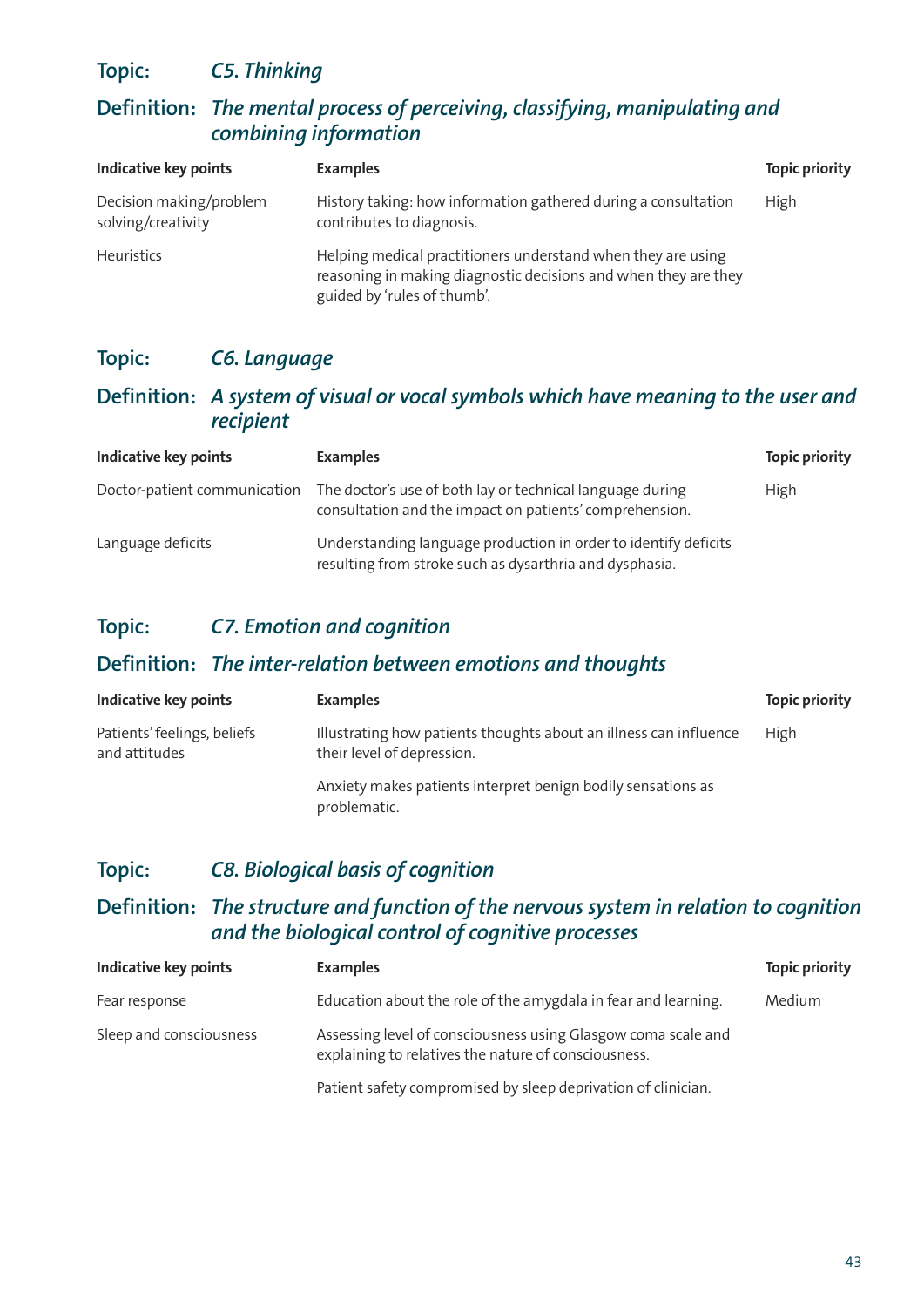## Topic: *C5. Thinking*

## Definition: *The mental process of perceiving, classifying, manipulating and combining information*

| Indicative key points | Examples | Topic priority |
|---|---|---|
| Decision making/problem solving/creativity | History taking: how information gathered during a consultation contributes to diagnosis. | High |
| Heuristics | Helping medical practitioners understand when they are using reasoning in making diagnostic decisions and when they are they guided by 'rules of thumb'. | |

## Topic: *C6. Language*

## Definition: *A system of visual or vocal symbols which have meaning to the user and recipient*

| Indicative key points | Examples | Topic priority |
|---|---|---|
| Doctor-patient communication | The doctor's use of both lay or technical language during consultation and the impact on patients' comprehension. | High |
| Language deficits | Understanding language production in order to identify deficits resulting from stroke such as dysarthria and dysphasia. | |

## Topic: *C7. Emotion and cognition*

## Definition: *The inter-relation between emotions and thoughts*

| Indicative key points | Examples | Topic priority |
|---|---|---|
| Patients' feelings, beliefs and attitudes | Illustrating how patients thoughts about an illness can influence their level of depression. | High |
| | Anxiety makes patients interpret benign bodily sensations as problematic. | |

## Topic: *C8. Biological basis of cognition*

## Definition: *The structure and function of the nervous system in relation to cognition and the biological control of cognitive processes*

| Indicative key points | Examples | Topic priority |
|---|---|---|
| Fear response | Education about the role of the amygdala in fear and learning. | Medium |
| Sleep and consciousness | Assessing level of consciousness using Glasgow coma scale and explaining to relatives the nature of consciousness. | |
| | Patient safety compromised by sleep deprivation of clinician. | |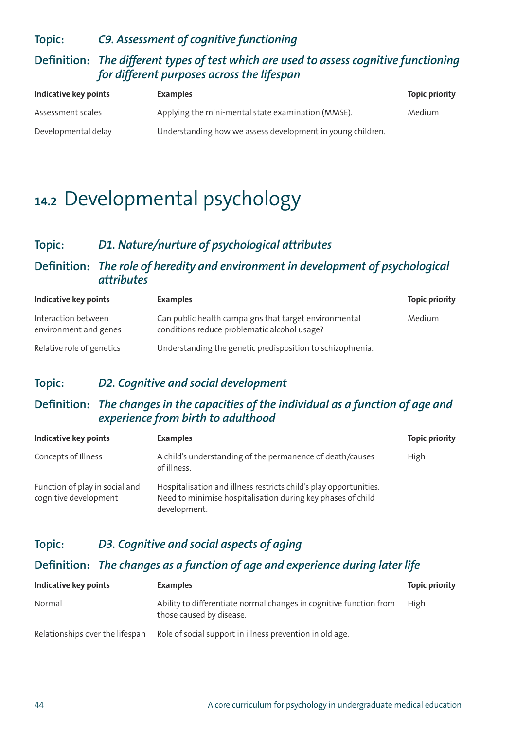### Topic: *C9. Assessment of cognitive functioning*

### Definition: *The different types of test which are used to assess cognitive functioning for different purposes across the lifespan*

| Indicative key points | Examples | Topic priority |
|---|---|---|
| Assessment scales | Applying the mini-mental state examination (MMSE). | Medium |
| Developmental delay | Understanding how we assess development in young children. | |

## 14.2 Developmental psychology

### Topic: *D1. Nature/nurture of psychological attributes*

### Definition: *The role of heredity and environment in development of psychological attributes*

| Indicative key points | Examples | Topic priority |
|---|---|---|
| Interaction between environment and genes | Can public health campaigns that target environmental conditions reduce problematic alcohol usage? | Medium |
| Relative role of genetics | Understanding the genetic predisposition to schizophrenia. | |

### Topic: *D2. Cognitive and social development*

### Definition: *The changes in the capacities of the individual as a function of age and experience from birth to adulthood*

| Indicative key points | Examples | Topic priority |
|---|---|---|
| Concepts of Illness | A child's understanding of the permanence of death/causes of illness. | High |
| Function of play in social and cognitive development | Hospitalisation and illness restricts child's play opportunities. Need to minimise hospitalisation during key phases of child development. | |

### Topic: *D3. Cognitive and social aspects of aging*

### Definition: *The changes as a function of age and experience during later life*

| Indicative key points | Examples | Topic priority |
|---|---|---|
| Normal | Ability to differentiate normal changes in cognitive function from those caused by disease. | High |
| Relationships over the lifespan | Role of social support in illness prevention in old age. | |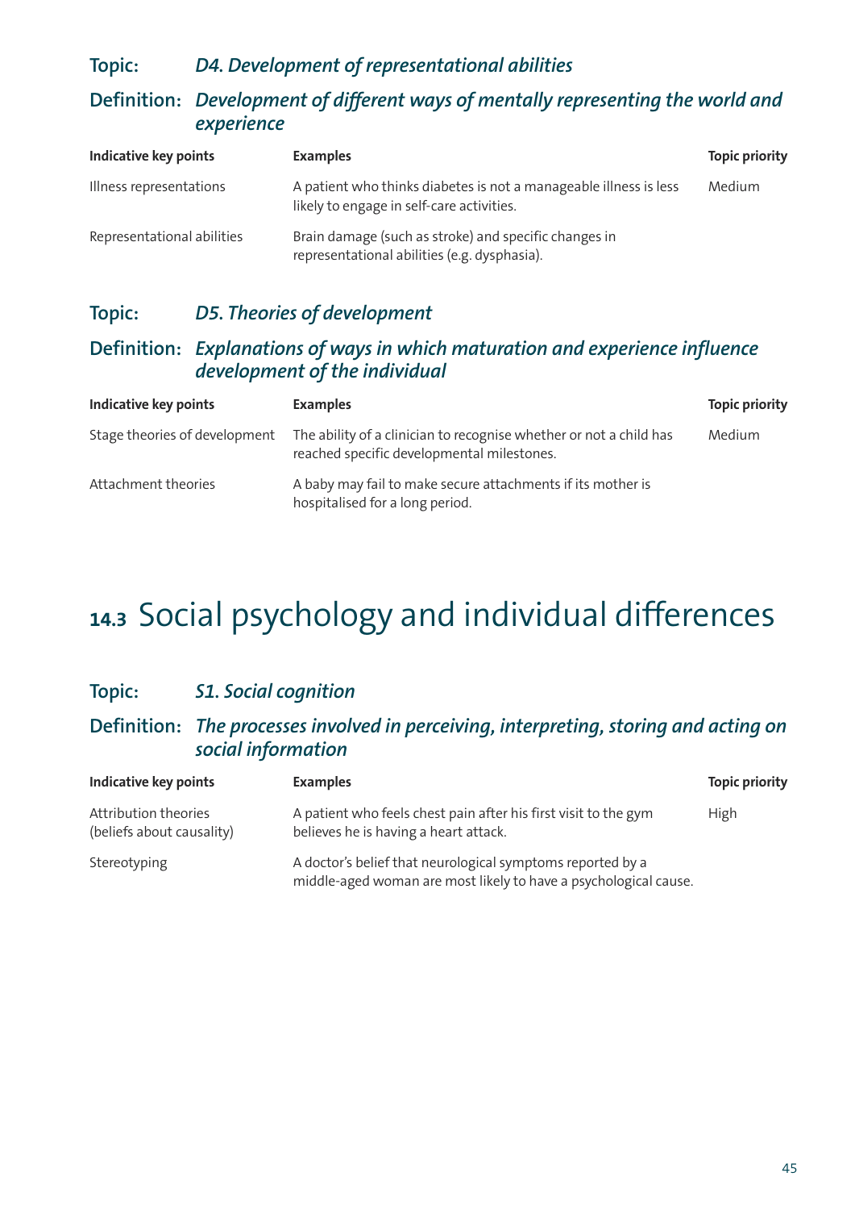### Topic: *D4. Development of representational abilities*

### Definition: *Development of different ways of mentally representing the world and experience*

| Indicative key points | Examples | Topic priority |
|---|---|---|
| Illness representations | A patient who thinks diabetes is not a manageable illness is less likely to engage in self-care activities. | Medium |
| Representational abilities | Brain damage (such as stroke) and specific changes in representational abilities (e.g. dysphasia). | |

### Topic: *D5. Theories of development*

### Definition: *Explanations of ways in which maturation and experience influence development of the individual*

| Indicative key points | Examples | Topic priority |
|---|---|---|
| Stage theories of development | The ability of a clinician to recognise whether or not a child has reached specific developmental milestones. | Medium |
| Attachment theories | A baby may fail to make secure attachments if its mother is hospitalised for a long period. | |

# 14.3 Social psychology and individual differences

### Topic: *S1. Social cognition*

### Definition: *The processes involved in perceiving, interpreting, storing and acting on social information*

| Indicative key points | Examples | Topic priority |
|---|---|---|
| Attribution theories (beliefs about causality) | A patient who feels chest pain after his first visit to the gym believes he is having a heart attack. | High |
| Stereotyping | A doctor's belief that neurological symptoms reported by a middle-aged woman are most likely to have a psychological cause. | |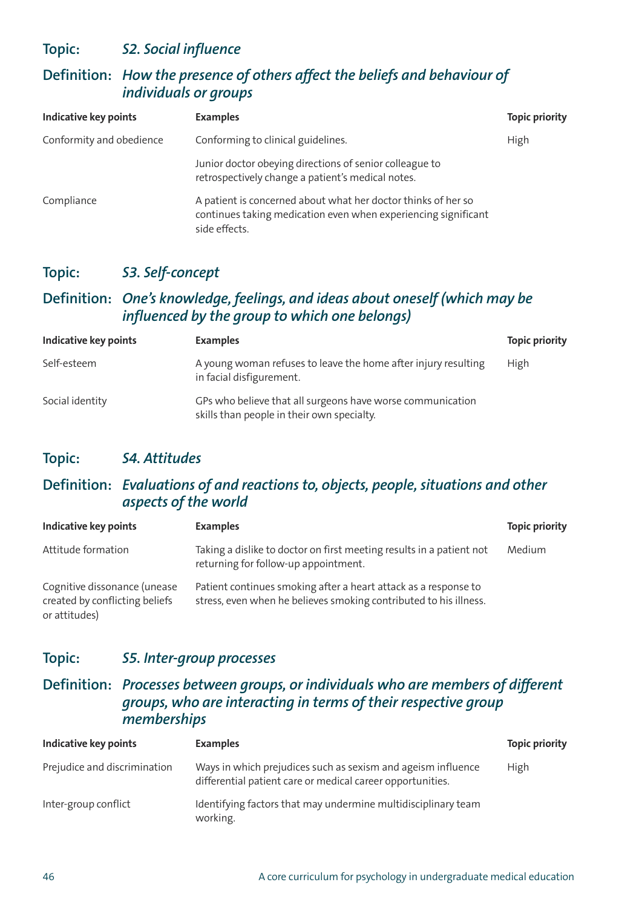## Topic: *S2. Social influence*

### Definition: *How the presence of others affect the beliefs and behaviour of individuals or groups*

| Indicative key points | Examples | Topic priority |
|---|---|---|
| Conformity and obedience | Conforming to clinical guidelines. | High |
| | Junior doctor obeying directions of senior colleague to retrospectively change a patient's medical notes. | |
| Compliance | A patient is concerned about what her doctor thinks of her so continues taking medication even when experiencing significant side effects. | |

## Topic: *S3. Self-concept*

### Definition: *One's knowledge, feelings, and ideas about oneself (which may be influenced by the group to which one belongs)*

| Indicative key points | Examples | Topic priority |
|---|---|---|
| Self-esteem | A young woman refuses to leave the home after injury resulting in facial disfigurement. | High |
| Social identity | GPs who believe that all surgeons have worse communication skills than people in their own specialty. | |

## Topic: *S4. Attitudes*

### Definition: *Evaluations of and reactions to, objects, people, situations and other aspects of the world*

| Indicative key points | Examples | Topic priority |
|---|---|---|
| Attitude formation | Taking a dislike to doctor on first meeting results in a patient not returning for follow-up appointment. | Medium |
| Cognitive dissonance (unease created by conflicting beliefs or attitudes) | Patient continues smoking after a heart attack as a response to stress, even when he believes smoking contributed to his illness. | |

## Topic: *S5. Inter-group processes*

### Definition: *Processes between groups, or individuals who are members of different groups, who are interacting in terms of their respective group memberships*

| Indicative key points | Examples | Topic priority |
|---|---|---|
| Prejudice and discrimination | Ways in which prejudices such as sexism and ageism influence differential patient care or medical career opportunities. | High |
| Inter-group conflict | Identifying factors that may undermine multidisciplinary team working. | |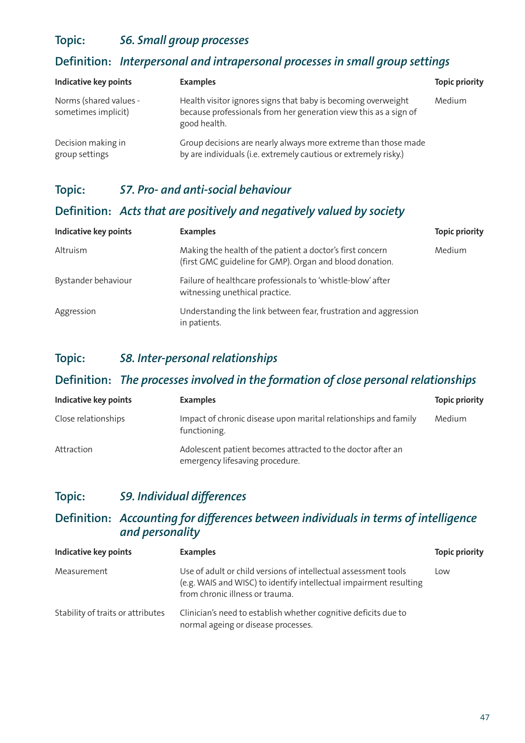## Topic: *S6. Small group processes*

### Definition: *Interpersonal and intrapersonal processes in small group settings*

| Indicative key points | Examples | Topic priority |
|---|---|---|
| Norms (shared values - sometimes implicit) | Health visitor ignores signs that baby is becoming overweight because professionals from her generation view this as a sign of good health. | Medium |
| Decision making in group settings | Group decisions are nearly always more extreme than those made by are individuals (i.e. extremely cautious or extremely risky.) | |

## Topic: *S7. Pro- and anti-social behaviour*

### Definition: *Acts that are positively and negatively valued by society*

| Indicative key points | Examples | Topic priority |
|---|---|---|
| Altruism | Making the health of the patient a doctor's first concern (first GMC guideline for GMP). Organ and blood donation. | Medium |
| Bystander behaviour | Failure of healthcare professionals to 'whistle-blow' after witnessing unethical practice. | |
| Aggression | Understanding the link between fear, frustration and aggression in patients. | |

## Topic: *S8. Inter-personal relationships*

### Definition: *The processes involved in the formation of close personal relationships*

| Indicative key points | Examples | Topic priority |
|---|---|---|
| Close relationships | Impact of chronic disease upon marital relationships and family functioning. | Medium |
| Attraction | Adolescent patient becomes attracted to the doctor after an emergency lifesaving procedure. | |

## Topic: *S9. Individual differences*

### Definition: *Accounting for differences between individuals in terms of intelligence and personality*

| Indicative key points | Examples | Topic priority |
|---|---|---|
| Measurement | Use of adult or child versions of intellectual assessment tools (e.g. WAIS and WISC) to identify intellectual impairment resulting from chronic illness or trauma. | Low |
| Stability of traits or attributes | Clinician's need to establish whether cognitive deficits due to normal ageing or disease processes. | |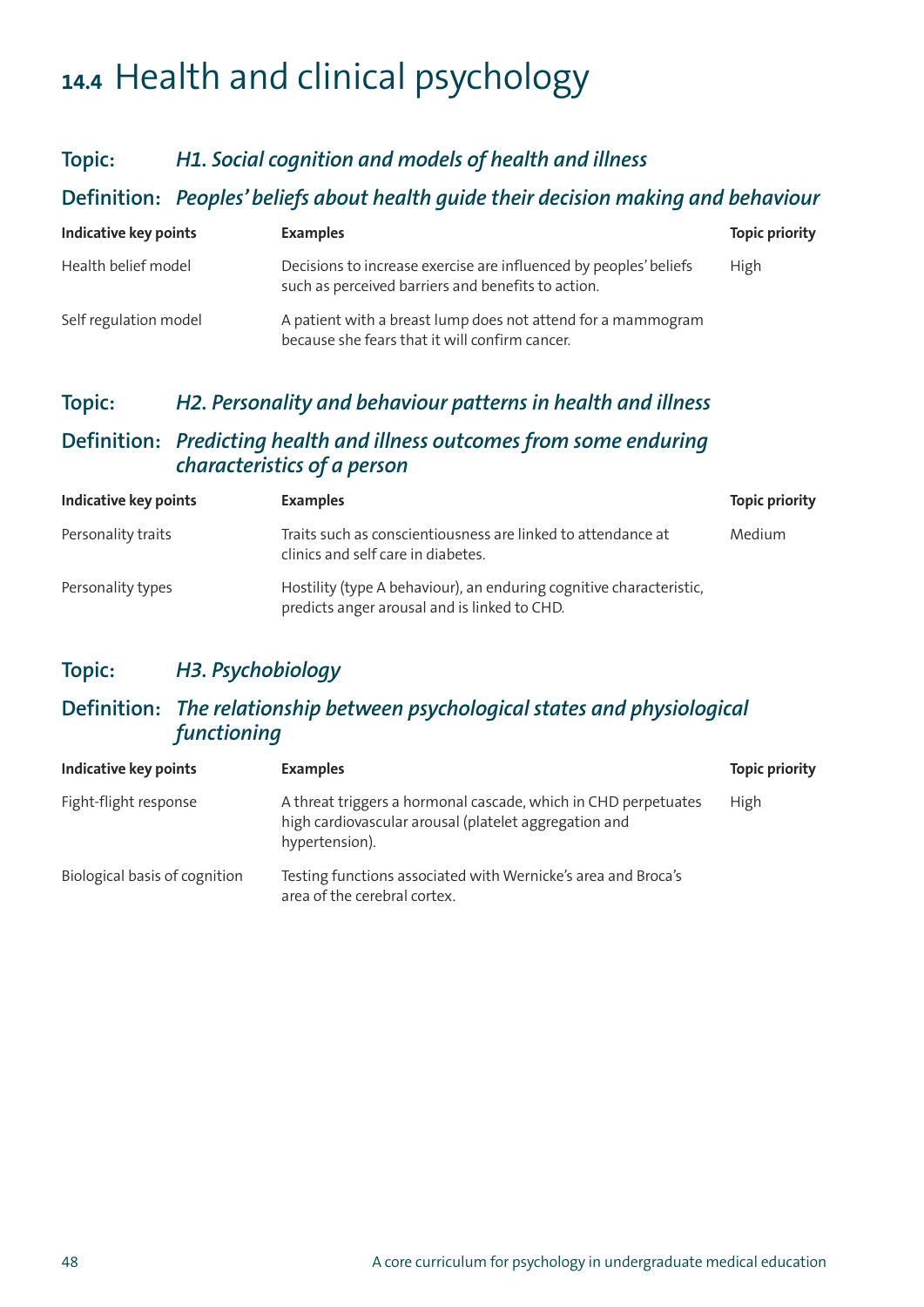# 14.4 Health and clinical psychology

## Topic: *H1. Social cognition and models of health and illness*

### Definition: *Peoples' beliefs about health guide their decision making and behaviour*

| Indicative key points | Examples | Topic priority |
|---|---|---|
| Health belief model | Decisions to increase exercise are influenced by peoples' beliefs such as perceived barriers and benefits to action. | High |
| Self regulation model | A patient with a breast lump does not attend for a mammogram because she fears that it will confirm cancer. | |

## Topic: *H2. Personality and behaviour patterns in health and illness*

### Definition: *Predicting health and illness outcomes from some enduring characteristics of a person*

| Indicative key points | Examples | Topic priority |
|---|---|---|
| Personality traits | Traits such as conscientiousness are linked to attendance at clinics and self care in diabetes. | Medium |
| Personality types | Hostility (type A behaviour), an enduring cognitive characteristic, predicts anger arousal and is linked to CHD. | |

## Topic: *H3. Psychobiology*

### Definition: *The relationship between psychological states and physiological functioning*

| Indicative key points | Examples | Topic priority |
|---|---|---|
| Fight-flight response | A threat triggers a hormonal cascade, which in CHD perpetuates high cardiovascular arousal (platelet aggregation and hypertension). | High |
| Biological basis of cognition | Testing functions associated with Wernicke's area and Broca's area of the cerebral cortex. | |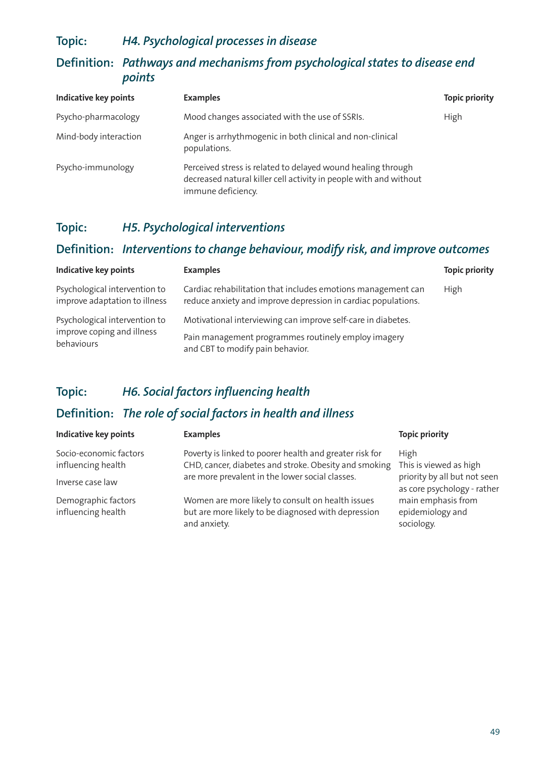## Topic: *H4. Psychological processes in disease*

## Definition: *Pathways and mechanisms from psychological states to disease end points*

| Indicative key points | Examples | Topic priority |
|---|---|---|
| Psycho-pharmacology | Mood changes associated with the use of SSRIs. | High |
| Mind-body interaction | Anger is arrhythmogenic in both clinical and non-clinical populations. | |
| Psycho-immunology | Perceived stress is related to delayed wound healing through decreased natural killer cell activity in people with and without immune deficiency. | |

## Topic: *H5. Psychological interventions*

## Definition: *Interventions to change behaviour, modify risk, and improve outcomes*

| Indicative key points | Examples | Topic priority |
|---|---|---|
| Psychological intervention to improve adaptation to illness | Cardiac rehabilitation that includes emotions management can reduce anxiety and improve depression in cardiac populations. | High |
| Psychological intervention to improve coping and illness behaviours | Motivational interviewing can improve self-care in diabetes. | |
| | Pain management programmes routinely employ imagery and CBT to modify pain behavior. | |

## Topic: *H6. Social factors influencing health*

## Definition: *The role of social factors in health and illness*

| Indicative key points | Examples | Topic priority |
|---|---|---|
| Socio-economic factors influencing health | Poverty is linked to poorer health and greater risk for CHD, cancer, diabetes and stroke. Obesity and smoking are more prevalent in the lower social classes. | High<br>This is viewed as high priority by all but not seen as core psychology - rather main emphasis from epidemiology and sociology. |
| Inverse case law | | |
| Demographic factors influencing health | Women are more likely to consult on health issues but are more likely to be diagnosed with depression and anxiety. | |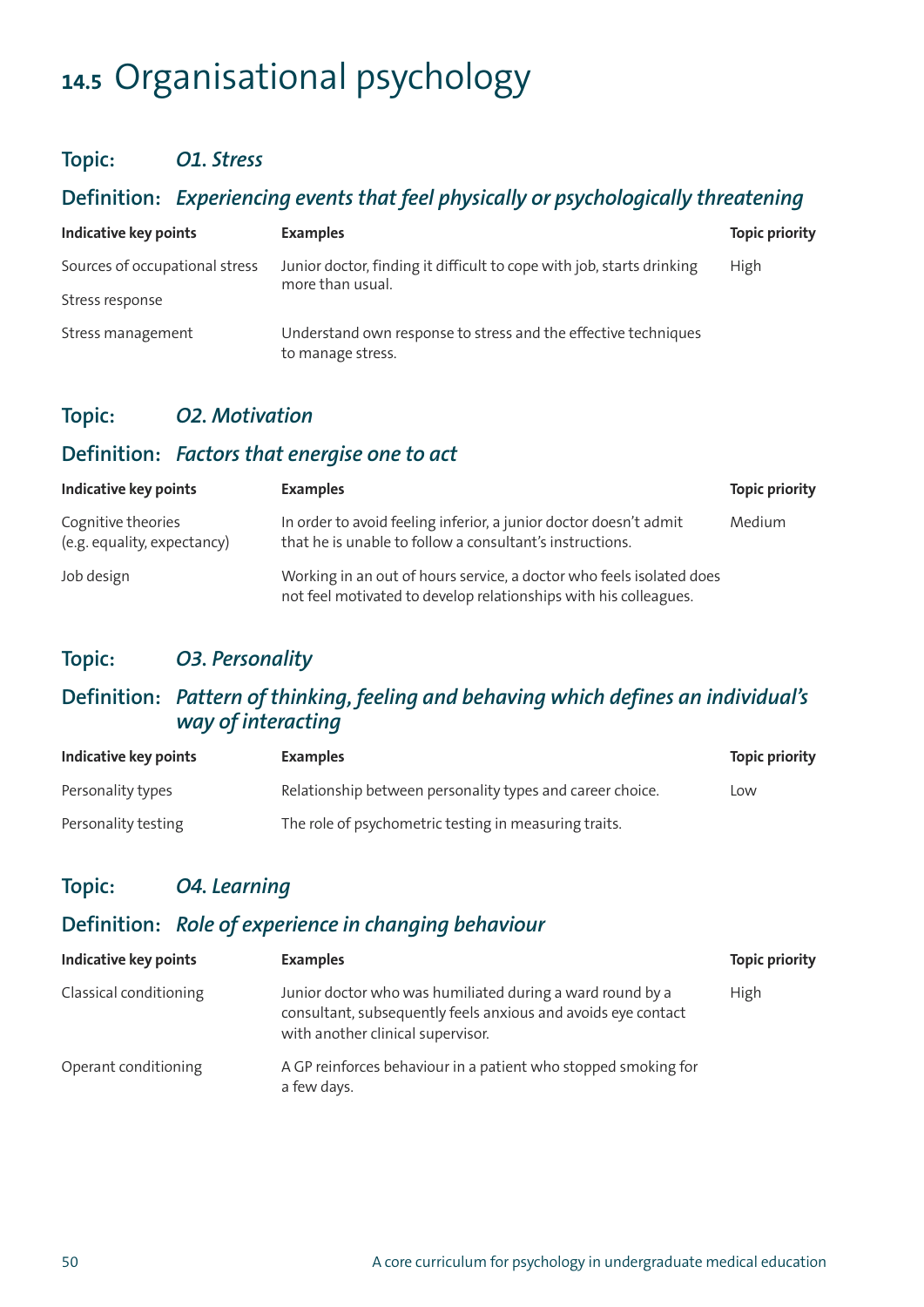# 14.5 Organisational psychology

## Topic: *O1. Stress*

### Definition: *Experiencing events that feel physically or psychologically threatening*

| Indicative key points | Examples | Topic priority |
|---|---|---|
| Sources of occupational stress | Junior doctor, finding it difficult to cope with job, starts drinking more than usual. | High |
| Stress response | | |
| Stress management | Understand own response to stress and the effective techniques to manage stress. | |

## Topic: *O2. Motivation*

### Definition: *Factors that energise one to act*

| Indicative key points | Examples | Topic priority |
|---|---|---|
| Cognitive theories (e.g. equality, expectancy) | In order to avoid feeling inferior, a junior doctor doesn't admit that he is unable to follow a consultant's instructions. | Medium |
| Job design | Working in an out of hours service, a doctor who feels isolated does not feel motivated to develop relationships with his colleagues. | |

## Topic: *O3. Personality*

### Definition: *Pattern of thinking, feeling and behaving which defines an individual's way of interacting*

| Indicative key points | Examples | Topic priority |
|---|---|---|
| Personality types | Relationship between personality types and career choice. | Low |
| Personality testing | The role of psychometric testing in measuring traits. | |

## Topic: *O4. Learning*

### Definition: *Role of experience in changing behaviour*

| Indicative key points | Examples | Topic priority |
|---|---|---|
| Classical conditioning | Junior doctor who was humiliated during a ward round by a consultant, subsequently feels anxious and avoids eye contact with another clinical supervisor. | High |
| Operant conditioning | A GP reinforces behaviour in a patient who stopped smoking for a few days. | |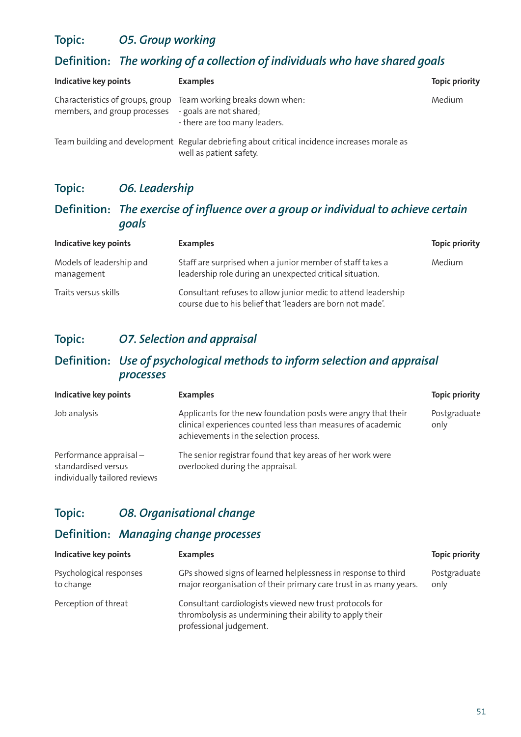## Topic: *O5. Group working*

## Definition: *The working of a collection of individuals who have shared goals*

| Indicative key points | Examples | Topic priority |
|---|---|---|
| Characteristics of groups, group members, and group processes | Team working breaks down when:<br>- goals are not shared;<br>- there are too many leaders. | Medium |
| Team building and development | Regular debriefing about critical incidence increases morale as well as patient safety. | |

## Topic: *O6. Leadership*

## Definition: *The exercise of influence over a group or individual to achieve certain goals*

| Indicative key points | Examples | Topic priority |
|---|---|---|
| Models of leadership and management | Staff are surprised when a junior member of staff takes a leadership role during an unexpected critical situation. | Medium |
| Traits versus skills | Consultant refuses to allow junior medic to attend leadership course due to his belief that 'leaders are born not made'. | |

## Topic: *O7. Selection and appraisal*

## Definition: *Use of psychological methods to inform selection and appraisal processes*

| Indicative key points | Examples | Topic priority |
|---|---|---|
| Job analysis | Applicants for the new foundation posts were angry that their clinical experiences counted less than measures of academic achievements in the selection process. | Postgraduate only |
| Performance appraisal – standardised versus individually tailored reviews | The senior registrar found that key areas of her work were overlooked during the appraisal. | |

## Topic: *O8. Organisational change*

## Definition: *Managing change processes*

| Indicative key points | Examples | Topic priority |
|---|---|---|
| Psychological responses to change | GPs showed signs of learned helplessness in response to third major reorganisation of their primary care trust in as many years. | Postgraduate only |
| Perception of threat | Consultant cardiologists viewed new trust protocols for thrombolysis as undermining their ability to apply their professional judgement. | |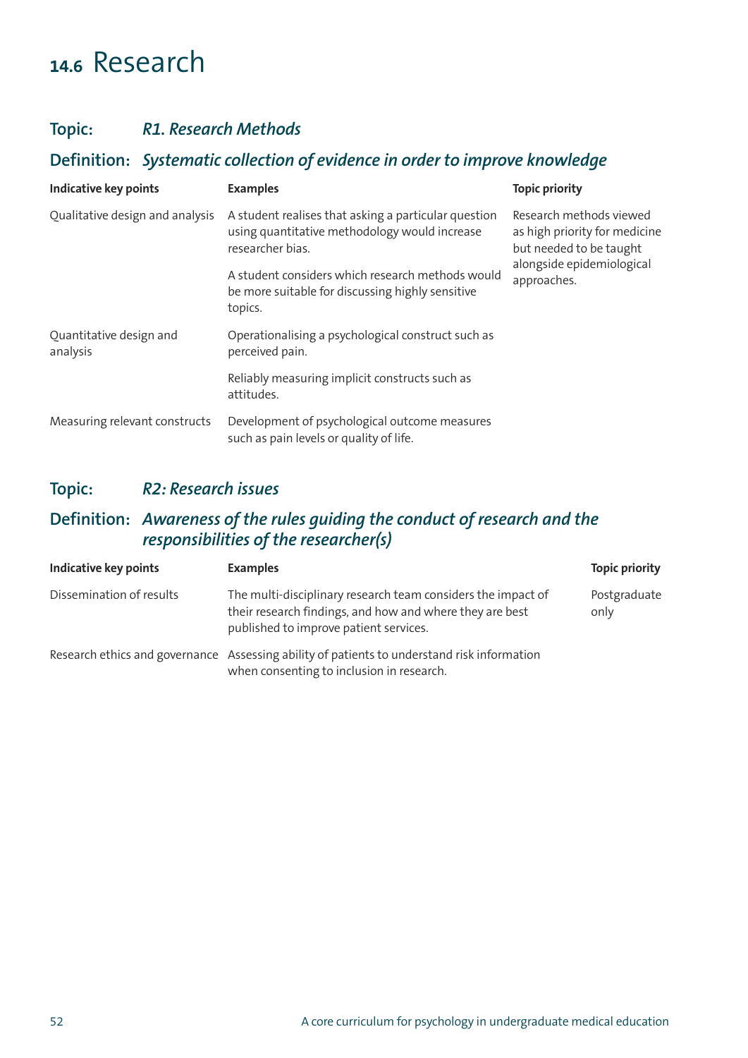# 14.6 Research

## Topic: *R1. Research Methods*

## Definition: *Systematic collection of evidence in order to improve knowledge*

| Indicative key points | Examples | Topic priority |
|---|---|---|
| Qualitative design and analysis | A student realises that asking a particular question using quantitative methodology would increase researcher bias. | Research methods viewed as high priority for medicine but needed to be taught alongside epidemiological approaches. |
| | A student considers which research methods would be more suitable for discussing highly sensitive topics. | |
| Quantitative design and analysis | Operationalising a psychological construct such as perceived pain. | |
| | Reliably measuring implicit constructs such as attitudes. | |
| Measuring relevant constructs | Development of psychological outcome measures such as pain levels or quality of life. | |

## Topic: *R2: Research issues*

## Definition: *Awareness of the rules guiding the conduct of research and the responsibilities of the researcher(s)*

| Indicative key points | Examples | Topic priority |
|---|---|---|
| Dissemination of results | The multi-disciplinary research team considers the impact of their research findings, and how and where they are best published to improve patient services. | Postgraduate only |
| Research ethics and governance | Assessing ability of patients to understand risk information when consenting to inclusion in research. | |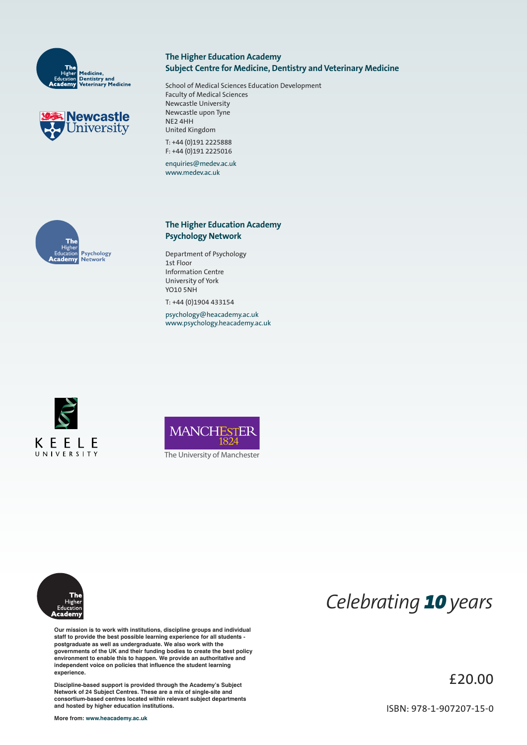## The Higher Education Academy
## Subject Centre for Medicine, Dentistry and Veterinary Medicine

School of Medical Sciences Education Development
Faculty of Medical Sciences
Newcastle University
Newcastle upon Tyne
NE2 4HH
United Kingdom

T: +44 (0)191 2225888
F: +44 (0)191 2225016

enquiries@medev.ac.uk
www.medev.ac.uk

## The Higher Education Academy
## Psychology Network

Department of Psychology
1st Floor
Information Centre
University of York
YO10 5NH

T: +44 (0)1904 433154

psychology@heacademy.ac.uk
www.psychology.heacademy.ac.uk

The University of Manchester

*Celebrating **10** years*

**Our mission is to work with institutions, discipline groups and individual staff to provide the best possible learning experience for all students - postgraduate as well as undergraduate. We also work with the governments of the UK and their funding bodies to create the best policy environment to enable this to happen. We provide an authoritative and independent voice on policies that influence the student learning experience.**

**Discipline-based support is provided through the Academy's Subject Network of 24 Subject Centres. These are a mix of single-site and consortium-based centres located within relevant subject departments and hosted by higher education institutions.**

**More from: www.heacademy.ac.uk**

£20.00

ISBN: 978-1-907207-15-0